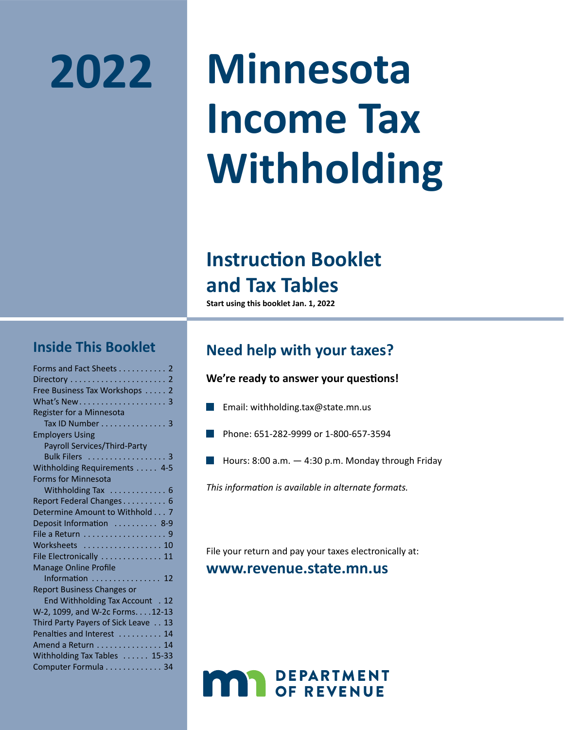# 2022 Minnesota Income Tax Withholding

## Instruction Booklet and Tax Tables

**Start using this booklet Jan. 1, 2022**

## Inside This Booklet

| | |
|---|---|
| Forms and Fact Sheets | 2 |
| Directory | 2 |
| Free Business Tax Workshops | 2 |
| What's New | 3 |
| Register for a Minnesota Tax ID Number | 3 |
| Employers Using Payroll Services/Third-Party Bulk Filers | 3 |
| Withholding Requirements | 4-5 |
| Forms for Minnesota Withholding Tax | 6 |
| Report Federal Changes | 6 |
| Determine Amount to Withhold | 7 |
| Deposit Information | 8-9 |
| File a Return | 9 |
| Worksheets | 10 |
| File Electronically | 11 |
| Manage Online Profile Information | 12 |
| Report Business Changes or End Withholding Tax Account | 12 |
| W-2, 1099, and W-2c Forms | 12-13 |
| Third Party Payers of Sick Leave | 13 |
| Penalties and Interest | 14 |
| Amend a Return | 14 |
| Withholding Tax Tables | 15-33 |
| Computer Formula | 34 |

## Need help with your taxes?

**We're ready to answer your questions!**

- Email: withholding.tax@state.mn.us
- Phone: 651-282-9999 or 1-800-657-3594
- Hours: 8:00 a.m. — 4:30 p.m. Monday through Friday

*This information is available in alternate formats.*

File your return and pay your taxes electronically at:

**www.revenue.state.mn.us**

DEPARTMENT OF REVENUE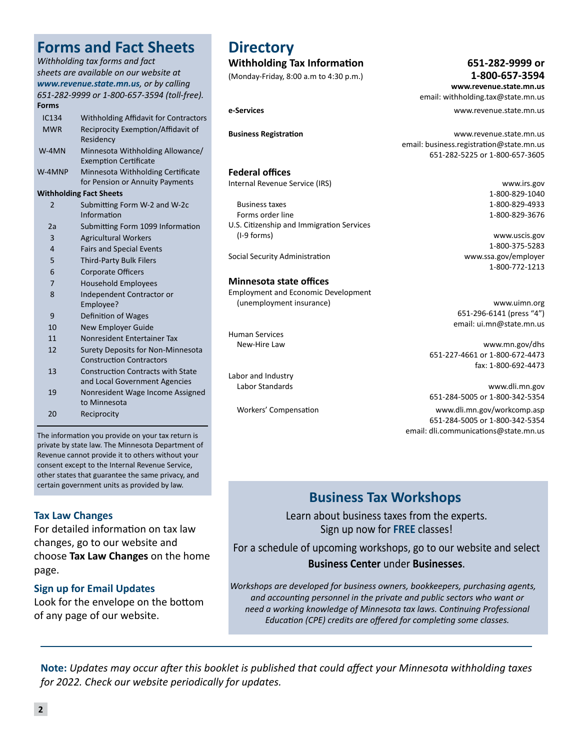## Forms and Fact Sheets

*Withholding tax forms and fact sheets are available on our website at **www.revenue.state.mn.us**, or by calling 651-282-9999 or 1-800-657-3594 (toll-free).*

**Forms**

| | |
|---|---|
| IC134 | Withholding Affidavit for Contractors |
| MWR | Reciprocity Exemption/Affidavit of Residency |
| W-4MN | Minnesota Withholding Allowance/ Exemption Certificate |
| W-4MNP | Minnesota Withholding Certificate for Pension or Annuity Payments |

**Withholding Fact Sheets**

| | |
|---|---|
| 2 | Submitting Form W-2 and W-2c Information |
| 2a | Submitting Form 1099 Information |
| 3 | Agricultural Workers |
| 4 | Fairs and Special Events |
| 5 | Third-Party Bulk Filers |
| 6 | Corporate Officers |
| 7 | Household Employees |
| 8 | Independent Contractor or Employee? |
| 9 | Definition of Wages |
| 10 | New Employer Guide |
| 11 | Nonresident Entertainer Tax |
| 12 | Surety Deposits for Non-Minnesota Construction Contractors |
| 13 | Construction Contracts with State and Local Government Agencies |
| 19 | Nonresident Wage Income Assigned to Minnesota |
| 20 | Reciprocity |

The information you provide on your tax return is private by state law. The Minnesota Department of Revenue cannot provide it to others without your consent except to the Internal Revenue Service, other states that guarantee the same privacy, and certain government units as provided by law.

### Tax Law Changes

For detailed information on tax law changes, go to our website and choose **Tax Law Changes** on the home page.

### Sign up for Email Updates

Look for the envelope on the bottom of any page of our website.

## Directory

**Withholding Tax Information** (Monday-Friday, 8:00 a.m to 4:30 p.m.)
**651-282-9999 or 1-800-657-3594**
**www.revenue.state.mn.us**
email: withholding.tax@state.mn.us

**e-Services** — www.revenue.state.mn.us

**Business Registration** — www.revenue.state.mn.us
email: business.registration@state.mn.us
651-282-5225 or 1-800-657-3605

### Federal offices

Internal Revenue Service (IRS) — www.irs.gov, 1-800-829-1040
- Business taxes — 1-800-829-4933
- Forms order line — 1-800-829-3676

U.S. Citizenship and Immigration Services (I-9 forms) — www.uscis.gov, 1-800-375-5283

Social Security Administration — www.ssa.gov/employer, 1-800-772-1213

### Minnesota state offices

Employment and Economic Development (unemployment insurance) — www.uimn.org, 651-296-6141 (press "4"), email: ui.mn@state.mn.us

Human Services
- New-Hire Law — www.mn.gov/dhs, 651-227-4661 or 1-800-672-4473, fax: 1-800-692-4473

Labor and Industry
- Labor Standards — www.dli.mn.gov, 651-284-5005 or 1-800-342-5354
- Workers' Compensation — www.dli.mn.gov/workcomp.asp, 651-284-5005 or 1-800-342-5354, email: dli.communications@state.mn.us

## Business Tax Workshops

Learn about business taxes from the experts.
Sign up now for **FREE** classes!

For a schedule of upcoming workshops, go to our website and select **Business Center** under **Businesses**.

*Workshops are developed for business owners, bookkeepers, purchasing agents, and accounting personnel in the private and public sectors who want or need a working knowledge of Minnesota tax laws. Continuing Professional Education (CPE) credits are offered for completing some classes.*

---

**Note:** *Updates may occur after this booklet is published that could affect your Minnesota withholding taxes for 2022. Check our website periodically for updates.*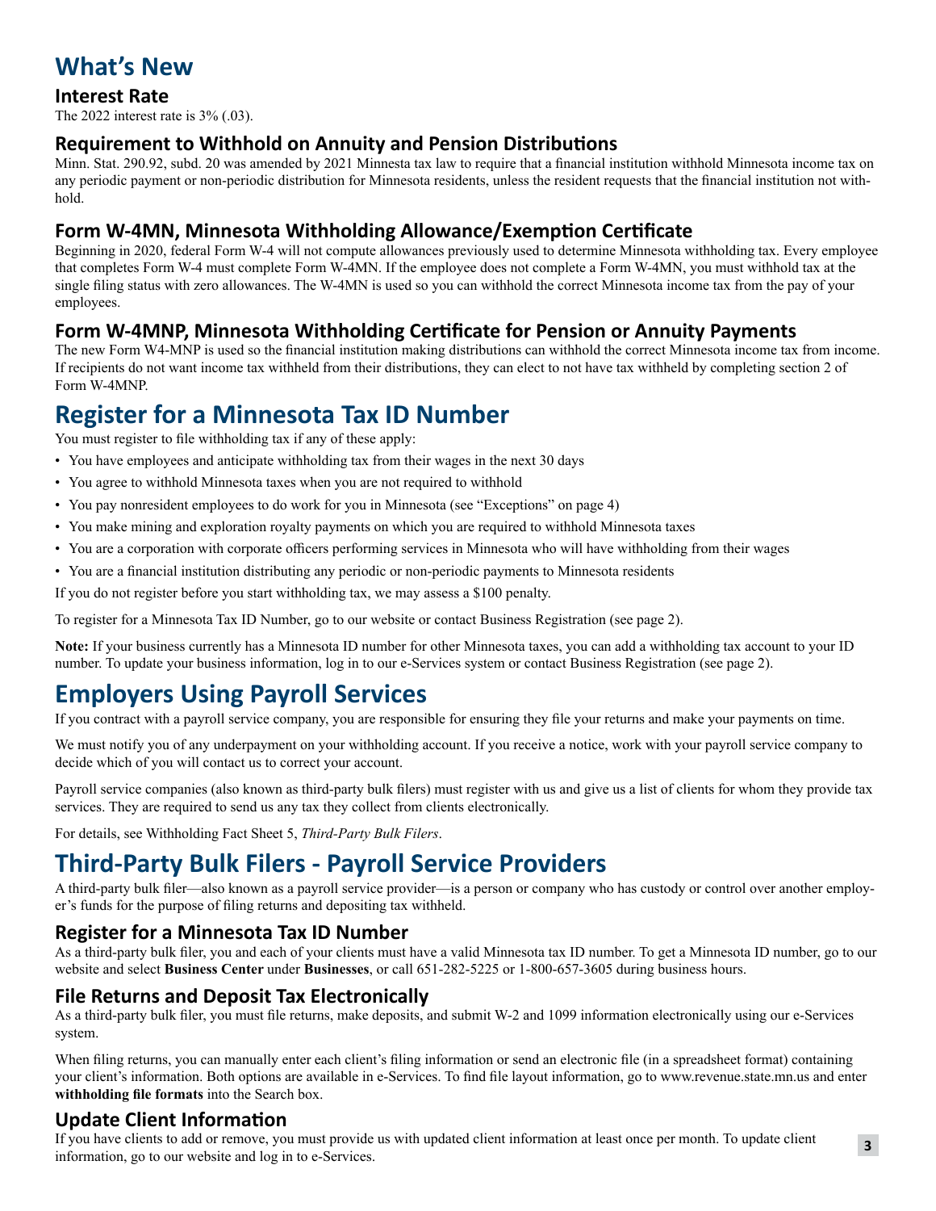# What's New

## Interest Rate

The 2022 interest rate is 3% (.03).

## Requirement to Withhold on Annuity and Pension Distributions

Minn. Stat. 290.92, subd. 20 was amended by 2021 Minnesta tax law to require that a financial institution withhold Minnesota income tax on any periodic payment or non-periodic distribution for Minnesota residents, unless the resident requests that the financial institution not withhold.

## Form W-4MN, Minnesota Withholding Allowance/Exemption Certificate

Beginning in 2020, federal Form W-4 will not compute allowances previously used to determine Minnesota withholding tax. Every employee that completes Form W-4 must complete Form W-4MN. If the employee does not complete a Form W-4MN, you must withhold tax at the single filing status with zero allowances. The W-4MN is used so you can withhold the correct Minnesota income tax from the pay of your employees.

## Form W-4MNP, Minnesota Withholding Certificate for Pension or Annuity Payments

The new Form W4-MNP is used so the financial institution making distributions can withhold the correct Minnesota income tax from income. If recipients do not want income tax withheld from their distributions, they can elect to not have tax withheld by completing section 2 of Form W-4MNP.

# Register for a Minnesota Tax ID Number

You must register to file withholding tax if any of these apply:

- You have employees and anticipate withholding tax from their wages in the next 30 days
- You agree to withhold Minnesota taxes when you are not required to withhold
- You pay nonresident employees to do work for you in Minnesota (see "Exceptions" on page 4)
- You make mining and exploration royalty payments on which you are required to withhold Minnesota taxes
- You are a corporation with corporate officers performing services in Minnesota who will have withholding from their wages
- You are a financial institution distributing any periodic or non-periodic payments to Minnesota residents

If you do not register before you start withholding tax, we may assess a $100 penalty.

To register for a Minnesota Tax ID Number, go to our website or contact Business Registration (see page 2).

**Note:** If your business currently has a Minnesota ID number for other Minnesota taxes, you can add a withholding tax account to your ID number. To update your business information, log in to our e-Services system or contact Business Registration (see page 2).

# Employers Using Payroll Services

If you contract with a payroll service company, you are responsible for ensuring they file your returns and make your payments on time.

We must notify you of any underpayment on your withholding account. If you receive a notice, work with your payroll service company to decide which of you will contact us to correct your account.

Payroll service companies (also known as third-party bulk filers) must register with us and give us a list of clients for whom they provide tax services. They are required to send us any tax they collect from clients electronically.

For details, see Withholding Fact Sheet 5, *Third-Party Bulk Filers*.

# Third-Party Bulk Filers - Payroll Service Providers

A third-party bulk filer—also known as a payroll service provider—is a person or company who has custody or control over another employer's funds for the purpose of filing returns and depositing tax withheld.

## Register for a Minnesota Tax ID Number

As a third-party bulk filer, you and each of your clients must have a valid Minnesota tax ID number. To get a Minnesota ID number, go to our website and select **Business Center** under **Businesses**, or call 651-282-5225 or 1-800-657-3605 during business hours.

## File Returns and Deposit Tax Electronically

As a third-party bulk filer, you must file returns, make deposits, and submit W-2 and 1099 information electronically using our e-Services system.

When filing returns, you can manually enter each client's filing information or send an electronic file (in a spreadsheet format) containing your client's information. Both options are available in e-Services. To find file layout information, go to www.revenue.state.mn.us and enter **withholding file formats** into the Search box.

## Update Client Information

If you have clients to add or remove, you must provide us with updated client information at least once per month. To update client information, go to our website and log in to e-Services.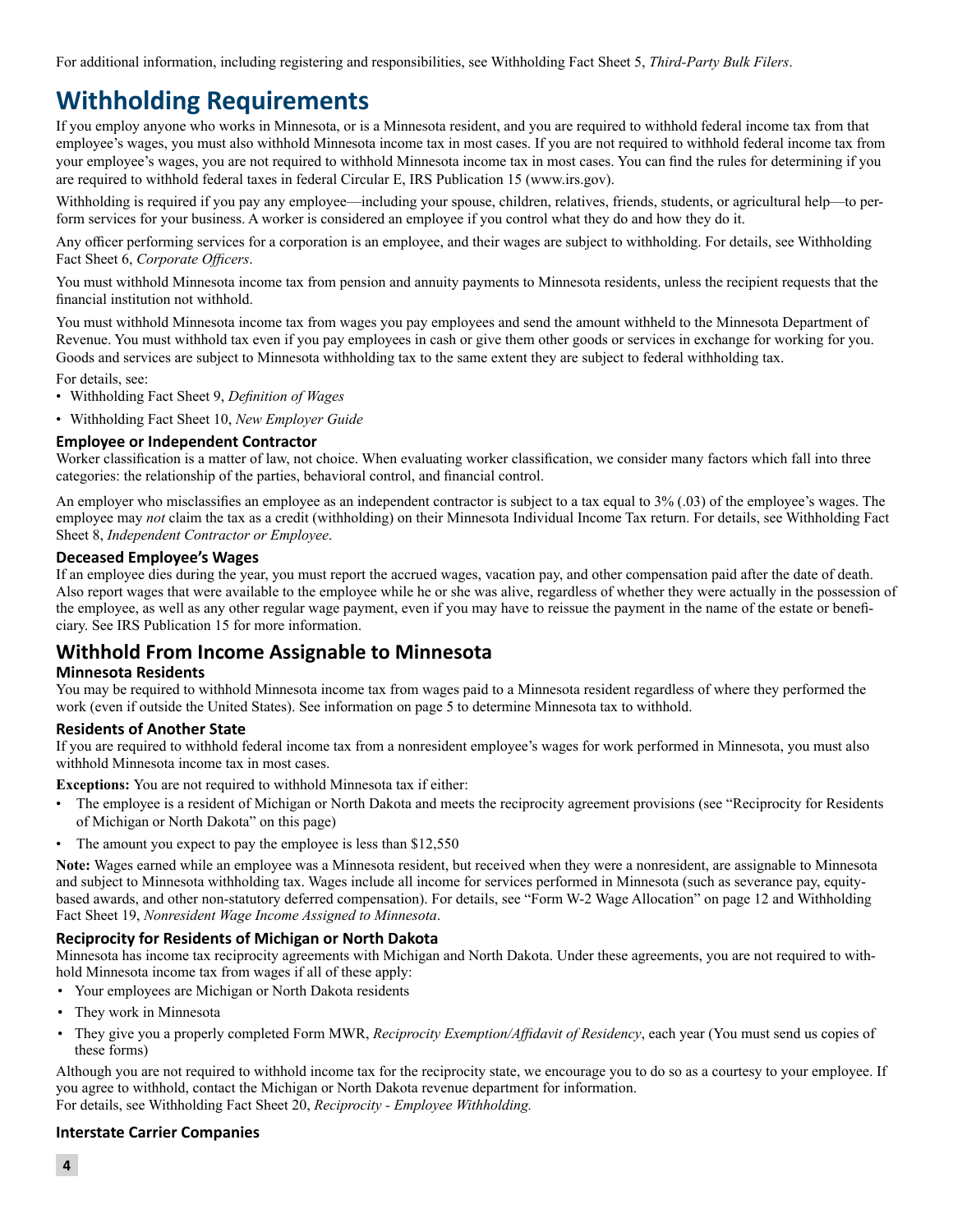For additional information, including registering and responsibilities, see Withholding Fact Sheet 5, *Third-Party Bulk Filers*.

# Withholding Requirements

If you employ anyone who works in Minnesota, or is a Minnesota resident, and you are required to withhold federal income tax from that employee's wages, you must also withhold Minnesota income tax in most cases. If you are not required to withhold federal income tax from your employee's wages, you are not required to withhold Minnesota income tax in most cases. You can find the rules for determining if you are required to withhold federal taxes in federal Circular E, IRS Publication 15 (www.irs.gov).

Withholding is required if you pay any employee—including your spouse, children, relatives, friends, students, or agricultural help—to perform services for your business. A worker is considered an employee if you control what they do and how they do it.

Any officer performing services for a corporation is an employee, and their wages are subject to withholding. For details, see Withholding Fact Sheet 6, *Corporate Officers*.

You must withhold Minnesota income tax from pension and annuity payments to Minnesota residents, unless the recipient requests that the financial institution not withhold.

You must withhold Minnesota income tax from wages you pay employees and send the amount withheld to the Minnesota Department of Revenue. You must withhold tax even if you pay employees in cash or give them other goods or services in exchange for working for you. Goods and services are subject to Minnesota withholding tax to the same extent they are subject to federal withholding tax.

For details, see:

- Withholding Fact Sheet 9, *Definition of Wages*
- Withholding Fact Sheet 10, *New Employer Guide*

### Employee or Independent Contractor

Worker classification is a matter of law, not choice. When evaluating worker classification, we consider many factors which fall into three categories: the relationship of the parties, behavioral control, and financial control.

An employer who misclassifies an employee as an independent contractor is subject to a tax equal to 3% (.03) of the employee's wages. The employee may *not* claim the tax as a credit (withholding) on their Minnesota Individual Income Tax return. For details, see Withholding Fact Sheet 8, *Independent Contractor or Employee*.

### Deceased Employee's Wages

If an employee dies during the year, you must report the accrued wages, vacation pay, and other compensation paid after the date of death. Also report wages that were available to the employee while he or she was alive, regardless of whether they were actually in the possession of the employee, as well as any other regular wage payment, even if you may have to reissue the payment in the name of the estate or beneficiary. See IRS Publication 15 for more information.

## Withhold From Income Assignable to Minnesota

### Minnesota Residents

You may be required to withhold Minnesota income tax from wages paid to a Minnesota resident regardless of where they performed the work (even if outside the United States). See information on page 5 to determine Minnesota tax to withhold.

### Residents of Another State

If you are required to withhold federal income tax from a nonresident employee's wages for work performed in Minnesota, you must also withhold Minnesota income tax in most cases.

**Exceptions:** You are not required to withhold Minnesota tax if either:

- The employee is a resident of Michigan or North Dakota and meets the reciprocity agreement provisions (see "Reciprocity for Residents of Michigan or North Dakota" on this page)
- The amount you expect to pay the employee is less than $12,550

**Note:** Wages earned while an employee was a Minnesota resident, but received when they were a nonresident, are assignable to Minnesota and subject to Minnesota withholding tax. Wages include all income for services performed in Minnesota (such as severance pay, equity-based awards, and other non-statutory deferred compensation). For details, see "Form W-2 Wage Allocation" on page 12 and Withholding Fact Sheet 19, *Nonresident Wage Income Assigned to Minnesota*.

### Reciprocity for Residents of Michigan or North Dakota

Minnesota has income tax reciprocity agreements with Michigan and North Dakota. Under these agreements, you are not required to withhold Minnesota income tax from wages if all of these apply:

- Your employees are Michigan or North Dakota residents
- They work in Minnesota
- They give you a properly completed Form MWR, *Reciprocity Exemption/Affidavit of Residency*, each year (You must send us copies of these forms)

Although you are not required to withhold income tax for the reciprocity state, we encourage you to do so as a courtesy to your employee. If you agree to withhold, contact the Michigan or North Dakota revenue department for information.
For details, see Withholding Fact Sheet 20, *Reciprocity - Employee Withholding.*

### Interstate Carrier Companies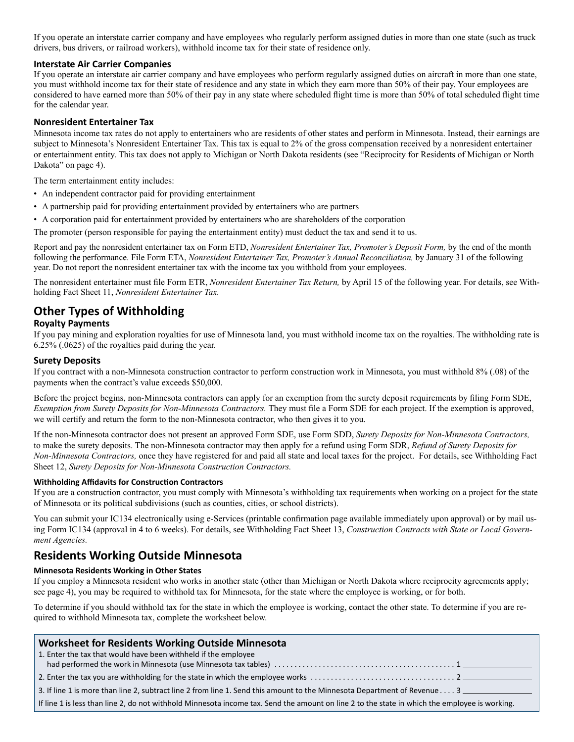If you operate an interstate carrier company and have employees who regularly perform assigned duties in more than one state (such as truck drivers, bus drivers, or railroad workers), withhold income tax for their state of residence only.

### Interstate Air Carrier Companies

If you operate an interstate air carrier company and have employees who perform regularly assigned duties on aircraft in more than one state, you must withhold income tax for their state of residence and any state in which they earn more than 50% of their pay. Your employees are considered to have earned more than 50% of their pay in any state where scheduled flight time is more than 50% of total scheduled flight time for the calendar year.

### Nonresident Entertainer Tax

Minnesota income tax rates do not apply to entertainers who are residents of other states and perform in Minnesota. Instead, their earnings are subject to Minnesota's Nonresident Entertainer Tax. This tax is equal to 2% of the gross compensation received by a nonresident entertainer or entertainment entity. This tax does not apply to Michigan or North Dakota residents (see "Reciprocity for Residents of Michigan or North Dakota" on page 4).

The term entertainment entity includes:

- An independent contractor paid for providing entertainment
- A partnership paid for providing entertainment provided by entertainers who are partners
- A corporation paid for entertainment provided by entertainers who are shareholders of the corporation

The promoter (person responsible for paying the entertainment entity) must deduct the tax and send it to us.

Report and pay the nonresident entertainer tax on Form ETD, *Nonresident Entertainer Tax, Promoter's Deposit Form,* by the end of the month following the performance. File Form ETA, *Nonresident Entertainer Tax, Promoter's Annual Reconciliation,* by January 31 of the following year. Do not report the nonresident entertainer tax with the income tax you withhold from your employees.

The nonresident entertainer must file Form ETR, *Nonresident Entertainer Tax Return,* by April 15 of the following year. For details, see Withholding Fact Sheet 11, *Nonresident Entertainer Tax.*

## Other Types of Withholding

### Royalty Payments

If you pay mining and exploration royalties for use of Minnesota land, you must withhold income tax on the royalties. The withholding rate is 6.25% (.0625) of the royalties paid during the year.

### Surety Deposits

If you contract with a non-Minnesota construction contractor to perform construction work in Minnesota, you must withhold 8% (.08) of the payments when the contract's value exceeds $50,000.

Before the project begins, non-Minnesota contractors can apply for an exemption from the surety deposit requirements by filing Form SDE, *Exemption from Surety Deposits for Non-Minnesota Contractors.* They must file a Form SDE for each project. If the exemption is approved, we will certify and return the form to the non-Minnesota contractor, who then gives it to you.

If the non-Minnesota contractor does not present an approved Form SDE, use Form SDD, *Surety Deposits for Non-Minnesota Contractors,* to make the surety deposits. The non-Minnesota contractor may then apply for a refund using Form SDR, *Refund of Surety Deposits for Non-Minnesota Contractors,* once they have registered for and paid all state and local taxes for the project. For details, see Withholding Fact Sheet 12, *Surety Deposits for Non-Minnesota Construction Contractors.*

#### Withholding Affidavits for Construction Contractors

If you are a construction contractor, you must comply with Minnesota's withholding tax requirements when working on a project for the state of Minnesota or its political subdivisions (such as counties, cities, or school districts).

You can submit your IC134 electronically using e-Services (printable confirmation page available immediately upon approval) or by mail using Form IC134 (approval in 4 to 6 weeks). For details, see Withholding Fact Sheet 13, *Construction Contracts with State or Local Government Agencies.*

## Residents Working Outside Minnesota

#### Minnesota Residents Working in Other States

If you employ a Minnesota resident who works in another state (other than Michigan or North Dakota where reciprocity agreements apply; see page 4), you may be required to withhold tax for Minnesota, for the state where the employee is working, or for both.

To determine if you should withhold tax for the state in which the employee is working, contact the other state. To determine if you are required to withhold Minnesota tax, complete the worksheet below.

### Worksheet for Residents Working Outside Minnesota

1. Enter the tax that would have been withheld if the employee had performed the work in Minnesota (use Minnesota tax tables) . . . . . . . . . . 1 ________
2. Enter the tax you are withholding for the state in which the employee works . . . . . . . . . . 2 ________
3. If line 1 is more than line 2, subtract line 2 from line 1. Send this amount to the Minnesota Department of Revenue . . . . 3 ________

If line 1 is less than line 2, do not withhold Minnesota income tax. Send the amount on line 2 to the state in which the employee is working.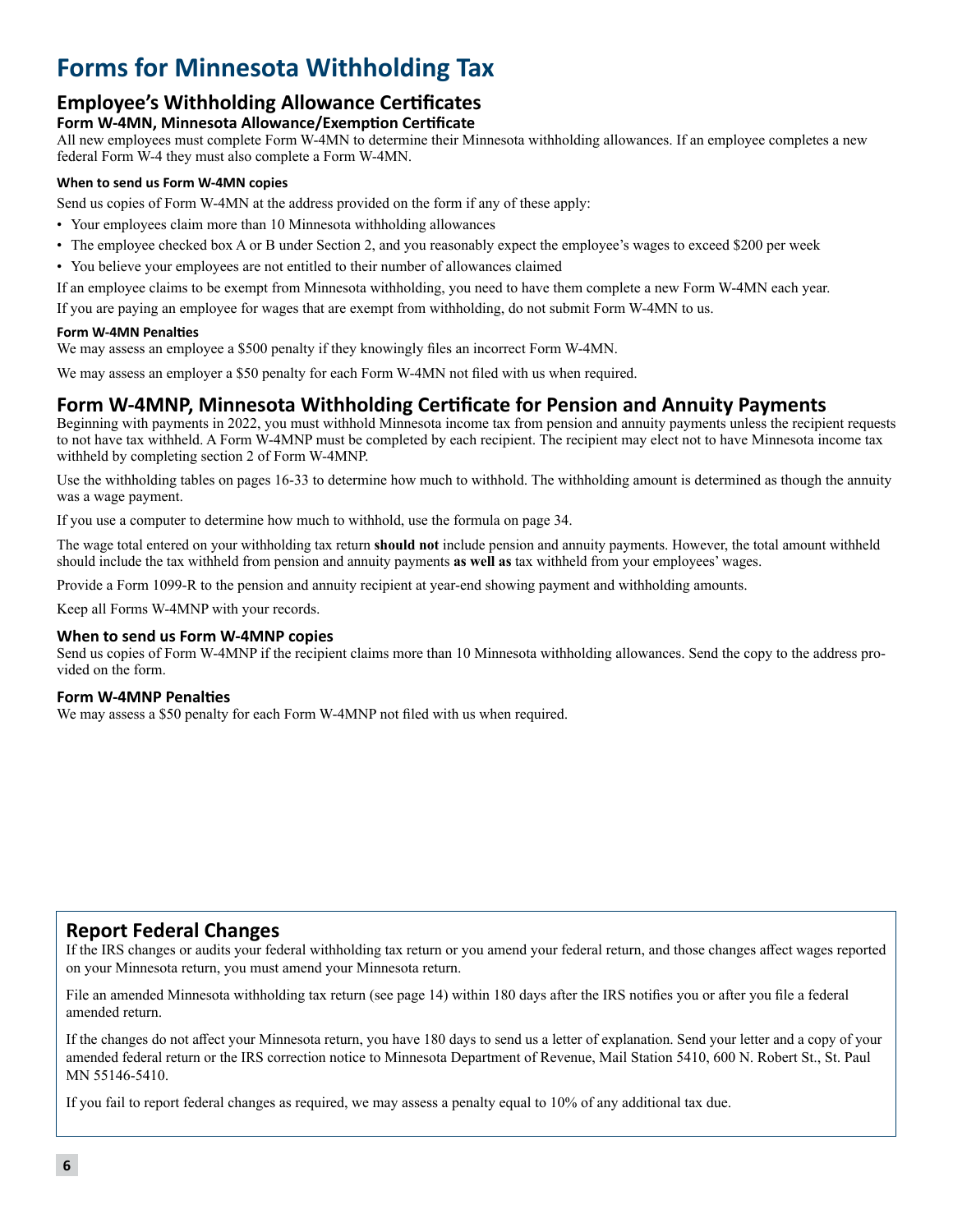# Forms for Minnesota Withholding Tax

## Employee's Withholding Allowance Certificates

### Form W-4MN, Minnesota Allowance/Exemption Certificate

All new employees must complete Form W-4MN to determine their Minnesota withholding allowances. If an employee completes a new federal Form W-4 they must also complete a Form W-4MN.

#### When to send us Form W-4MN copies

Send us copies of Form W-4MN at the address provided on the form if any of these apply:

- Your employees claim more than 10 Minnesota withholding allowances
- The employee checked box A or B under Section 2, and you reasonably expect the employee's wages to exceed $200 per week
- You believe your employees are not entitled to their number of allowances claimed

If an employee claims to be exempt from Minnesota withholding, you need to have them complete a new Form W-4MN each year.

If you are paying an employee for wages that are exempt from withholding, do not submit Form W-4MN to us.

#### Form W-4MN Penalties

We may assess an employee a $500 penalty if they knowingly files an incorrect Form W-4MN.

We may assess an employer a $50 penalty for each Form W-4MN not filed with us when required.

## Form W-4MNP, Minnesota Withholding Certificate for Pension and Annuity Payments

Beginning with payments in 2022, you must withhold Minnesota income tax from pension and annuity payments unless the recipient requests to not have tax withheld. A Form W-4MNP must be completed by each recipient. The recipient may elect not to have Minnesota income tax withheld by completing section 2 of Form W-4MNP.

Use the withholding tables on pages 16-33 to determine how much to withhold. The withholding amount is determined as though the annuity was a wage payment.

If you use a computer to determine how much to withhold, use the formula on page 34.

The wage total entered on your withholding tax return **should not** include pension and annuity payments. However, the total amount withheld should include the tax withheld from pension and annuity payments **as well as** tax withheld from your employees' wages.

Provide a Form 1099-R to the pension and annuity recipient at year-end showing payment and withholding amounts.

Keep all Forms W-4MNP with your records.

### When to send us Form W-4MNP copies

Send us copies of Form W-4MNP if the recipient claims more than 10 Minnesota withholding allowances. Send the copy to the address provided on the form.

### Form W-4MNP Penalties

We may assess a $50 penalty for each Form W-4MNP not filed with us when required.

## Report Federal Changes

If the IRS changes or audits your federal withholding tax return or you amend your federal return, and those changes affect wages reported on your Minnesota return, you must amend your Minnesota return.

File an amended Minnesota withholding tax return (see page 14) within 180 days after the IRS notifies you or after you file a federal amended return.

If the changes do not affect your Minnesota return, you have 180 days to send us a letter of explanation. Send your letter and a copy of your amended federal return or the IRS correction notice to Minnesota Department of Revenue, Mail Station 5410, 600 N. Robert St., St. Paul MN 55146-5410.

If you fail to report federal changes as required, we may assess a penalty equal to 10% of any additional tax due.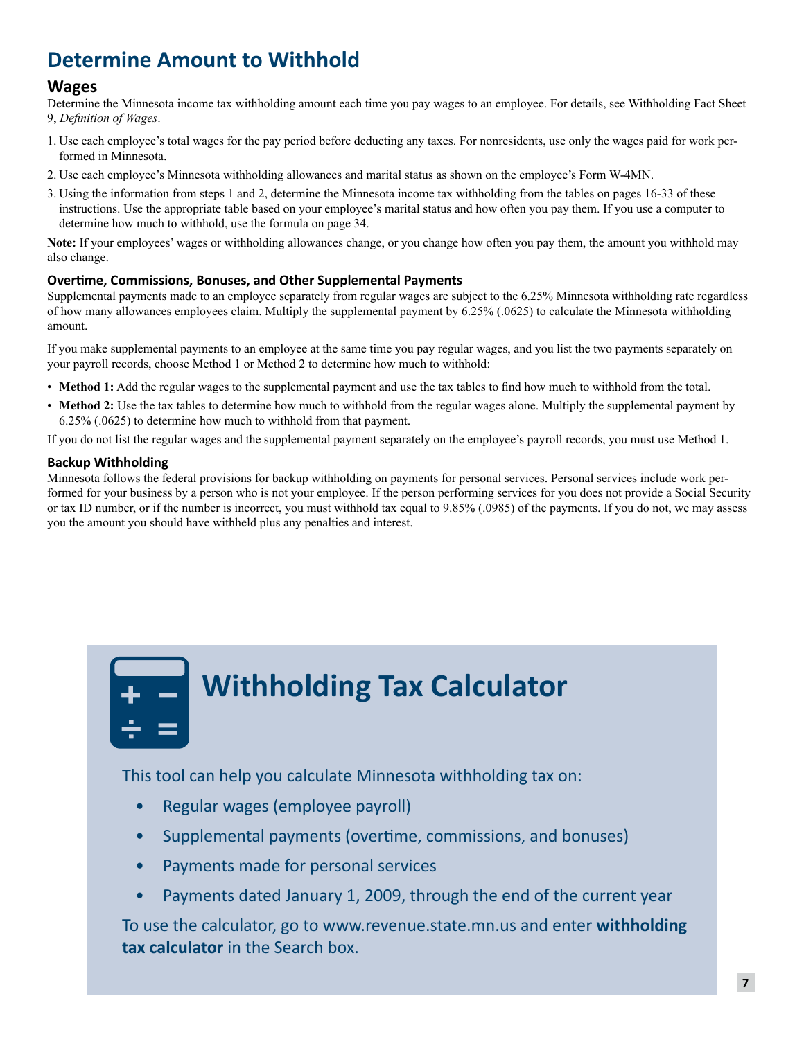# Determine Amount to Withhold

## Wages

Determine the Minnesota income tax withholding amount each time you pay wages to an employee. For details, see Withholding Fact Sheet 9, *Definition of Wages*.

1. Use each employee's total wages for the pay period before deducting any taxes. For nonresidents, use only the wages paid for work performed in Minnesota.
2. Use each employee's Minnesota withholding allowances and marital status as shown on the employee's Form W-4MN.
3. Using the information from steps 1 and 2, determine the Minnesota income tax withholding from the tables on pages 16-33 of these instructions. Use the appropriate table based on your employee's marital status and how often you pay them. If you use a computer to determine how much to withhold, use the formula on page 34.

**Note:** If your employees' wages or withholding allowances change, or you change how often you pay them, the amount you withhold may also change.

### Overtime, Commissions, Bonuses, and Other Supplemental Payments

Supplemental payments made to an employee separately from regular wages are subject to the 6.25% Minnesota withholding rate regardless of how many allowances employees claim. Multiply the supplemental payment by 6.25% (.0625) to calculate the Minnesota withholding amount.

If you make supplemental payments to an employee at the same time you pay regular wages, and you list the two payments separately on your payroll records, choose Method 1 or Method 2 to determine how much to withhold:

- **Method 1:** Add the regular wages to the supplemental payment and use the tax tables to find how much to withhold from the total.
- **Method 2:** Use the tax tables to determine how much to withhold from the regular wages alone. Multiply the supplemental payment by 6.25% (.0625) to determine how much to withhold from that payment.

If you do not list the regular wages and the supplemental payment separately on the employee's payroll records, you must use Method 1.

### Backup Withholding

Minnesota follows the federal provisions for backup withholding on payments for personal services. Personal services include work performed for your business by a person who is not your employee. If the person performing services for you does not provide a Social Security or tax ID number, or if the number is incorrect, you must withhold tax equal to 9.85% (.0985) of the payments. If you do not, we may assess you the amount you should have withheld plus any penalties and interest.

## Withholding Tax Calculator

This tool can help you calculate Minnesota withholding tax on:

- Regular wages (employee payroll)
- Supplemental payments (overtime, commissions, and bonuses)
- Payments made for personal services
- Payments dated January 1, 2009, through the end of the current year

To use the calculator, go to www.revenue.state.mn.us and enter **withholding tax calculator** in the Search box.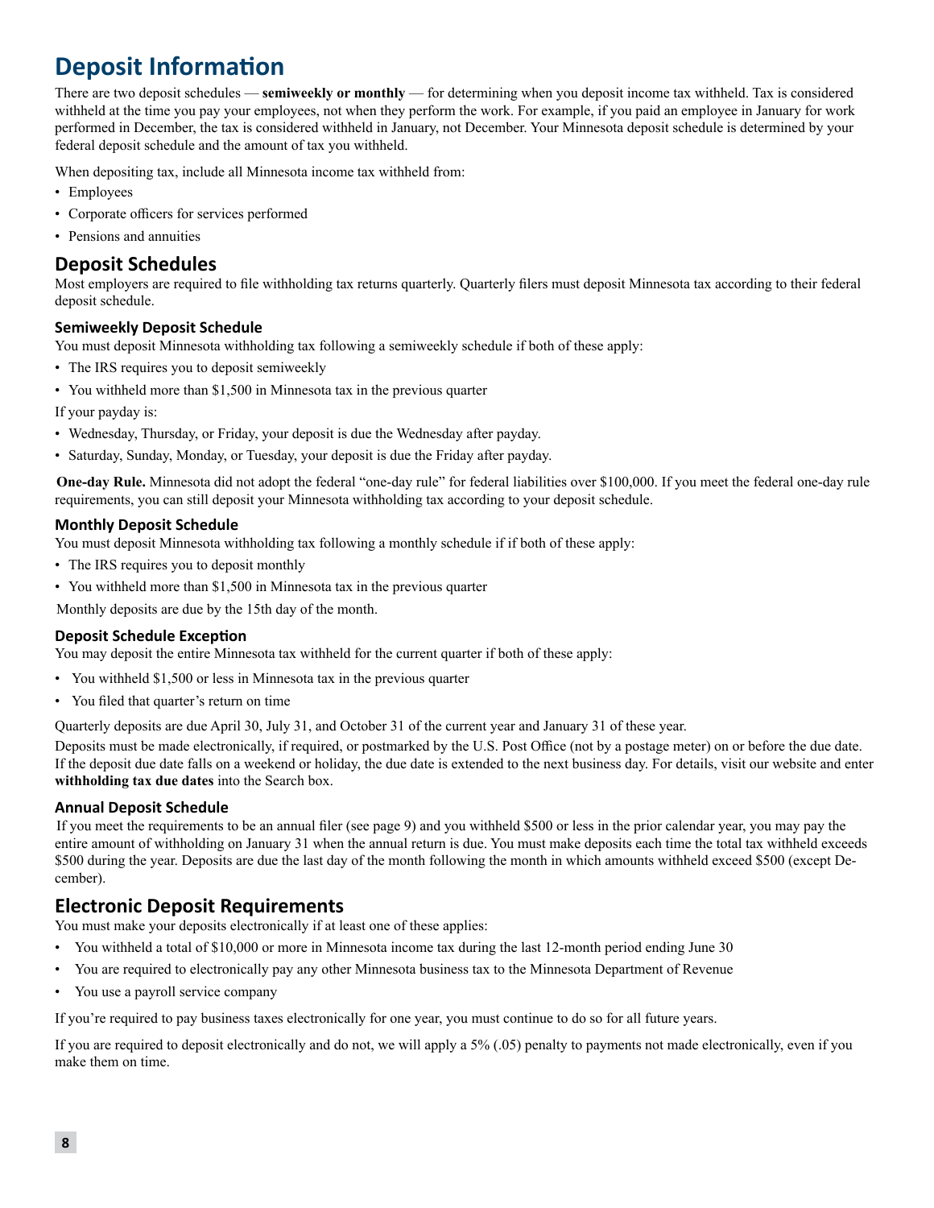# Deposit Information

There are two deposit schedules — **semiweekly or monthly** — for determining when you deposit income tax withheld. Tax is considered withheld at the time you pay your employees, not when they perform the work. For example, if you paid an employee in January for work performed in December, the tax is considered withheld in January, not December. Your Minnesota deposit schedule is determined by your federal deposit schedule and the amount of tax you withheld.

When depositing tax, include all Minnesota income tax withheld from:

- Employees
- Corporate officers for services performed
- Pensions and annuities

## Deposit Schedules

Most employers are required to file withholding tax returns quarterly. Quarterly filers must deposit Minnesota tax according to their federal deposit schedule.

### Semiweekly Deposit Schedule

You must deposit Minnesota withholding tax following a semiweekly schedule if both of these apply:

- The IRS requires you to deposit semiweekly
- You withheld more than $1,500 in Minnesota tax in the previous quarter

If your payday is:

- Wednesday, Thursday, or Friday, your deposit is due the Wednesday after payday.
- Saturday, Sunday, Monday, or Tuesday, your deposit is due the Friday after payday.

**One-day Rule.** Minnesota did not adopt the federal "one-day rule" for federal liabilities over $100,000. If you meet the federal one-day rule requirements, you can still deposit your Minnesota withholding tax according to your deposit schedule.

### Monthly Deposit Schedule

You must deposit Minnesota withholding tax following a monthly schedule if if both of these apply:

- The IRS requires you to deposit monthly
- You withheld more than $1,500 in Minnesota tax in the previous quarter

Monthly deposits are due by the 15th day of the month.

### Deposit Schedule Exception

You may deposit the entire Minnesota tax withheld for the current quarter if both of these apply:

- You withheld $1,500 or less in Minnesota tax in the previous quarter
- You filed that quarter's return on time

Quarterly deposits are due April 30, July 31, and October 31 of the current year and January 31 of these year.

Deposits must be made electronically, if required, or postmarked by the U.S. Post Office (not by a postage meter) on or before the due date. If the deposit due date falls on a weekend or holiday, the due date is extended to the next business day. For details, visit our website and enter **withholding tax due dates** into the Search box.

### Annual Deposit Schedule

If you meet the requirements to be an annual filer (see page 9) and you withheld $500 or less in the prior calendar year, you may pay the entire amount of withholding on January 31 when the annual return is due. You must make deposits each time the total tax withheld exceeds $500 during the year. Deposits are due the last day of the month following the month in which amounts withheld exceed $500 (except December).

## Electronic Deposit Requirements

You must make your deposits electronically if at least one of these applies:

- You withheld a total of $10,000 or more in Minnesota income tax during the last 12-month period ending June 30
- You are required to electronically pay any other Minnesota business tax to the Minnesota Department of Revenue
- You use a payroll service company

If you're required to pay business taxes electronically for one year, you must continue to do so for all future years.

If you are required to deposit electronically and do not, we will apply a 5% (.05) penalty to payments not made electronically, even if you make them on time.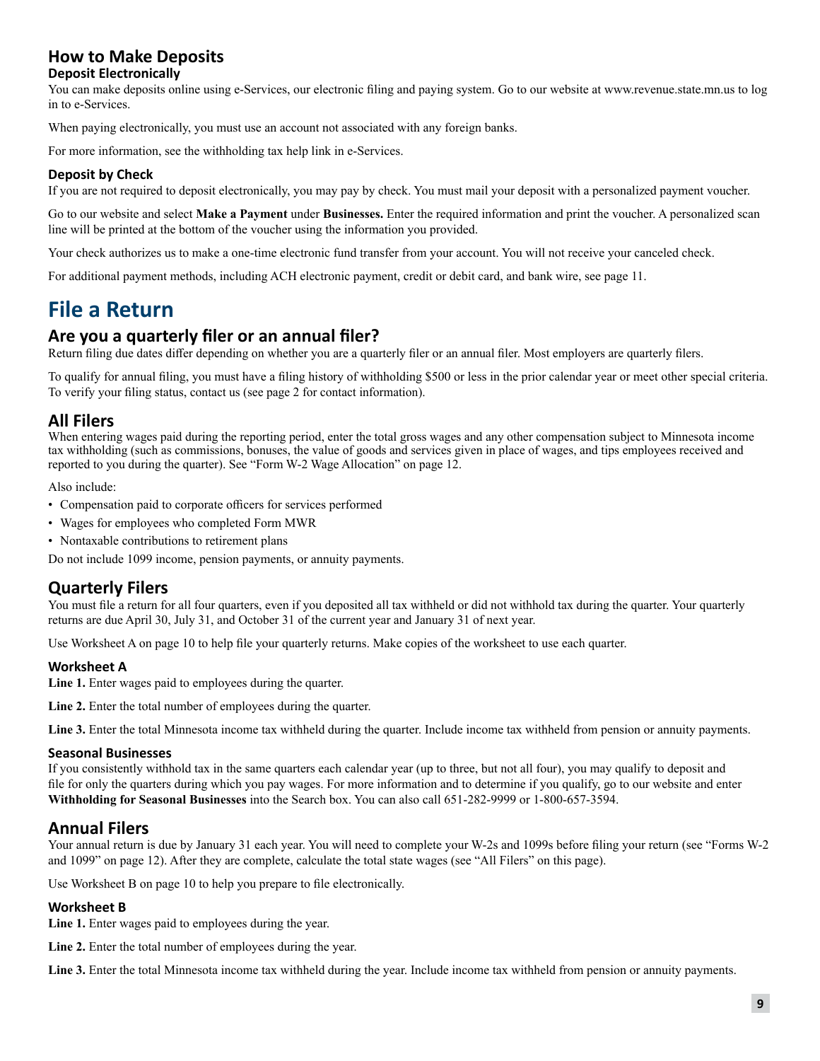## How to Make Deposits

### Deposit Electronically

You can make deposits online using e-Services, our electronic filing and paying system. Go to our website at www.revenue.state.mn.us to log in to e-Services.

When paying electronically, you must use an account not associated with any foreign banks.

For more information, see the withholding tax help link in e-Services.

### Deposit by Check

If you are not required to deposit electronically, you may pay by check. You must mail your deposit with a personalized payment voucher.

Go to our website and select **Make a Payment** under **Businesses.** Enter the required information and print the voucher. A personalized scan line will be printed at the bottom of the voucher using the information you provided.

Your check authorizes us to make a one-time electronic fund transfer from your account. You will not receive your canceled check.

For additional payment methods, including ACH electronic payment, credit or debit card, and bank wire, see page 11.

# File a Return

## Are you a quarterly filer or an annual filer?

Return filing due dates differ depending on whether you are a quarterly filer or an annual filer. Most employers are quarterly filers.

To qualify for annual filing, you must have a filing history of withholding $500 or less in the prior calendar year or meet other special criteria. To verify your filing status, contact us (see page 2 for contact information).

## All Filers

When entering wages paid during the reporting period, enter the total gross wages and any other compensation subject to Minnesota income tax withholding (such as commissions, bonuses, the value of goods and services given in place of wages, and tips employees received and reported to you during the quarter). See "Form W-2 Wage Allocation" on page 12.

Also include:

- Compensation paid to corporate officers for services performed
- Wages for employees who completed Form MWR
- Nontaxable contributions to retirement plans

Do not include 1099 income, pension payments, or annuity payments.

## Quarterly Filers

You must file a return for all four quarters, even if you deposited all tax withheld or did not withhold tax during the quarter. Your quarterly returns are due April 30, July 31, and October 31 of the current year and January 31 of next year.

Use Worksheet A on page 10 to help file your quarterly returns. Make copies of the worksheet to use each quarter.

### Worksheet A

**Line 1.** Enter wages paid to employees during the quarter.

**Line 2.** Enter the total number of employees during the quarter.

**Line 3.** Enter the total Minnesota income tax withheld during the quarter. Include income tax withheld from pension or annuity payments.

### Seasonal Businesses

If you consistently withhold tax in the same quarters each calendar year (up to three, but not all four), you may qualify to deposit and file for only the quarters during which you pay wages. For more information and to determine if you qualify, go to our website and enter **Withholding for Seasonal Businesses** into the Search box. You can also call 651-282-9999 or 1-800-657-3594.

## Annual Filers

Your annual return is due by January 31 each year. You will need to complete your W-2s and 1099s before filing your return (see "Forms W-2 and 1099" on page 12). After they are complete, calculate the total state wages (see "All Filers" on this page).

Use Worksheet B on page 10 to help you prepare to file electronically.

### Worksheet B

**Line 1.** Enter wages paid to employees during the year.

**Line 2.** Enter the total number of employees during the year.

**Line 3.** Enter the total Minnesota income tax withheld during the year. Include income tax withheld from pension or annuity payments.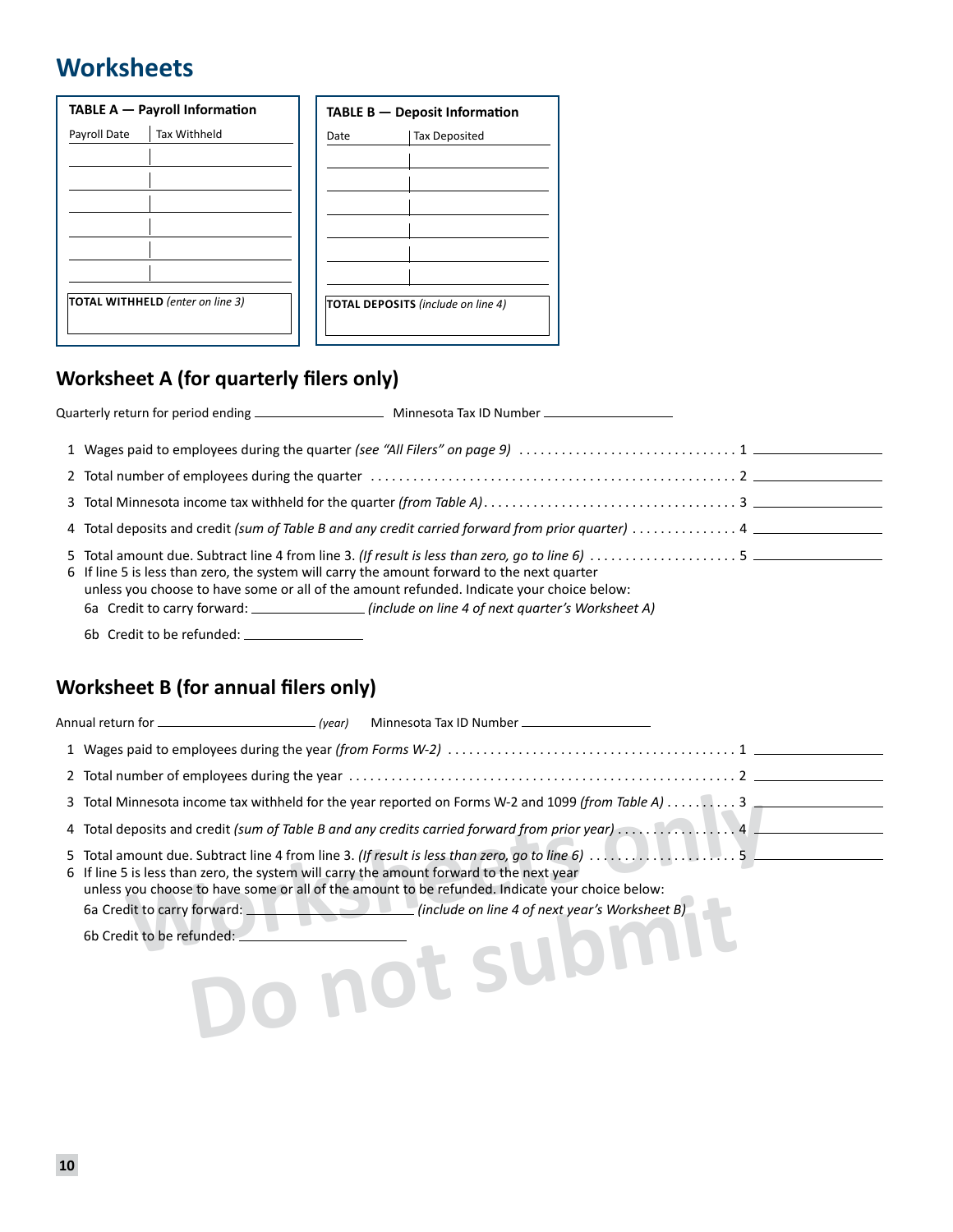# Worksheets

**TABLE A — Payroll Information**

| Payroll Date | Tax Withheld |
|---|---|
| | |
| | |
| | |
| | |
| | |
| | |
| **TOTAL WITHHELD** *(enter on line 3)* | |

**TABLE B — Deposit Information**

| Date | Tax Deposited |
|---|---|
| | |
| | |
| | |
| | |
| | |
| | |
| **TOTAL DEPOSITS** *(include on line 4)* | |

## Worksheet A (for quarterly filers only)

Quarterly return for period ending ________________ Minnesota Tax ID Number ________________

1 Wages paid to employees during the quarter *(see "All Filers" on page 9)* . . . . . . . . . . . . . . . . . . . . . . . . . . . . . . 1 ________________

2 Total number of employees during the quarter . . . . . . . . . . . . . . . . . . . . . . . . . . . . . . . . . . . . . . . . . . . . . . . . . . 2 ________________

3 Total Minnesota income tax withheld for the quarter *(from Table A)*. . . . . . . . . . . . . . . . . . . . . . . . . . . . . . . . . . 3 ________________

4 Total deposits and credit *(sum of Table B and any credit carried forward from prior quarter)* . . . . . . . . . . . . . . 4 ________________

5 Total amount due. Subtract line 4 from line 3. *(If result is less than zero, go to line 6)* . . . . . . . . . . . . . . . . . . . . 5 ________________

6 If line 5 is less than zero, the system will carry the amount forward to the next quarter unless you choose to have some or all of the amount refunded. Indicate your choice below:

6a Credit to carry forward: ________________ *(include on line 4 of next quarter's Worksheet A)*

6b Credit to be refunded: ________________

## Worksheet B (for annual filers only)

Annual return for ________________ *(year)* Minnesota Tax ID Number ________________

1 Wages paid to employees during the year *(from Forms W-2)* . . . . . . . . . . . . . . . . . . . . . . . . . . . . . . . . . . . . . . . 1 ________________

2 Total number of employees during the year . . . . . . . . . . . . . . . . . . . . . . . . . . . . . . . . . . . . . . . . . . . . . . . . . . . . . 2 ________________

3 Total Minnesota income tax withheld for the year reported on Forms W-2 and 1099 *(from Table A)* . . . . . . . . . 3 ________________

4 Total deposits and credit *(sum of Table B and any credits carried forward from prior year)* . . . . . . . . . . . . . . . . 4 ________________

5 Total amount due. Subtract line 4 from line 3. *(If result is less than zero, go to line 6)* . . . . . . . . . . . . . . . . . . . . 5 ________________

6 If line 5 is less than zero, the system will carry the amount forward to the next year unless you choose to have some or all of the amount to be refunded. Indicate your choice below:

6a Credit to carry forward: ________________ *(include on line 4 of next year's Worksheet B)*

6b Credit to be refunded: ________________

Worksheets only
Do not submit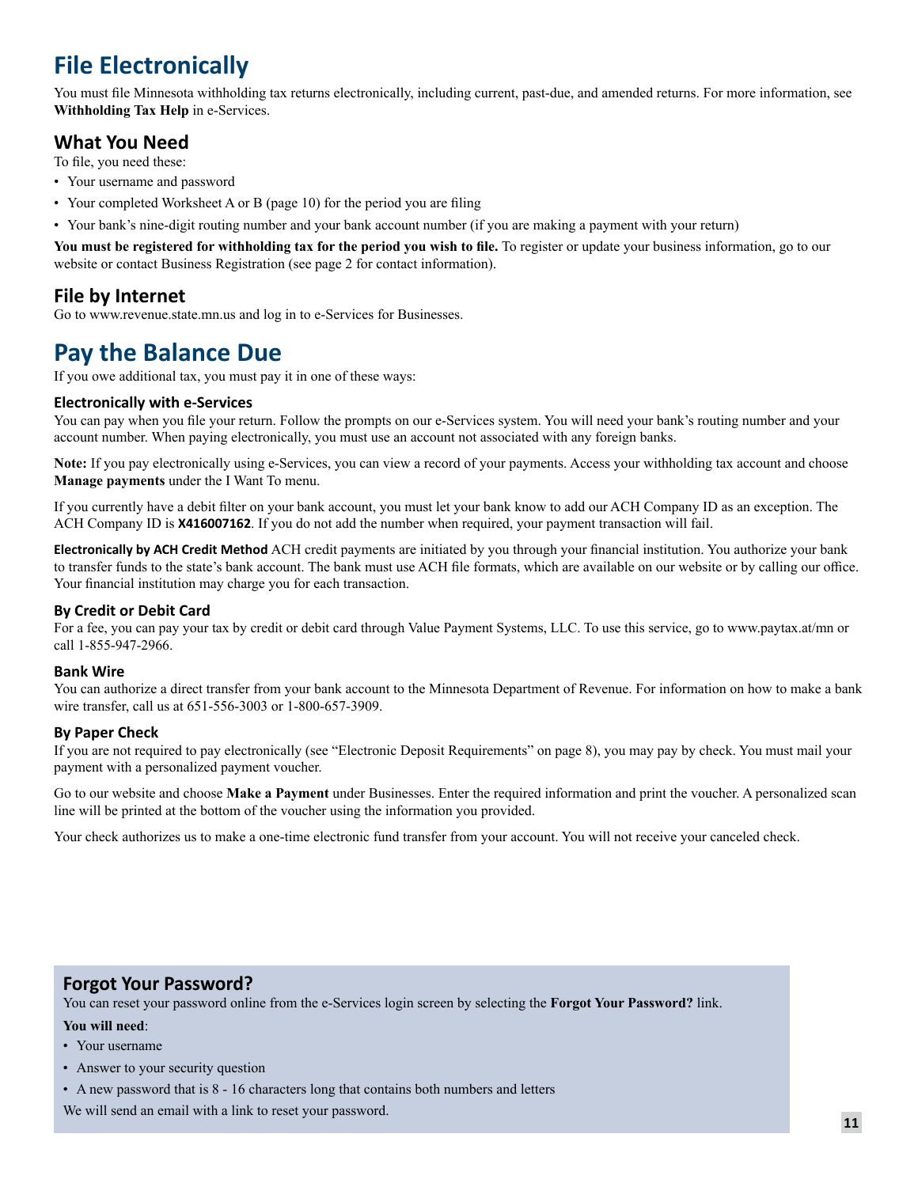# File Electronically

You must file Minnesota withholding tax returns electronically, including current, past-due, and amended returns. For more information, see **Withholding Tax Help** in e-Services.

## What You Need

To file, you need these:

- Your username and password
- Your completed Worksheet A or B (page 10) for the period you are filing
- Your bank's nine-digit routing number and your bank account number (if you are making a payment with your return)

**You must be registered for withholding tax for the period you wish to file.** To register or update your business information, go to our website or contact Business Registration (see page 2 for contact information).

## File by Internet

Go to www.revenue.state.mn.us and log in to e-Services for Businesses.

# Pay the Balance Due

If you owe additional tax, you must pay it in one of these ways:

### Electronically with e-Services

You can pay when you file your return. Follow the prompts on our e-Services system. You will need your bank's routing number and your account number. When paying electronically, you must use an account not associated with any foreign banks.

**Note:** If you pay electronically using e-Services, you can view a record of your payments. Access your withholding tax account and choose **Manage payments** under the I Want To menu.

If you currently have a debit filter on your bank account, you must let your bank know to add our ACH Company ID as an exception. The ACH Company ID is **X416007162**. If you do not add the number when required, your payment transaction will fail.

**Electronically by ACH Credit Method** ACH credit payments are initiated by you through your financial institution. You authorize your bank to transfer funds to the state's bank account. The bank must use ACH file formats, which are available on our website or by calling our office. Your financial institution may charge you for each transaction.

### By Credit or Debit Card

For a fee, you can pay your tax by credit or debit card through Value Payment Systems, LLC. To use this service, go to www.paytax.at/mn or call 1-855-947-2966.

### Bank Wire

You can authorize a direct transfer from your bank account to the Minnesota Department of Revenue. For information on how to make a bank wire transfer, call us at 651-556-3003 or 1-800-657-3909.

### By Paper Check

If you are not required to pay electronically (see "Electronic Deposit Requirements" on page 8), you may pay by check. You must mail your payment with a personalized payment voucher.

Go to our website and choose **Make a Payment** under Businesses. Enter the required information and print the voucher. A personalized scan line will be printed at the bottom of the voucher using the information you provided.

Your check authorizes us to make a one-time electronic fund transfer from your account. You will not receive your canceled check.

## Forgot Your Password?

You can reset your password online from the e-Services login screen by selecting the **Forgot Your Password?** link.

**You will need**:

- Your username
- Answer to your security question
- A new password that is 8 - 16 characters long that contains both numbers and letters

We will send an email with a link to reset your password.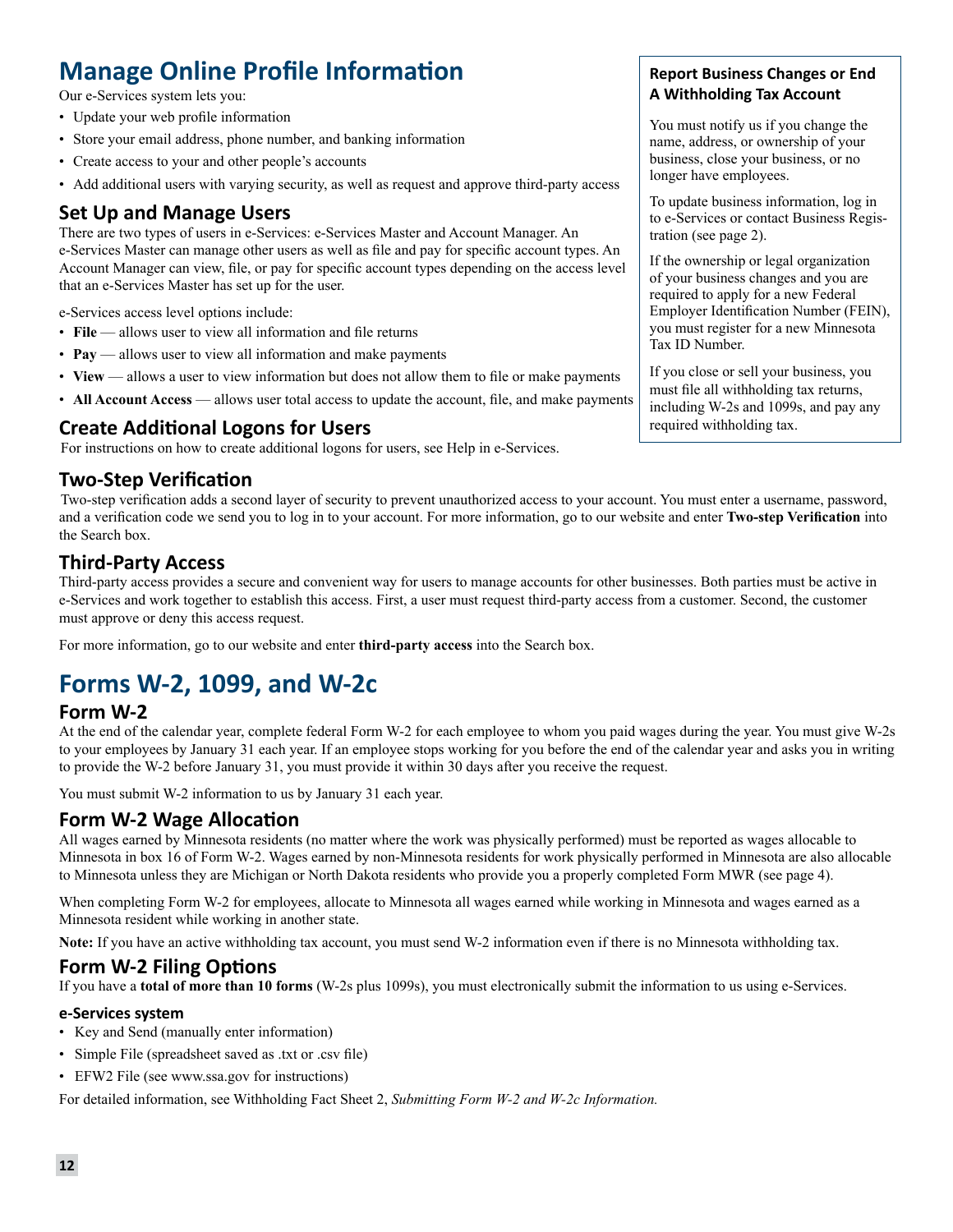# Manage Online Profile Information

Our e-Services system lets you:

- Update your web profile information
- Store your email address, phone number, and banking information
- Create access to your and other people's accounts
- Add additional users with varying security, as well as request and approve third-party access

## Set Up and Manage Users

There are two types of users in e-Services: e-Services Master and Account Manager. An e-Services Master can manage other users as well as file and pay for specific account types. An Account Manager can view, file, or pay for specific account types depending on the access level that an e-Services Master has set up for the user.

e-Services access level options include:

- **File** — allows user to view all information and file returns
- **Pay** — allows user to view all information and make payments
- **View** — allows a user to view information but does not allow them to file or make payments
- **All Account Access** — allows user total access to update the account, file, and make payments

## Create Additional Logons for Users

For instructions on how to create additional logons for users, see Help in e-Services.

### Report Business Changes or End A Withholding Tax Account

You must notify us if you change the name, address, or ownership of your business, close your business, or no longer have employees.

To update business information, log in to e-Services or contact Business Registration (see page 2).

If the ownership or legal organization of your business changes and you are required to apply for a new Federal Employer Identification Number (FEIN), you must register for a new Minnesota Tax ID Number.

If you close or sell your business, you must file all withholding tax returns, including W-2s and 1099s, and pay any required withholding tax.

## Two-Step Verification

Two-step verification adds a second layer of security to prevent unauthorized access to your account. You must enter a username, password, and a verification code we send you to log in to your account. For more information, go to our website and enter **Two-step Verification** into the Search box.

## Third-Party Access

Third-party access provides a secure and convenient way for users to manage accounts for other businesses. Both parties must be active in e-Services and work together to establish this access. First, a user must request third-party access from a customer. Second, the customer must approve or deny this access request.

For more information, go to our website and enter **third-party access** into the Search box.

# Forms W-2, 1099, and W-2c

## Form W-2

At the end of the calendar year, complete federal Form W-2 for each employee to whom you paid wages during the year. You must give W-2s to your employees by January 31 each year. If an employee stops working for you before the end of the calendar year and asks you in writing to provide the W-2 before January 31, you must provide it within 30 days after you receive the request.

You must submit W-2 information to us by January 31 each year.

## Form W-2 Wage Allocation

All wages earned by Minnesota residents (no matter where the work was physically performed) must be reported as wages allocable to Minnesota in box 16 of Form W-2. Wages earned by non-Minnesota residents for work physically performed in Minnesota are also allocable to Minnesota unless they are Michigan or North Dakota residents who provide you a properly completed Form MWR (see page 4).

When completing Form W-2 for employees, allocate to Minnesota all wages earned while working in Minnesota and wages earned as a Minnesota resident while working in another state.

**Note:** If you have an active withholding tax account, you must send W-2 information even if there is no Minnesota withholding tax.

## Form W-2 Filing Options

If you have a **total of more than 10 forms** (W-2s plus 1099s), you must electronically submit the information to us using e-Services.

### e-Services system

- Key and Send (manually enter information)
- Simple File (spreadsheet saved as .txt or .csv file)
- EFW2 File (see www.ssa.gov for instructions)

For detailed information, see Withholding Fact Sheet 2, *Submitting Form W-2 and W-2c Information.*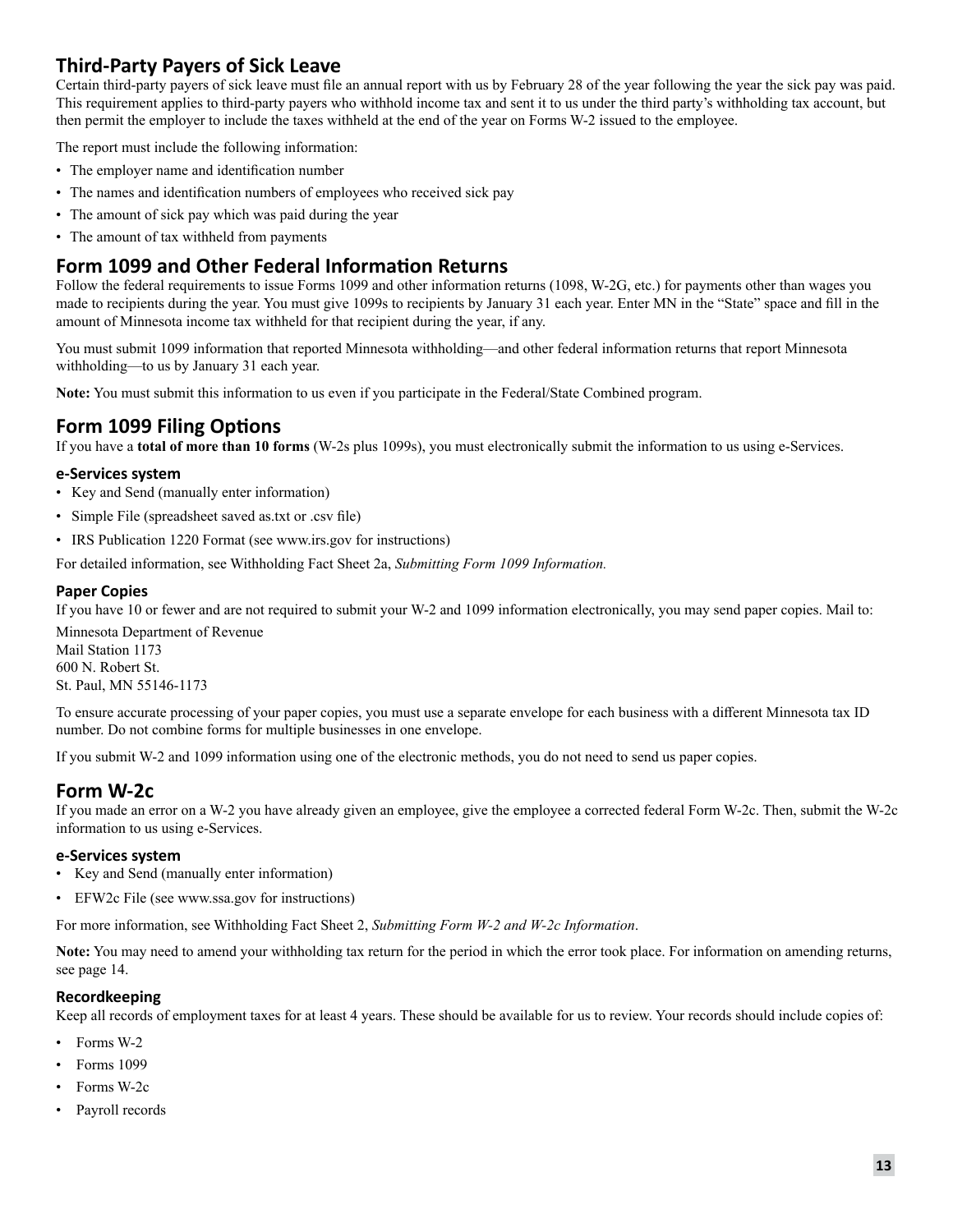## Third-Party Payers of Sick Leave

Certain third-party payers of sick leave must file an annual report with us by February 28 of the year following the year the sick pay was paid. This requirement applies to third-party payers who withhold income tax and sent it to us under the third party's withholding tax account, but then permit the employer to include the taxes withheld at the end of the year on Forms W-2 issued to the employee.

The report must include the following information:

- The employer name and identification number
- The names and identification numbers of employees who received sick pay
- The amount of sick pay which was paid during the year
- The amount of tax withheld from payments

## Form 1099 and Other Federal Information Returns

Follow the federal requirements to issue Forms 1099 and other information returns (1098, W-2G, etc.) for payments other than wages you made to recipients during the year. You must give 1099s to recipients by January 31 each year. Enter MN in the "State" space and fill in the amount of Minnesota income tax withheld for that recipient during the year, if any.

You must submit 1099 information that reported Minnesota withholding—and other federal information returns that report Minnesota withholding—to us by January 31 each year.

**Note:** You must submit this information to us even if you participate in the Federal/State Combined program.

## Form 1099 Filing Options

If you have a **total of more than 10 forms** (W-2s plus 1099s), you must electronically submit the information to us using e-Services.

### e-Services system

- Key and Send (manually enter information)
- Simple File (spreadsheet saved as.txt or .csv file)
- IRS Publication 1220 Format (see www.irs.gov for instructions)

For detailed information, see Withholding Fact Sheet 2a, *Submitting Form 1099 Information.*

### Paper Copies

If you have 10 or fewer and are not required to submit your W-2 and 1099 information electronically, you may send paper copies. Mail to:

Minnesota Department of Revenue
Mail Station 1173
600 N. Robert St.
St. Paul, MN 55146-1173

To ensure accurate processing of your paper copies, you must use a separate envelope for each business with a different Minnesota tax ID number. Do not combine forms for multiple businesses in one envelope.

If you submit W-2 and 1099 information using one of the electronic methods, you do not need to send us paper copies.

## Form W-2c

If you made an error on a W-2 you have already given an employee, give the employee a corrected federal Form W-2c. Then, submit the W-2c information to us using e-Services.

### e-Services system

- Key and Send (manually enter information)
- EFW2c File (see www.ssa.gov for instructions)

For more information, see Withholding Fact Sheet 2, *Submitting Form W-2 and W-2c Information*.

**Note:** You may need to amend your withholding tax return for the period in which the error took place. For information on amending returns, see page 14.

### Recordkeeping

Keep all records of employment taxes for at least 4 years. These should be available for us to review. Your records should include copies of:

- Forms W-2
- Forms 1099
- Forms W-2c
- Payroll records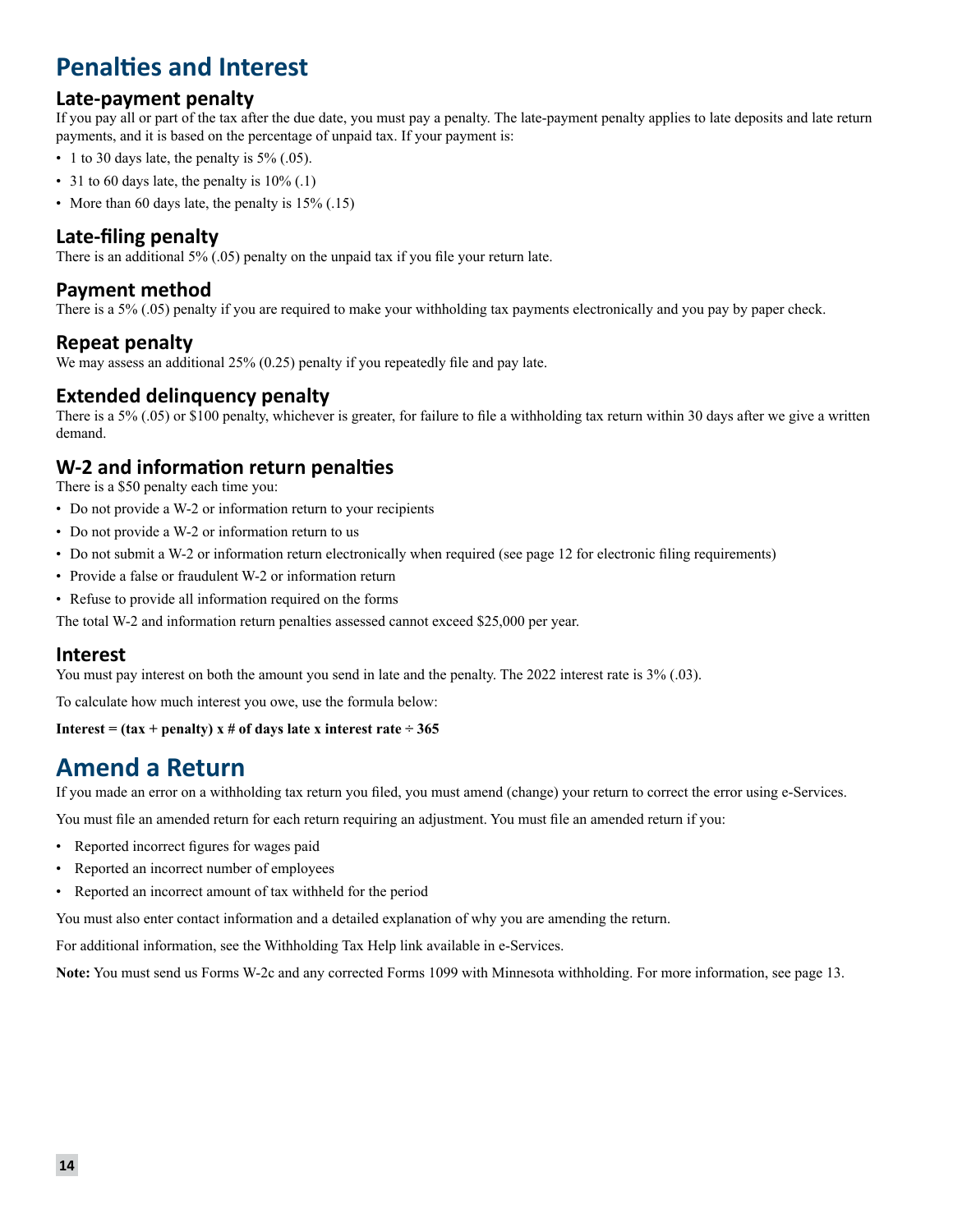# Penalties and Interest

## Late-payment penalty

If you pay all or part of the tax after the due date, you must pay a penalty. The late-payment penalty applies to late deposits and late return payments, and it is based on the percentage of unpaid tax. If your payment is:

- 1 to 30 days late, the penalty is 5% (.05).
- 31 to 60 days late, the penalty is 10% (.1)
- More than 60 days late, the penalty is 15% (.15)

## Late-filing penalty

There is an additional 5% (.05) penalty on the unpaid tax if you file your return late.

## Payment method

There is a 5% (.05) penalty if you are required to make your withholding tax payments electronically and you pay by paper check.

## Repeat penalty

We may assess an additional 25% (0.25) penalty if you repeatedly file and pay late.

## Extended delinquency penalty

There is a 5% (.05) or $100 penalty, whichever is greater, for failure to file a withholding tax return within 30 days after we give a written demand.

## W-2 and information return penalties

There is a $50 penalty each time you:

- Do not provide a W-2 or information return to your recipients
- Do not provide a W-2 or information return to us
- Do not submit a W-2 or information return electronically when required (see page 12 for electronic filing requirements)
- Provide a false or fraudulent W-2 or information return
- Refuse to provide all information required on the forms

The total W-2 and information return penalties assessed cannot exceed $25,000 per year.

## Interest

You must pay interest on both the amount you send in late and the penalty. The 2022 interest rate is 3% (.03).

To calculate how much interest you owe, use the formula below:

**Interest = (tax + penalty) x # of days late x interest rate ÷ 365**

# Amend a Return

If you made an error on a withholding tax return you filed, you must amend (change) your return to correct the error using e-Services.

You must file an amended return for each return requiring an adjustment. You must file an amended return if you:

- Reported incorrect figures for wages paid
- Reported an incorrect number of employees
- Reported an incorrect amount of tax withheld for the period

You must also enter contact information and a detailed explanation of why you are amending the return.

For additional information, see the Withholding Tax Help link available in e-Services.

**Note:** You must send us Forms W-2c and any corrected Forms 1099 with Minnesota withholding. For more information, see page 13.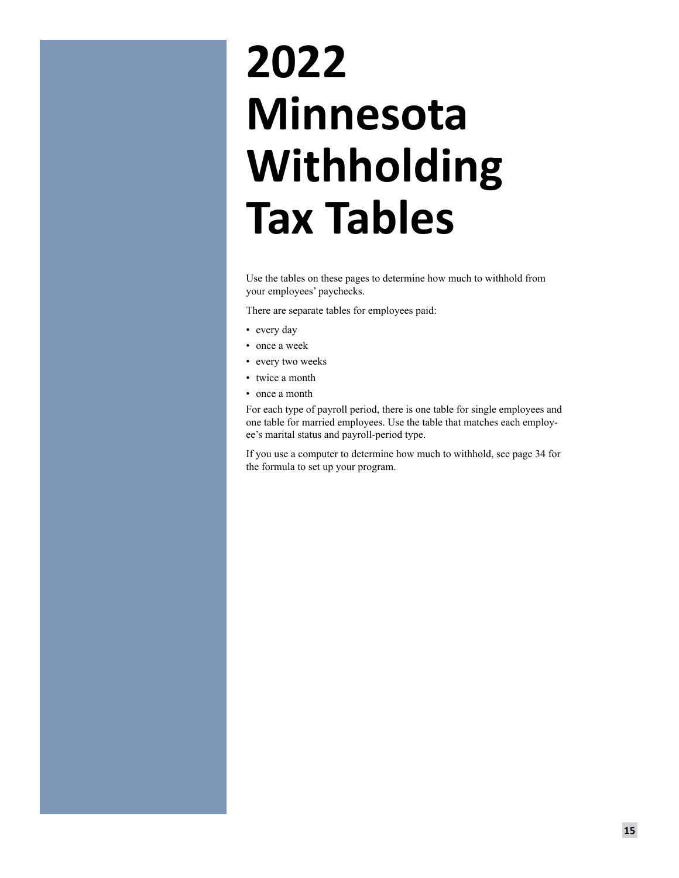# 2022 Minnesota Withholding Tax Tables

Use the tables on these pages to determine how much to withhold from your employees' paychecks.

There are separate tables for employees paid:

- every day
- once a week
- every two weeks
- twice a month
- once a month

For each type of payroll period, there is one table for single employees and one table for married employees. Use the table that matches each employee's marital status and payroll-period type.

If you use a computer to determine how much to withhold, see page 34 for the formula to set up your program.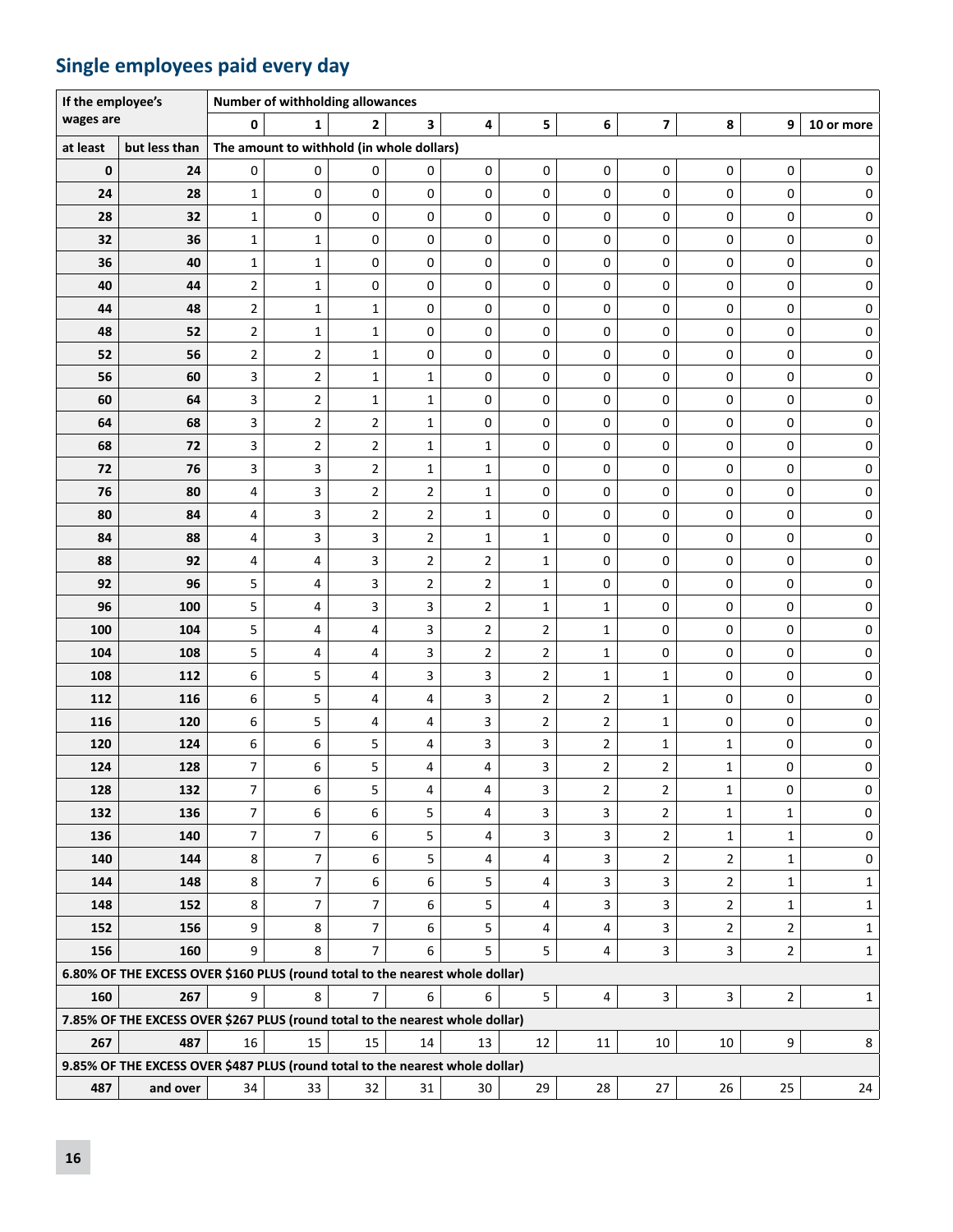## Single employees paid every day

| If the employee's wages are | | Number of withholding allowances | | | | | | | | | | |
|---|---|---|---|---|---|---|---|---|---|---|---|---|
| | | 0 | 1 | 2 | 3 | 4 | 5 | 6 | 7 | 8 | 9 | 10 or more |
| at least | but less than | The amount to withhold (in whole dollars) | | | | | | | | | | |
| 0 | 24 | 0 | 0 | 0 | 0 | 0 | 0 | 0 | 0 | 0 | 0 | 0 |
| 24 | 28 | 1 | 0 | 0 | 0 | 0 | 0 | 0 | 0 | 0 | 0 | 0 |
| 28 | 32 | 1 | 0 | 0 | 0 | 0 | 0 | 0 | 0 | 0 | 0 | 0 |
| 32 | 36 | 1 | 1 | 0 | 0 | 0 | 0 | 0 | 0 | 0 | 0 | 0 |
| 36 | 40 | 1 | 1 | 0 | 0 | 0 | 0 | 0 | 0 | 0 | 0 | 0 |
| 40 | 44 | 2 | 1 | 0 | 0 | 0 | 0 | 0 | 0 | 0 | 0 | 0 |
| 44 | 48 | 2 | 1 | 1 | 0 | 0 | 0 | 0 | 0 | 0 | 0 | 0 |
| 48 | 52 | 2 | 1 | 1 | 0 | 0 | 0 | 0 | 0 | 0 | 0 | 0 |
| 52 | 56 | 2 | 2 | 1 | 0 | 0 | 0 | 0 | 0 | 0 | 0 | 0 |
| 56 | 60 | 3 | 2 | 1 | 1 | 0 | 0 | 0 | 0 | 0 | 0 | 0 |
| 60 | 64 | 3 | 2 | 1 | 1 | 0 | 0 | 0 | 0 | 0 | 0 | 0 |
| 64 | 68 | 3 | 2 | 2 | 1 | 0 | 0 | 0 | 0 | 0 | 0 | 0 |
| 68 | 72 | 3 | 2 | 2 | 1 | 1 | 0 | 0 | 0 | 0 | 0 | 0 |
| 72 | 76 | 3 | 3 | 2 | 1 | 1 | 0 | 0 | 0 | 0 | 0 | 0 |
| 76 | 80 | 4 | 3 | 2 | 2 | 1 | 0 | 0 | 0 | 0 | 0 | 0 |
| 80 | 84 | 4 | 3 | 2 | 2 | 1 | 0 | 0 | 0 | 0 | 0 | 0 |
| 84 | 88 | 4 | 3 | 3 | 2 | 1 | 1 | 0 | 0 | 0 | 0 | 0 |
| 88 | 92 | 4 | 4 | 3 | 2 | 2 | 1 | 0 | 0 | 0 | 0 | 0 |
| 92 | 96 | 5 | 4 | 3 | 2 | 2 | 1 | 0 | 0 | 0 | 0 | 0 |
| 96 | 100 | 5 | 4 | 3 | 3 | 2 | 1 | 1 | 0 | 0 | 0 | 0 |
| 100 | 104 | 5 | 4 | 4 | 3 | 2 | 2 | 1 | 0 | 0 | 0 | 0 |
| 104 | 108 | 5 | 4 | 4 | 3 | 2 | 2 | 1 | 0 | 0 | 0 | 0 |
| 108 | 112 | 6 | 5 | 4 | 3 | 3 | 2 | 1 | 1 | 0 | 0 | 0 |
| 112 | 116 | 6 | 5 | 4 | 4 | 3 | 2 | 2 | 1 | 0 | 0 | 0 |
| 116 | 120 | 6 | 5 | 4 | 4 | 3 | 2 | 2 | 1 | 0 | 0 | 0 |
| 120 | 124 | 6 | 6 | 5 | 4 | 3 | 3 | 2 | 1 | 1 | 0 | 0 |
| 124 | 128 | 7 | 6 | 5 | 4 | 4 | 3 | 2 | 2 | 1 | 0 | 0 |
| 128 | 132 | 7 | 6 | 5 | 4 | 4 | 3 | 2 | 2 | 1 | 0 | 0 |
| 132 | 136 | 7 | 6 | 6 | 5 | 4 | 3 | 3 | 2 | 1 | 1 | 0 |
| 136 | 140 | 7 | 7 | 6 | 5 | 4 | 3 | 3 | 2 | 1 | 1 | 0 |
| 140 | 144 | 8 | 7 | 6 | 5 | 4 | 4 | 3 | 2 | 2 | 1 | 0 |
| 144 | 148 | 8 | 7 | 6 | 6 | 5 | 4 | 3 | 3 | 2 | 1 | 1 |
| 148 | 152 | 8 | 7 | 7 | 6 | 5 | 4 | 3 | 3 | 2 | 1 | 1 |
| 152 | 156 | 9 | 8 | 7 | 6 | 5 | 4 | 4 | 3 | 2 | 2 | 1 |
| 156 | 160 | 9 | 8 | 7 | 6 | 5 | 5 | 4 | 3 | 3 | 2 | 1 |
| 6.80% OF THE EXCESS OVER $160 PLUS (round total to the nearest whole dollar) | | | | | | | | | | | | |
| 160 | 267 | 9 | 8 | 7 | 6 | 6 | 5 | 4 | 3 | 3 | 2 | 1 |
| 7.85% OF THE EXCESS OVER $267 PLUS (round total to the nearest whole dollar) | | | | | | | | | | | | |
| 267 | 487 | 16 | 15 | 15 | 14 | 13 | 12 | 11 | 10 | 10 | 9 | 8 |
| 9.85% OF THE EXCESS OVER $487 PLUS (round total to the nearest whole dollar) | | | | | | | | | | | | |
| 487 | and over | 34 | 33 | 32 | 31 | 30 | 29 | 28 | 27 | 26 | 25 | 24 |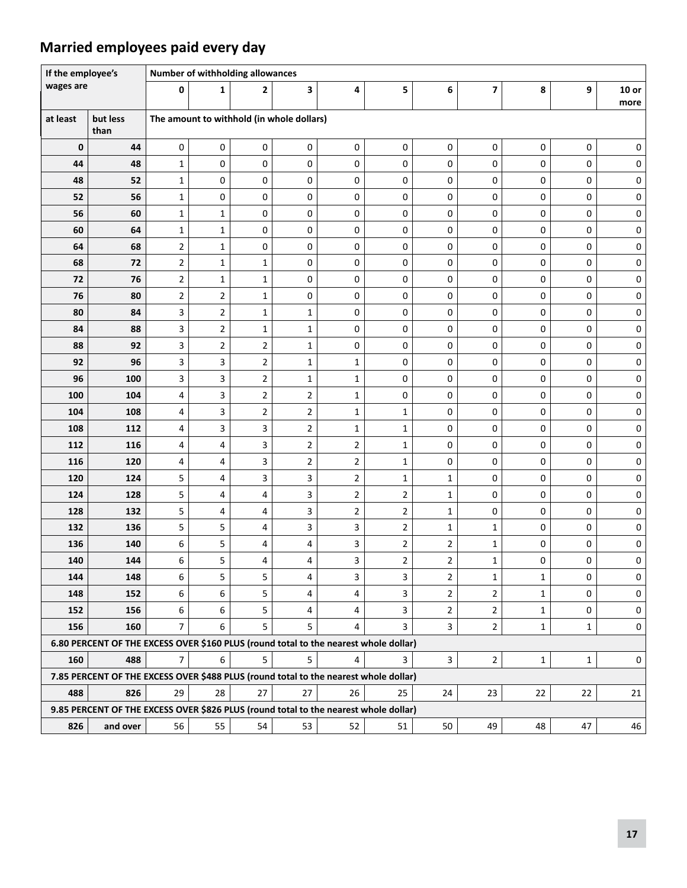## Married employees paid every day

| If the employee's wages are | | Number of withholding allowances | | | | | | | | | | |
|---|---|---|---|---|---|---|---|---|---|---|---|---|
| | | 0 | 1 | 2 | 3 | 4 | 5 | 6 | 7 | 8 | 9 | 10 or more |
| at least | but less than | The amount to withhold (in whole dollars) | | | | | | | | | | |
| 0 | 44 | 0 | 0 | 0 | 0 | 0 | 0 | 0 | 0 | 0 | 0 | 0 |
| 44 | 48 | 1 | 0 | 0 | 0 | 0 | 0 | 0 | 0 | 0 | 0 | 0 |
| 48 | 52 | 1 | 0 | 0 | 0 | 0 | 0 | 0 | 0 | 0 | 0 | 0 |
| 52 | 56 | 1 | 0 | 0 | 0 | 0 | 0 | 0 | 0 | 0 | 0 | 0 |
| 56 | 60 | 1 | 1 | 0 | 0 | 0 | 0 | 0 | 0 | 0 | 0 | 0 |
| 60 | 64 | 1 | 1 | 0 | 0 | 0 | 0 | 0 | 0 | 0 | 0 | 0 |
| 64 | 68 | 2 | 1 | 0 | 0 | 0 | 0 | 0 | 0 | 0 | 0 | 0 |
| 68 | 72 | 2 | 1 | 1 | 0 | 0 | 0 | 0 | 0 | 0 | 0 | 0 |
| 72 | 76 | 2 | 1 | 1 | 0 | 0 | 0 | 0 | 0 | 0 | 0 | 0 |
| 76 | 80 | 2 | 2 | 1 | 0 | 0 | 0 | 0 | 0 | 0 | 0 | 0 |
| 80 | 84 | 3 | 2 | 1 | 1 | 0 | 0 | 0 | 0 | 0 | 0 | 0 |
| 84 | 88 | 3 | 2 | 1 | 1 | 0 | 0 | 0 | 0 | 0 | 0 | 0 |
| 88 | 92 | 3 | 2 | 2 | 1 | 0 | 0 | 0 | 0 | 0 | 0 | 0 |
| 92 | 96 | 3 | 3 | 2 | 1 | 1 | 0 | 0 | 0 | 0 | 0 | 0 |
| 96 | 100 | 3 | 3 | 2 | 1 | 1 | 0 | 0 | 0 | 0 | 0 | 0 |
| 100 | 104 | 4 | 3 | 2 | 2 | 1 | 0 | 0 | 0 | 0 | 0 | 0 |
| 104 | 108 | 4 | 3 | 2 | 2 | 1 | 1 | 0 | 0 | 0 | 0 | 0 |
| 108 | 112 | 4 | 3 | 3 | 2 | 1 | 1 | 0 | 0 | 0 | 0 | 0 |
| 112 | 116 | 4 | 4 | 3 | 2 | 2 | 1 | 0 | 0 | 0 | 0 | 0 |
| 116 | 120 | 4 | 4 | 3 | 2 | 2 | 1 | 0 | 0 | 0 | 0 | 0 |
| 120 | 124 | 5 | 4 | 3 | 3 | 2 | 1 | 1 | 0 | 0 | 0 | 0 |
| 124 | 128 | 5 | 4 | 4 | 3 | 2 | 2 | 1 | 0 | 0 | 0 | 0 |
| 128 | 132 | 5 | 4 | 4 | 3 | 2 | 2 | 1 | 0 | 0 | 0 | 0 |
| 132 | 136 | 5 | 5 | 4 | 3 | 3 | 2 | 1 | 1 | 0 | 0 | 0 |
| 136 | 140 | 6 | 5 | 4 | 4 | 3 | 2 | 2 | 1 | 0 | 0 | 0 |
| 140 | 144 | 6 | 5 | 4 | 4 | 3 | 2 | 2 | 1 | 0 | 0 | 0 |
| 144 | 148 | 6 | 5 | 5 | 4 | 3 | 3 | 2 | 1 | 1 | 0 | 0 |
| 148 | 152 | 6 | 6 | 5 | 4 | 4 | 3 | 2 | 2 | 1 | 0 | 0 |
| 152 | 156 | 6 | 6 | 5 | 4 | 4 | 3 | 2 | 2 | 1 | 0 | 0 |
| 156 | 160 | 7 | 6 | 5 | 5 | 4 | 3 | 3 | 2 | 1 | 1 | 0 |
| **6.80 PERCENT OF THE EXCESS OVER $160 PLUS (round total to the nearest whole dollar)** | | | | | | | | | | | | |
| 160 | 488 | 7 | 6 | 5 | 5 | 4 | 3 | 3 | 2 | 1 | 1 | 0 |
| **7.85 PERCENT OF THE EXCESS OVER $488 PLUS (round total to the nearest whole dollar)** | | | | | | | | | | | | |
| 488 | 826 | 29 | 28 | 27 | 27 | 26 | 25 | 24 | 23 | 22 | 22 | 21 |
| **9.85 PERCENT OF THE EXCESS OVER $826 PLUS (round total to the nearest whole dollar)** | | | | | | | | | | | | |
| 826 | and over | 56 | 55 | 54 | 53 | 52 | 51 | 50 | 49 | 48 | 47 | 46 |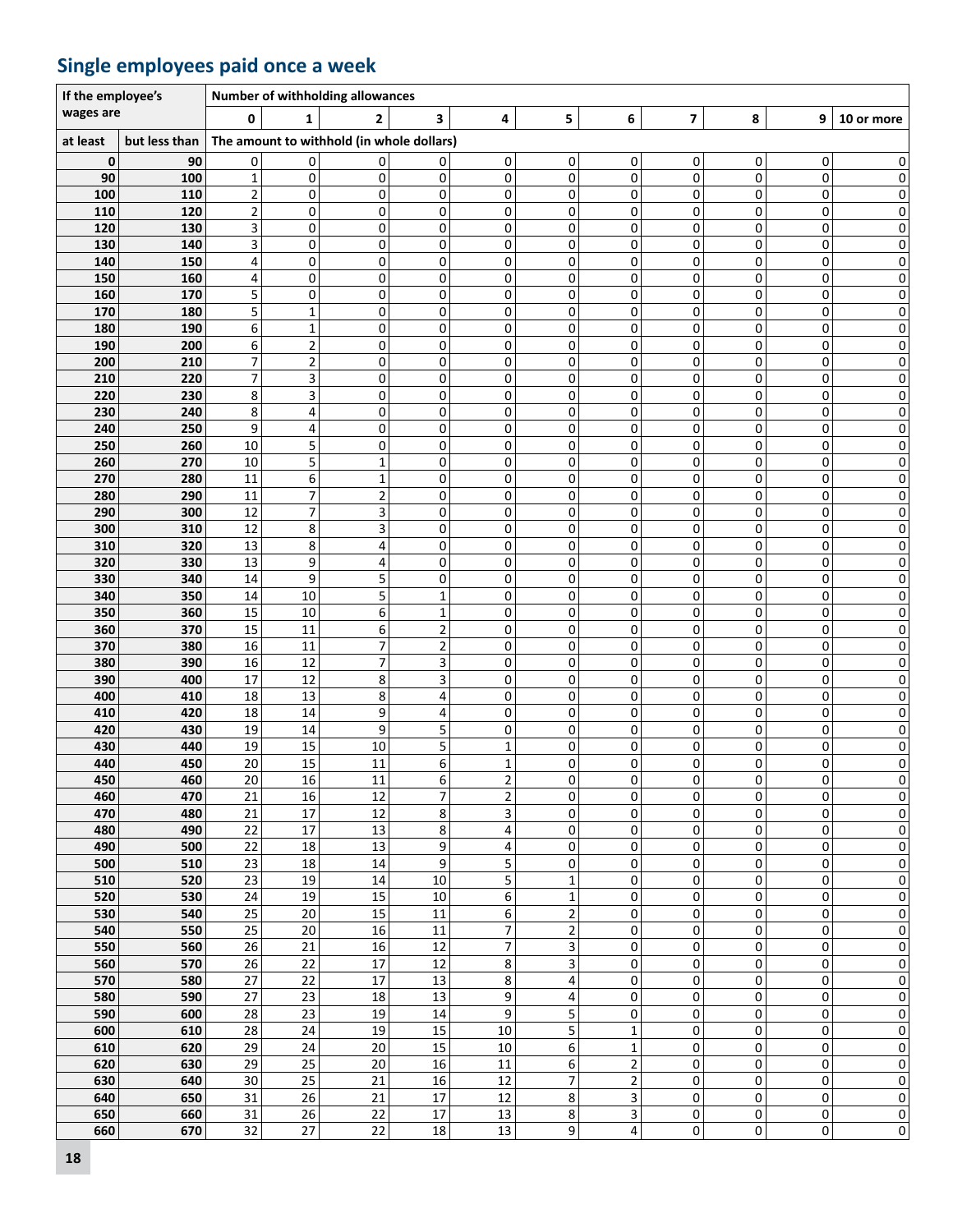## Single employees paid once a week

| If the employee's wages are | | Number of withholding allowances | | | | | | | | | | |
|---|---|---|---|---|---|---|---|---|---|---|---|---|
| | | 0 | 1 | 2 | 3 | 4 | 5 | 6 | 7 | 8 | 9 | 10 or more |
| at least | but less than | The amount to withhold (in whole dollars) | | | | | | | | | | |
| 0 | 90 | 0 | 0 | 0 | 0 | 0 | 0 | 0 | 0 | 0 | 0 | 0 |
| 90 | 100 | 1 | 0 | 0 | 0 | 0 | 0 | 0 | 0 | 0 | 0 | 0 |
| 100 | 110 | 2 | 0 | 0 | 0 | 0 | 0 | 0 | 0 | 0 | 0 | 0 |
| 110 | 120 | 2 | 0 | 0 | 0 | 0 | 0 | 0 | 0 | 0 | 0 | 0 |
| 120 | 130 | 3 | 0 | 0 | 0 | 0 | 0 | 0 | 0 | 0 | 0 | 0 |
| 130 | 140 | 3 | 0 | 0 | 0 | 0 | 0 | 0 | 0 | 0 | 0 | 0 |
| 140 | 150 | 4 | 0 | 0 | 0 | 0 | 0 | 0 | 0 | 0 | 0 | 0 |
| 150 | 160 | 4 | 0 | 0 | 0 | 0 | 0 | 0 | 0 | 0 | 0 | 0 |
| 160 | 170 | 5 | 0 | 0 | 0 | 0 | 0 | 0 | 0 | 0 | 0 | 0 |
| 170 | 180 | 5 | 1 | 0 | 0 | 0 | 0 | 0 | 0 | 0 | 0 | 0 |
| 180 | 190 | 6 | 1 | 0 | 0 | 0 | 0 | 0 | 0 | 0 | 0 | 0 |
| 190 | 200 | 6 | 2 | 0 | 0 | 0 | 0 | 0 | 0 | 0 | 0 | 0 |
| 200 | 210 | 7 | 2 | 0 | 0 | 0 | 0 | 0 | 0 | 0 | 0 | 0 |
| 210 | 220 | 7 | 3 | 0 | 0 | 0 | 0 | 0 | 0 | 0 | 0 | 0 |
| 220 | 230 | 8 | 3 | 0 | 0 | 0 | 0 | 0 | 0 | 0 | 0 | 0 |
| 230 | 240 | 8 | 4 | 0 | 0 | 0 | 0 | 0 | 0 | 0 | 0 | 0 |
| 240 | 250 | 9 | 4 | 0 | 0 | 0 | 0 | 0 | 0 | 0 | 0 | 0 |
| 250 | 260 | 10 | 5 | 0 | 0 | 0 | 0 | 0 | 0 | 0 | 0 | 0 |
| 260 | 270 | 10 | 5 | 1 | 0 | 0 | 0 | 0 | 0 | 0 | 0 | 0 |
| 270 | 280 | 11 | 6 | 1 | 0 | 0 | 0 | 0 | 0 | 0 | 0 | 0 |
| 280 | 290 | 11 | 7 | 2 | 0 | 0 | 0 | 0 | 0 | 0 | 0 | 0 |
| 290 | 300 | 12 | 7 | 3 | 0 | 0 | 0 | 0 | 0 | 0 | 0 | 0 |
| 300 | 310 | 12 | 8 | 3 | 0 | 0 | 0 | 0 | 0 | 0 | 0 | 0 |
| 310 | 320 | 13 | 8 | 4 | 0 | 0 | 0 | 0 | 0 | 0 | 0 | 0 |
| 320 | 330 | 13 | 9 | 4 | 0 | 0 | 0 | 0 | 0 | 0 | 0 | 0 |
| 330 | 340 | 14 | 9 | 5 | 0 | 0 | 0 | 0 | 0 | 0 | 0 | 0 |
| 340 | 350 | 14 | 10 | 5 | 1 | 0 | 0 | 0 | 0 | 0 | 0 | 0 |
| 350 | 360 | 15 | 10 | 6 | 1 | 0 | 0 | 0 | 0 | 0 | 0 | 0 |
| 360 | 370 | 15 | 11 | 6 | 2 | 0 | 0 | 0 | 0 | 0 | 0 | 0 |
| 370 | 380 | 16 | 11 | 7 | 2 | 0 | 0 | 0 | 0 | 0 | 0 | 0 |
| 380 | 390 | 16 | 12 | 7 | 3 | 0 | 0 | 0 | 0 | 0 | 0 | 0 |
| 390 | 400 | 17 | 12 | 8 | 3 | 0 | 0 | 0 | 0 | 0 | 0 | 0 |
| 400 | 410 | 18 | 13 | 8 | 4 | 0 | 0 | 0 | 0 | 0 | 0 | 0 |
| 410 | 420 | 18 | 14 | 9 | 4 | 0 | 0 | 0 | 0 | 0 | 0 | 0 |
| 420 | 430 | 19 | 14 | 9 | 5 | 0 | 0 | 0 | 0 | 0 | 0 | 0 |
| 430 | 440 | 19 | 15 | 10 | 5 | 1 | 0 | 0 | 0 | 0 | 0 | 0 |
| 440 | 450 | 20 | 15 | 11 | 6 | 1 | 0 | 0 | 0 | 0 | 0 | 0 |
| 450 | 460 | 20 | 16 | 11 | 6 | 2 | 0 | 0 | 0 | 0 | 0 | 0 |
| 460 | 470 | 21 | 16 | 12 | 7 | 2 | 0 | 0 | 0 | 0 | 0 | 0 |
| 470 | 480 | 21 | 17 | 12 | 8 | 3 | 0 | 0 | 0 | 0 | 0 | 0 |
| 480 | 490 | 22 | 17 | 13 | 8 | 4 | 0 | 0 | 0 | 0 | 0 | 0 |
| 490 | 500 | 22 | 18 | 13 | 9 | 4 | 0 | 0 | 0 | 0 | 0 | 0 |
| 500 | 510 | 23 | 18 | 14 | 9 | 5 | 0 | 0 | 0 | 0 | 0 | 0 |
| 510 | 520 | 23 | 19 | 14 | 10 | 5 | 1 | 0 | 0 | 0 | 0 | 0 |
| 520 | 530 | 24 | 19 | 15 | 10 | 6 | 1 | 0 | 0 | 0 | 0 | 0 |
| 530 | 540 | 25 | 20 | 15 | 11 | 6 | 2 | 0 | 0 | 0 | 0 | 0 |
| 540 | 550 | 25 | 20 | 16 | 11 | 7 | 2 | 0 | 0 | 0 | 0 | 0 |
| 550 | 560 | 26 | 21 | 16 | 12 | 7 | 3 | 0 | 0 | 0 | 0 | 0 |
| 560 | 570 | 26 | 22 | 17 | 12 | 8 | 3 | 0 | 0 | 0 | 0 | 0 |
| 570 | 580 | 27 | 22 | 17 | 13 | 8 | 4 | 0 | 0 | 0 | 0 | 0 |
| 580 | 590 | 27 | 23 | 18 | 13 | 9 | 4 | 0 | 0 | 0 | 0 | 0 |
| 590 | 600 | 28 | 23 | 19 | 14 | 9 | 5 | 0 | 0 | 0 | 0 | 0 |
| 600 | 610 | 28 | 24 | 19 | 15 | 10 | 5 | 1 | 0 | 0 | 0 | 0 |
| 610 | 620 | 29 | 24 | 20 | 15 | 10 | 6 | 1 | 0 | 0 | 0 | 0 |
| 620 | 630 | 29 | 25 | 20 | 16 | 11 | 6 | 2 | 0 | 0 | 0 | 0 |
| 630 | 640 | 30 | 25 | 21 | 16 | 12 | 7 | 2 | 0 | 0 | 0 | 0 |
| 640 | 650 | 31 | 26 | 21 | 17 | 12 | 8 | 3 | 0 | 0 | 0 | 0 |
| 650 | 660 | 31 | 26 | 22 | 17 | 13 | 8 | 3 | 0 | 0 | 0 | 0 |
| 660 | 670 | 32 | 27 | 22 | 18 | 13 | 9 | 4 | 0 | 0 | 0 | 0 |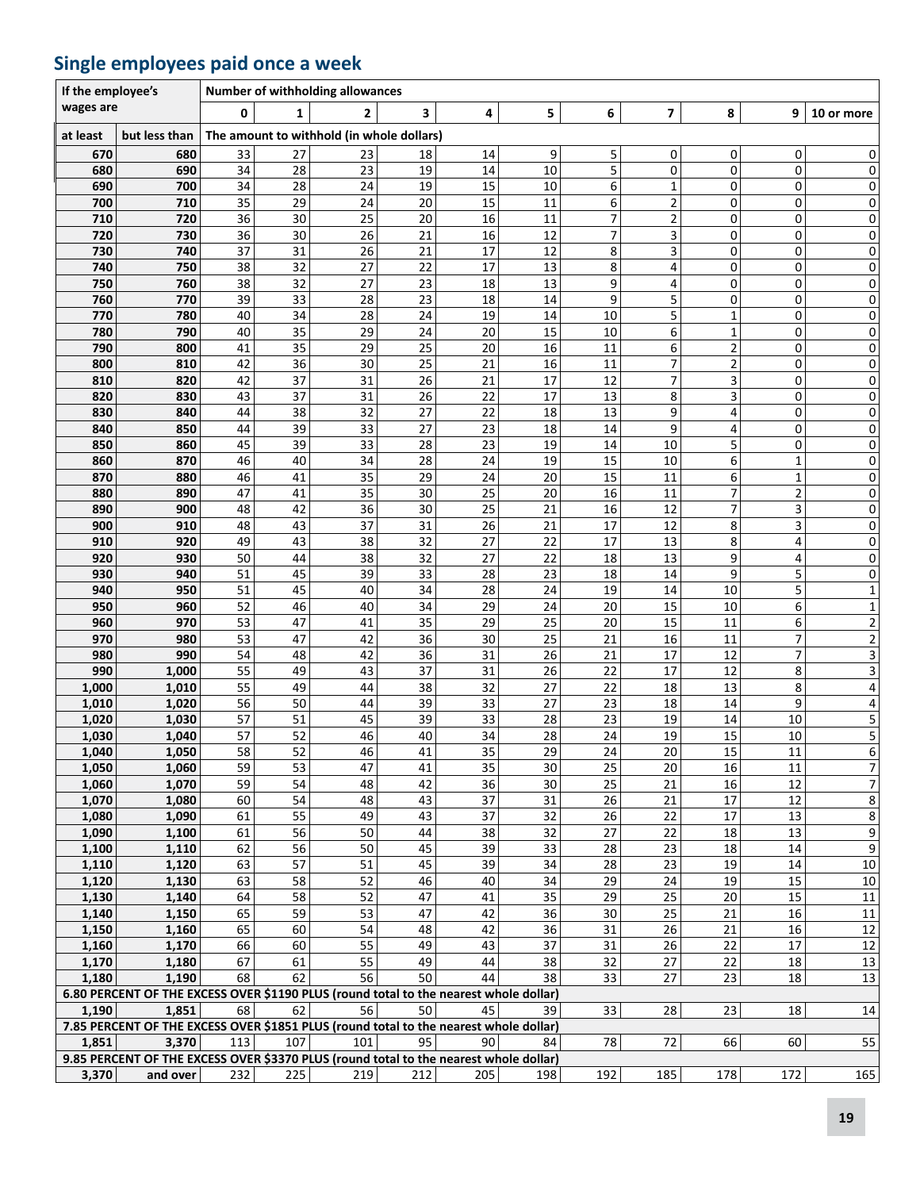## Single employees paid once a week

| If the employee's wages are | | Number of withholding allowances | | | | | | | | | | |
|---|---|---|---|---|---|---|---|---|---|---|---|---|
| | | 0 | 1 | 2 | 3 | 4 | 5 | 6 | 7 | 8 | 9 | 10 or more |
| at least | but less than | The amount to withhold (in whole dollars) | | | | | | | | | | |
| 670 | 680 | 33 | 27 | 23 | 18 | 14 | 9 | 5 | 0 | 0 | 0 | 0 |
| 680 | 690 | 34 | 28 | 23 | 19 | 14 | 10 | 5 | 0 | 0 | 0 | 0 |
| 690 | 700 | 34 | 28 | 24 | 19 | 15 | 10 | 6 | 1 | 0 | 0 | 0 |
| 700 | 710 | 35 | 29 | 24 | 20 | 15 | 11 | 6 | 2 | 0 | 0 | 0 |
| 710 | 720 | 36 | 30 | 25 | 20 | 16 | 11 | 7 | 2 | 0 | 0 | 0 |
| 720 | 730 | 36 | 30 | 26 | 21 | 16 | 12 | 7 | 3 | 0 | 0 | 0 |
| 730 | 740 | 37 | 31 | 26 | 21 | 17 | 12 | 8 | 3 | 0 | 0 | 0 |
| 740 | 750 | 38 | 32 | 27 | 22 | 17 | 13 | 8 | 4 | 0 | 0 | 0 |
| 750 | 760 | 38 | 32 | 27 | 23 | 18 | 13 | 9 | 4 | 0 | 0 | 0 |
| 760 | 770 | 39 | 33 | 28 | 23 | 18 | 14 | 9 | 5 | 0 | 0 | 0 |
| 770 | 780 | 40 | 34 | 28 | 24 | 19 | 14 | 10 | 5 | 1 | 0 | 0 |
| 780 | 790 | 40 | 35 | 29 | 24 | 20 | 15 | 10 | 6 | 1 | 0 | 0 |
| 790 | 800 | 41 | 35 | 29 | 25 | 20 | 16 | 11 | 6 | 2 | 0 | 0 |
| 800 | 810 | 42 | 36 | 30 | 25 | 21 | 16 | 11 | 7 | 2 | 0 | 0 |
| 810 | 820 | 42 | 37 | 31 | 26 | 21 | 17 | 12 | 7 | 3 | 0 | 0 |
| 820 | 830 | 43 | 37 | 31 | 26 | 22 | 17 | 13 | 8 | 3 | 0 | 0 |
| 830 | 840 | 44 | 38 | 32 | 27 | 22 | 18 | 13 | 9 | 4 | 0 | 0 |
| 840 | 850 | 44 | 39 | 33 | 27 | 23 | 18 | 14 | 9 | 4 | 0 | 0 |
| 850 | 860 | 45 | 39 | 33 | 28 | 23 | 19 | 14 | 10 | 5 | 0 | 0 |
| 860 | 870 | 46 | 40 | 34 | 28 | 24 | 19 | 15 | 10 | 6 | 1 | 0 |
| 870 | 880 | 46 | 41 | 35 | 29 | 24 | 20 | 15 | 11 | 6 | 1 | 0 |
| 880 | 890 | 47 | 41 | 35 | 30 | 25 | 20 | 16 | 11 | 7 | 2 | 0 |
| 890 | 900 | 48 | 42 | 36 | 30 | 25 | 21 | 16 | 12 | 7 | 3 | 0 |
| 900 | 910 | 48 | 43 | 37 | 31 | 26 | 21 | 17 | 12 | 8 | 3 | 0 |
| 910 | 920 | 49 | 43 | 38 | 32 | 27 | 22 | 17 | 13 | 8 | 4 | 0 |
| 920 | 930 | 50 | 44 | 38 | 32 | 27 | 22 | 18 | 13 | 9 | 4 | 0 |
| 930 | 940 | 51 | 45 | 39 | 33 | 28 | 23 | 18 | 14 | 9 | 5 | 0 |
| 940 | 950 | 51 | 45 | 40 | 34 | 28 | 24 | 19 | 14 | 10 | 5 | 1 |
| 950 | 960 | 52 | 46 | 40 | 34 | 29 | 24 | 20 | 15 | 10 | 6 | 1 |
| 960 | 970 | 53 | 47 | 41 | 35 | 29 | 25 | 20 | 15 | 11 | 6 | 2 |
| 970 | 980 | 53 | 47 | 42 | 36 | 30 | 25 | 21 | 16 | 11 | 7 | 2 |
| 980 | 990 | 54 | 48 | 42 | 36 | 31 | 26 | 21 | 17 | 12 | 7 | 3 |
| 990 | 1,000 | 55 | 49 | 43 | 37 | 31 | 26 | 22 | 17 | 12 | 8 | 3 |
| 1,000 | 1,010 | 55 | 49 | 44 | 38 | 32 | 27 | 22 | 18 | 13 | 8 | 4 |
| 1,010 | 1,020 | 56 | 50 | 44 | 39 | 33 | 27 | 23 | 18 | 14 | 9 | 4 |
| 1,020 | 1,030 | 57 | 51 | 45 | 39 | 33 | 28 | 23 | 19 | 14 | 10 | 5 |
| 1,030 | 1,040 | 57 | 52 | 46 | 40 | 34 | 28 | 24 | 19 | 15 | 10 | 5 |
| 1,040 | 1,050 | 58 | 52 | 46 | 41 | 35 | 29 | 24 | 20 | 15 | 11 | 6 |
| 1,050 | 1,060 | 59 | 53 | 47 | 41 | 35 | 30 | 25 | 20 | 16 | 11 | 7 |
| 1,060 | 1,070 | 59 | 54 | 48 | 42 | 36 | 30 | 25 | 21 | 16 | 12 | 7 |
| 1,070 | 1,080 | 60 | 54 | 48 | 43 | 37 | 31 | 26 | 21 | 17 | 12 | 8 |
| 1,080 | 1,090 | 61 | 55 | 49 | 43 | 37 | 32 | 26 | 22 | 17 | 13 | 8 |
| 1,090 | 1,100 | 61 | 56 | 50 | 44 | 38 | 32 | 27 | 22 | 18 | 13 | 9 |
| 1,100 | 1,110 | 62 | 56 | 50 | 45 | 39 | 33 | 28 | 23 | 18 | 14 | 9 |
| 1,110 | 1,120 | 63 | 57 | 51 | 45 | 39 | 34 | 28 | 23 | 19 | 14 | 10 |
| 1,120 | 1,130 | 63 | 58 | 52 | 46 | 40 | 34 | 29 | 24 | 19 | 15 | 10 |
| 1,130 | 1,140 | 64 | 58 | 52 | 47 | 41 | 35 | 29 | 25 | 20 | 15 | 11 |
| 1,140 | 1,150 | 65 | 59 | 53 | 47 | 42 | 36 | 30 | 25 | 21 | 16 | 11 |
| 1,150 | 1,160 | 65 | 60 | 54 | 48 | 42 | 36 | 31 | 26 | 21 | 16 | 12 |
| 1,160 | 1,170 | 66 | 60 | 55 | 49 | 43 | 37 | 31 | 26 | 22 | 17 | 12 |
| 1,170 | 1,180 | 67 | 61 | 55 | 49 | 44 | 38 | 32 | 27 | 22 | 18 | 13 |
| 1,180 | 1,190 | 68 | 62 | 56 | 50 | 44 | 38 | 33 | 27 | 23 | 18 | 13 |
| 6.80 PERCENT OF THE EXCESS OVER $1190 PLUS (round total to the nearest whole dollar) | | | | | | | | | | | | |
| 1,190 | 1,851 | 68 | 62 | 56 | 50 | 45 | 39 | 33 | 28 | 23 | 18 | 14 |
| 7.85 PERCENT OF THE EXCESS OVER $1851 PLUS (round total to the nearest whole dollar) | | | | | | | | | | | | |
| 1,851 | 3,370 | 113 | 107 | 101 | 95 | 90 | 84 | 78 | 72 | 66 | 60 | 55 |
| 9.85 PERCENT OF THE EXCESS OVER $3370 PLUS (round total to the nearest whole dollar) | | | | | | | | | | | | |
| 3,370 | and over | 232 | 225 | 219 | 212 | 205 | 198 | 192 | 185 | 178 | 172 | 165 |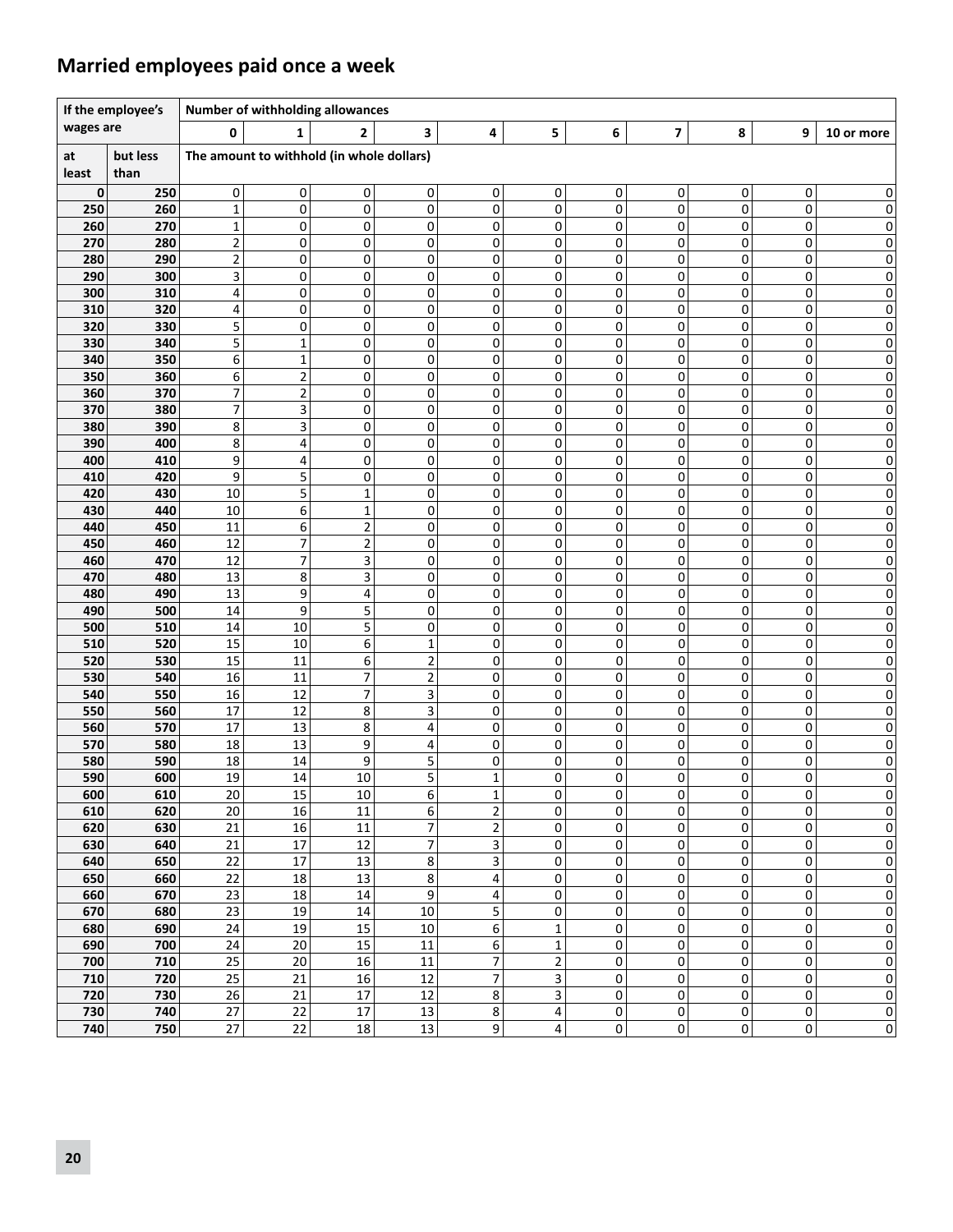## Married employees paid once a week

| If the employee's wages are | | Number of withholding allowances | | | | | | | | | | |
|---|---|---|---|---|---|---|---|---|---|---|---|---|
| | | 0 | 1 | 2 | 3 | 4 | 5 | 6 | 7 | 8 | 9 | 10 or more |
| at least | but less than | The amount to withhold (in whole dollars) | | | | | | | | | | |
| 0 | 250 | 0 | 0 | 0 | 0 | 0 | 0 | 0 | 0 | 0 | 0 | 0 |
| 250 | 260 | 1 | 0 | 0 | 0 | 0 | 0 | 0 | 0 | 0 | 0 | 0 |
| 260 | 270 | 1 | 0 | 0 | 0 | 0 | 0 | 0 | 0 | 0 | 0 | 0 |
| 270 | 280 | 2 | 0 | 0 | 0 | 0 | 0 | 0 | 0 | 0 | 0 | 0 |
| 280 | 290 | 2 | 0 | 0 | 0 | 0 | 0 | 0 | 0 | 0 | 0 | 0 |
| 290 | 300 | 3 | 0 | 0 | 0 | 0 | 0 | 0 | 0 | 0 | 0 | 0 |
| 300 | 310 | 4 | 0 | 0 | 0 | 0 | 0 | 0 | 0 | 0 | 0 | 0 |
| 310 | 320 | 4 | 0 | 0 | 0 | 0 | 0 | 0 | 0 | 0 | 0 | 0 |
| 320 | 330 | 5 | 0 | 0 | 0 | 0 | 0 | 0 | 0 | 0 | 0 | 0 |
| 330 | 340 | 5 | 1 | 0 | 0 | 0 | 0 | 0 | 0 | 0 | 0 | 0 |
| 340 | 350 | 6 | 1 | 0 | 0 | 0 | 0 | 0 | 0 | 0 | 0 | 0 |
| 350 | 360 | 6 | 2 | 0 | 0 | 0 | 0 | 0 | 0 | 0 | 0 | 0 |
| 360 | 370 | 7 | 2 | 0 | 0 | 0 | 0 | 0 | 0 | 0 | 0 | 0 |
| 370 | 380 | 7 | 3 | 0 | 0 | 0 | 0 | 0 | 0 | 0 | 0 | 0 |
| 380 | 390 | 8 | 3 | 0 | 0 | 0 | 0 | 0 | 0 | 0 | 0 | 0 |
| 390 | 400 | 8 | 4 | 0 | 0 | 0 | 0 | 0 | 0 | 0 | 0 | 0 |
| 400 | 410 | 9 | 4 | 0 | 0 | 0 | 0 | 0 | 0 | 0 | 0 | 0 |
| 410 | 420 | 9 | 5 | 0 | 0 | 0 | 0 | 0 | 0 | 0 | 0 | 0 |
| 420 | 430 | 10 | 5 | 1 | 0 | 0 | 0 | 0 | 0 | 0 | 0 | 0 |
| 430 | 440 | 10 | 6 | 1 | 0 | 0 | 0 | 0 | 0 | 0 | 0 | 0 |
| 440 | 450 | 11 | 6 | 2 | 0 | 0 | 0 | 0 | 0 | 0 | 0 | 0 |
| 450 | 460 | 12 | 7 | 2 | 0 | 0 | 0 | 0 | 0 | 0 | 0 | 0 |
| 460 | 470 | 12 | 7 | 3 | 0 | 0 | 0 | 0 | 0 | 0 | 0 | 0 |
| 470 | 480 | 13 | 8 | 3 | 0 | 0 | 0 | 0 | 0 | 0 | 0 | 0 |
| 480 | 490 | 13 | 9 | 4 | 0 | 0 | 0 | 0 | 0 | 0 | 0 | 0 |
| 490 | 500 | 14 | 9 | 5 | 0 | 0 | 0 | 0 | 0 | 0 | 0 | 0 |
| 500 | 510 | 14 | 10 | 5 | 0 | 0 | 0 | 0 | 0 | 0 | 0 | 0 |
| 510 | 520 | 15 | 10 | 6 | 1 | 0 | 0 | 0 | 0 | 0 | 0 | 0 |
| 520 | 530 | 15 | 11 | 6 | 2 | 0 | 0 | 0 | 0 | 0 | 0 | 0 |
| 530 | 540 | 16 | 11 | 7 | 2 | 0 | 0 | 0 | 0 | 0 | 0 | 0 |
| 540 | 550 | 16 | 12 | 7 | 3 | 0 | 0 | 0 | 0 | 0 | 0 | 0 |
| 550 | 560 | 17 | 12 | 8 | 3 | 0 | 0 | 0 | 0 | 0 | 0 | 0 |
| 560 | 570 | 17 | 13 | 8 | 4 | 0 | 0 | 0 | 0 | 0 | 0 | 0 |
| 570 | 580 | 18 | 13 | 9 | 4 | 0 | 0 | 0 | 0 | 0 | 0 | 0 |
| 580 | 590 | 18 | 14 | 9 | 5 | 0 | 0 | 0 | 0 | 0 | 0 | 0 |
| 590 | 600 | 19 | 14 | 10 | 5 | 1 | 0 | 0 | 0 | 0 | 0 | 0 |
| 600 | 610 | 20 | 15 | 10 | 6 | 1 | 0 | 0 | 0 | 0 | 0 | 0 |
| 610 | 620 | 20 | 16 | 11 | 6 | 2 | 0 | 0 | 0 | 0 | 0 | 0 |
| 620 | 630 | 21 | 16 | 11 | 7 | 2 | 0 | 0 | 0 | 0 | 0 | 0 |
| 630 | 640 | 21 | 17 | 12 | 7 | 3 | 0 | 0 | 0 | 0 | 0 | 0 |
| 640 | 650 | 22 | 17 | 13 | 8 | 3 | 0 | 0 | 0 | 0 | 0 | 0 |
| 650 | 660 | 22 | 18 | 13 | 8 | 4 | 0 | 0 | 0 | 0 | 0 | 0 |
| 660 | 670 | 23 | 18 | 14 | 9 | 4 | 0 | 0 | 0 | 0 | 0 | 0 |
| 670 | 680 | 23 | 19 | 14 | 10 | 5 | 0 | 0 | 0 | 0 | 0 | 0 |
| 680 | 690 | 24 | 19 | 15 | 10 | 6 | 1 | 0 | 0 | 0 | 0 | 0 |
| 690 | 700 | 24 | 20 | 15 | 11 | 6 | 1 | 0 | 0 | 0 | 0 | 0 |
| 700 | 710 | 25 | 20 | 16 | 11 | 7 | 2 | 0 | 0 | 0 | 0 | 0 |
| 710 | 720 | 25 | 21 | 16 | 12 | 7 | 3 | 0 | 0 | 0 | 0 | 0 |
| 720 | 730 | 26 | 21 | 17 | 12 | 8 | 3 | 0 | 0 | 0 | 0 | 0 |
| 730 | 740 | 27 | 22 | 17 | 13 | 8 | 4 | 0 | 0 | 0 | 0 | 0 |
| 740 | 750 | 27 | 22 | 18 | 13 | 9 | 4 | 0 | 0 | 0 | 0 | 0 |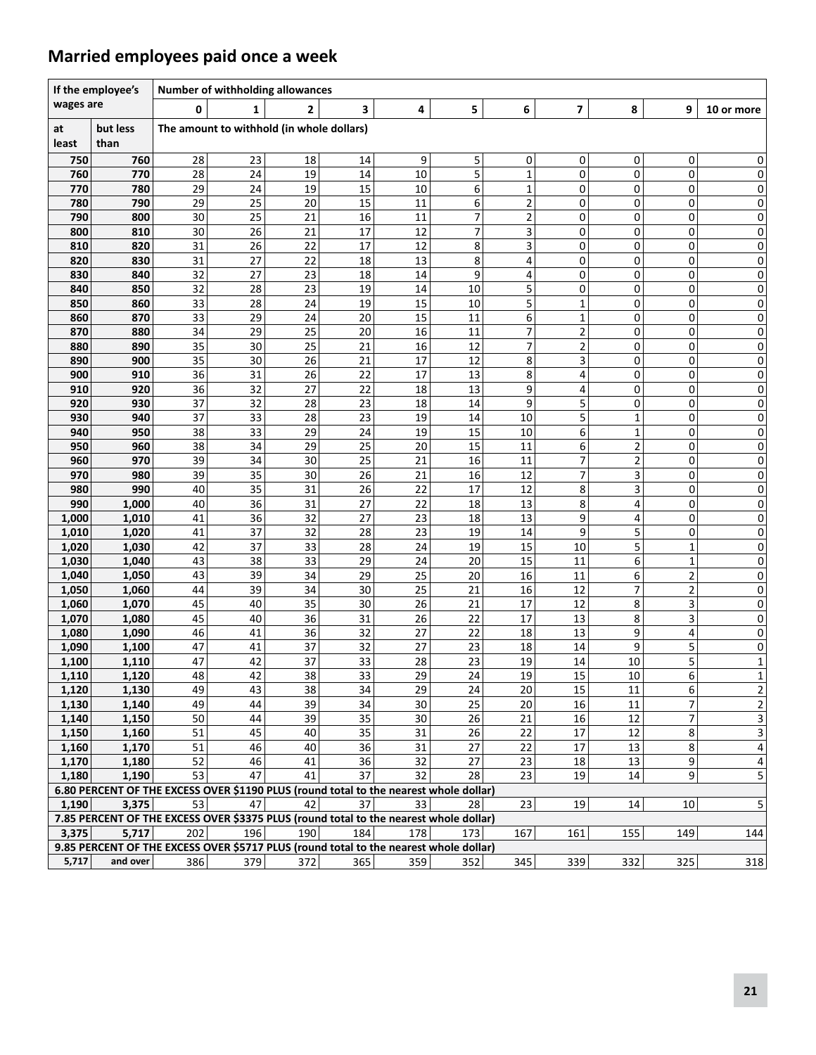## Married employees paid once a week

| If the employee's wages are | | Number of withholding allowances | | | | | | | | | | |
|---|---|---|---|---|---|---|---|---|---|---|---|---|
| | | 0 | 1 | 2 | 3 | 4 | 5 | 6 | 7 | 8 | 9 | 10 or more |
| at least | but less than | The amount to withhold (in whole dollars) | | | | | | | | | | |
| 750 | 760 | 28 | 23 | 18 | 14 | 9 | 5 | 0 | 0 | 0 | 0 | 0 |
| 760 | 770 | 28 | 24 | 19 | 14 | 10 | 5 | 1 | 0 | 0 | 0 | 0 |
| 770 | 780 | 29 | 24 | 19 | 15 | 10 | 6 | 1 | 0 | 0 | 0 | 0 |
| 780 | 790 | 29 | 25 | 20 | 15 | 11 | 6 | 2 | 0 | 0 | 0 | 0 |
| 790 | 800 | 30 | 25 | 21 | 16 | 11 | 7 | 2 | 0 | 0 | 0 | 0 |
| 800 | 810 | 30 | 26 | 21 | 17 | 12 | 7 | 3 | 0 | 0 | 0 | 0 |
| 810 | 820 | 31 | 26 | 22 | 17 | 12 | 8 | 3 | 0 | 0 | 0 | 0 |
| 820 | 830 | 31 | 27 | 22 | 18 | 13 | 8 | 4 | 0 | 0 | 0 | 0 |
| 830 | 840 | 32 | 27 | 23 | 18 | 14 | 9 | 4 | 0 | 0 | 0 | 0 |
| 840 | 850 | 32 | 28 | 23 | 19 | 14 | 10 | 5 | 0 | 0 | 0 | 0 |
| 850 | 860 | 33 | 28 | 24 | 19 | 15 | 10 | 5 | 1 | 0 | 0 | 0 |
| 860 | 870 | 33 | 29 | 24 | 20 | 15 | 11 | 6 | 1 | 0 | 0 | 0 |
| 870 | 880 | 34 | 29 | 25 | 20 | 16 | 11 | 7 | 2 | 0 | 0 | 0 |
| 880 | 890 | 35 | 30 | 25 | 21 | 16 | 12 | 7 | 2 | 0 | 0 | 0 |
| 890 | 900 | 35 | 30 | 26 | 21 | 17 | 12 | 8 | 3 | 0 | 0 | 0 |
| 900 | 910 | 36 | 31 | 26 | 22 | 17 | 13 | 8 | 4 | 0 | 0 | 0 |
| 910 | 920 | 36 | 32 | 27 | 22 | 18 | 13 | 9 | 4 | 0 | 0 | 0 |
| 920 | 930 | 37 | 32 | 28 | 23 | 18 | 14 | 9 | 5 | 0 | 0 | 0 |
| 930 | 940 | 37 | 33 | 28 | 23 | 19 | 14 | 10 | 5 | 1 | 0 | 0 |
| 940 | 950 | 38 | 33 | 29 | 24 | 19 | 15 | 10 | 6 | 1 | 0 | 0 |
| 950 | 960 | 38 | 34 | 29 | 25 | 20 | 15 | 11 | 6 | 2 | 0 | 0 |
| 960 | 970 | 39 | 34 | 30 | 25 | 21 | 16 | 11 | 7 | 2 | 0 | 0 |
| 970 | 980 | 39 | 35 | 30 | 26 | 21 | 16 | 12 | 7 | 3 | 0 | 0 |
| 980 | 990 | 40 | 35 | 31 | 26 | 22 | 17 | 12 | 8 | 3 | 0 | 0 |
| 990 | 1,000 | 40 | 36 | 31 | 27 | 22 | 18 | 13 | 8 | 4 | 0 | 0 |
| 1,000 | 1,010 | 41 | 36 | 32 | 27 | 23 | 18 | 13 | 9 | 4 | 0 | 0 |
| 1,010 | 1,020 | 41 | 37 | 32 | 28 | 23 | 19 | 14 | 9 | 5 | 0 | 0 |
| 1,020 | 1,030 | 42 | 37 | 33 | 28 | 24 | 19 | 15 | 10 | 5 | 1 | 0 |
| 1,030 | 1,040 | 43 | 38 | 33 | 29 | 24 | 20 | 15 | 11 | 6 | 1 | 0 |
| 1,040 | 1,050 | 43 | 39 | 34 | 29 | 25 | 20 | 16 | 11 | 6 | 2 | 0 |
| 1,050 | 1,060 | 44 | 39 | 34 | 30 | 25 | 21 | 16 | 12 | 7 | 2 | 0 |
| 1,060 | 1,070 | 45 | 40 | 35 | 30 | 26 | 21 | 17 | 12 | 8 | 3 | 0 |
| 1,070 | 1,080 | 45 | 40 | 36 | 31 | 26 | 22 | 17 | 13 | 8 | 3 | 0 |
| 1,080 | 1,090 | 46 | 41 | 36 | 32 | 27 | 22 | 18 | 13 | 9 | 4 | 0 |
| 1,090 | 1,100 | 47 | 41 | 37 | 32 | 27 | 23 | 18 | 14 | 9 | 5 | 0 |
| 1,100 | 1,110 | 47 | 42 | 37 | 33 | 28 | 23 | 19 | 14 | 10 | 5 | 1 |
| 1,110 | 1,120 | 48 | 42 | 38 | 33 | 29 | 24 | 19 | 15 | 10 | 6 | 1 |
| 1,120 | 1,130 | 49 | 43 | 38 | 34 | 29 | 24 | 20 | 15 | 11 | 6 | 2 |
| 1,130 | 1,140 | 49 | 44 | 39 | 34 | 30 | 25 | 20 | 16 | 11 | 7 | 2 |
| 1,140 | 1,150 | 50 | 44 | 39 | 35 | 30 | 26 | 21 | 16 | 12 | 7 | 3 |
| 1,150 | 1,160 | 51 | 45 | 40 | 35 | 31 | 26 | 22 | 17 | 12 | 8 | 3 |
| 1,160 | 1,170 | 51 | 46 | 40 | 36 | 31 | 27 | 22 | 17 | 13 | 8 | 4 |
| 1,170 | 1,180 | 52 | 46 | 41 | 36 | 32 | 27 | 23 | 18 | 13 | 9 | 4 |
| 1,180 | 1,190 | 53 | 47 | 41 | 37 | 32 | 28 | 23 | 19 | 14 | 9 | 5 |
| 6.80 PERCENT OF THE EXCESS OVER $1190 PLUS (round total to the nearest whole dollar) | | | | | | | | | | | | |
| 1,190 | 3,375 | 53 | 47 | 42 | 37 | 33 | 28 | 23 | 19 | 14 | 10 | 5 |
| 7.85 PERCENT OF THE EXCESS OVER $3375 PLUS (round total to the nearest whole dollar) | | | | | | | | | | | | |
| 3,375 | 5,717 | 202 | 196 | 190 | 184 | 178 | 173 | 167 | 161 | 155 | 149 | 144 |
| 9.85 PERCENT OF THE EXCESS OVER $5717 PLUS (round total to the nearest whole dollar) | | | | | | | | | | | | |
| 5,717 | and over | 386 | 379 | 372 | 365 | 359 | 352 | 345 | 339 | 332 | 325 | 318 |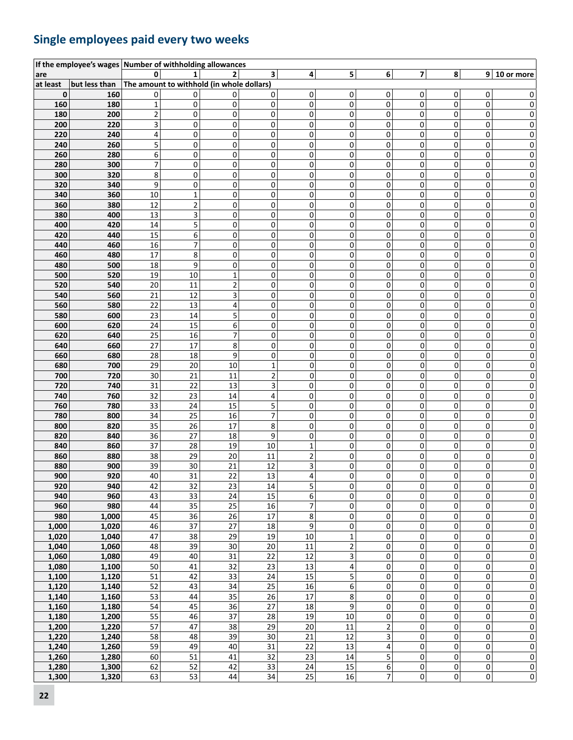## Single employees paid every two weeks

| If the employee's wages are | | Number of withholding allowances | | | | | | | | | | |
|---|---|---|---|---|---|---|---|---|---|---|---|---|
| | | 0 | 1 | 2 | 3 | 4 | 5 | 6 | 7 | 8 | 9 | 10 or more |
| at least | but less than | The amount to withhold (in whole dollars) | | | | | | | | | | |
| 0 | 160 | 0 | 0 | 0 | 0 | 0 | 0 | 0 | 0 | 0 | 0 | 0 |
| 160 | 180 | 1 | 0 | 0 | 0 | 0 | 0 | 0 | 0 | 0 | 0 | 0 |
| 180 | 200 | 2 | 0 | 0 | 0 | 0 | 0 | 0 | 0 | 0 | 0 | 0 |
| 200 | 220 | 3 | 0 | 0 | 0 | 0 | 0 | 0 | 0 | 0 | 0 | 0 |
| 220 | 240 | 4 | 0 | 0 | 0 | 0 | 0 | 0 | 0 | 0 | 0 | 0 |
| 240 | 260 | 5 | 0 | 0 | 0 | 0 | 0 | 0 | 0 | 0 | 0 | 0 |
| 260 | 280 | 6 | 0 | 0 | 0 | 0 | 0 | 0 | 0 | 0 | 0 | 0 |
| 280 | 300 | 7 | 0 | 0 | 0 | 0 | 0 | 0 | 0 | 0 | 0 | 0 |
| 300 | 320 | 8 | 0 | 0 | 0 | 0 | 0 | 0 | 0 | 0 | 0 | 0 |
| 320 | 340 | 9 | 0 | 0 | 0 | 0 | 0 | 0 | 0 | 0 | 0 | 0 |
| 340 | 360 | 10 | 1 | 0 | 0 | 0 | 0 | 0 | 0 | 0 | 0 | 0 |
| 360 | 380 | 12 | 2 | 0 | 0 | 0 | 0 | 0 | 0 | 0 | 0 | 0 |
| 380 | 400 | 13 | 3 | 0 | 0 | 0 | 0 | 0 | 0 | 0 | 0 | 0 |
| 400 | 420 | 14 | 5 | 0 | 0 | 0 | 0 | 0 | 0 | 0 | 0 | 0 |
| 420 | 440 | 15 | 6 | 0 | 0 | 0 | 0 | 0 | 0 | 0 | 0 | 0 |
| 440 | 460 | 16 | 7 | 0 | 0 | 0 | 0 | 0 | 0 | 0 | 0 | 0 |
| 460 | 480 | 17 | 8 | 0 | 0 | 0 | 0 | 0 | 0 | 0 | 0 | 0 |
| 480 | 500 | 18 | 9 | 0 | 0 | 0 | 0 | 0 | 0 | 0 | 0 | 0 |
| 500 | 520 | 19 | 10 | 1 | 0 | 0 | 0 | 0 | 0 | 0 | 0 | 0 |
| 520 | 540 | 20 | 11 | 2 | 0 | 0 | 0 | 0 | 0 | 0 | 0 | 0 |
| 540 | 560 | 21 | 12 | 3 | 0 | 0 | 0 | 0 | 0 | 0 | 0 | 0 |
| 560 | 580 | 22 | 13 | 4 | 0 | 0 | 0 | 0 | 0 | 0 | 0 | 0 |
| 580 | 600 | 23 | 14 | 5 | 0 | 0 | 0 | 0 | 0 | 0 | 0 | 0 |
| 600 | 620 | 24 | 15 | 6 | 0 | 0 | 0 | 0 | 0 | 0 | 0 | 0 |
| 620 | 640 | 25 | 16 | 7 | 0 | 0 | 0 | 0 | 0 | 0 | 0 | 0 |
| 640 | 660 | 27 | 17 | 8 | 0 | 0 | 0 | 0 | 0 | 0 | 0 | 0 |
| 660 | 680 | 28 | 18 | 9 | 0 | 0 | 0 | 0 | 0 | 0 | 0 | 0 |
| 680 | 700 | 29 | 20 | 10 | 1 | 0 | 0 | 0 | 0 | 0 | 0 | 0 |
| 700 | 720 | 30 | 21 | 11 | 2 | 0 | 0 | 0 | 0 | 0 | 0 | 0 |
| 720 | 740 | 31 | 22 | 13 | 3 | 0 | 0 | 0 | 0 | 0 | 0 | 0 |
| 740 | 760 | 32 | 23 | 14 | 4 | 0 | 0 | 0 | 0 | 0 | 0 | 0 |
| 760 | 780 | 33 | 24 | 15 | 5 | 0 | 0 | 0 | 0 | 0 | 0 | 0 |
| 780 | 800 | 34 | 25 | 16 | 7 | 0 | 0 | 0 | 0 | 0 | 0 | 0 |
| 800 | 820 | 35 | 26 | 17 | 8 | 0 | 0 | 0 | 0 | 0 | 0 | 0 |
| 820 | 840 | 36 | 27 | 18 | 9 | 0 | 0 | 0 | 0 | 0 | 0 | 0 |
| 840 | 860 | 37 | 28 | 19 | 10 | 1 | 0 | 0 | 0 | 0 | 0 | 0 |
| 860 | 880 | 38 | 29 | 20 | 11 | 2 | 0 | 0 | 0 | 0 | 0 | 0 |
| 880 | 900 | 39 | 30 | 21 | 12 | 3 | 0 | 0 | 0 | 0 | 0 | 0 |
| 900 | 920 | 40 | 31 | 22 | 13 | 4 | 0 | 0 | 0 | 0 | 0 | 0 |
| 920 | 940 | 42 | 32 | 23 | 14 | 5 | 0 | 0 | 0 | 0 | 0 | 0 |
| 940 | 960 | 43 | 33 | 24 | 15 | 6 | 0 | 0 | 0 | 0 | 0 | 0 |
| 960 | 980 | 44 | 35 | 25 | 16 | 7 | 0 | 0 | 0 | 0 | 0 | 0 |
| 980 | 1,000 | 45 | 36 | 26 | 17 | 8 | 0 | 0 | 0 | 0 | 0 | 0 |
| 1,000 | 1,020 | 46 | 37 | 27 | 18 | 9 | 0 | 0 | 0 | 0 | 0 | 0 |
| 1,020 | 1,040 | 47 | 38 | 29 | 19 | 10 | 1 | 0 | 0 | 0 | 0 | 0 |
| 1,040 | 1,060 | 48 | 39 | 30 | 20 | 11 | 2 | 0 | 0 | 0 | 0 | 0 |
| 1,060 | 1,080 | 49 | 40 | 31 | 22 | 12 | 3 | 0 | 0 | 0 | 0 | 0 |
| 1,080 | 1,100 | 50 | 41 | 32 | 23 | 13 | 4 | 0 | 0 | 0 | 0 | 0 |
| 1,100 | 1,120 | 51 | 42 | 33 | 24 | 15 | 5 | 0 | 0 | 0 | 0 | 0 |
| 1,120 | 1,140 | 52 | 43 | 34 | 25 | 16 | 6 | 0 | 0 | 0 | 0 | 0 |
| 1,140 | 1,160 | 53 | 44 | 35 | 26 | 17 | 8 | 0 | 0 | 0 | 0 | 0 |
| 1,160 | 1,180 | 54 | 45 | 36 | 27 | 18 | 9 | 0 | 0 | 0 | 0 | 0 |
| 1,180 | 1,200 | 55 | 46 | 37 | 28 | 19 | 10 | 0 | 0 | 0 | 0 | 0 |
| 1,200 | 1,220 | 57 | 47 | 38 | 29 | 20 | 11 | 2 | 0 | 0 | 0 | 0 |
| 1,220 | 1,240 | 58 | 48 | 39 | 30 | 21 | 12 | 3 | 0 | 0 | 0 | 0 |
| 1,240 | 1,260 | 59 | 49 | 40 | 31 | 22 | 13 | 4 | 0 | 0 | 0 | 0 |
| 1,260 | 1,280 | 60 | 51 | 41 | 32 | 23 | 14 | 5 | 0 | 0 | 0 | 0 |
| 1,280 | 1,300 | 62 | 52 | 42 | 33 | 24 | 15 | 6 | 0 | 0 | 0 | 0 |
| 1,300 | 1,320 | 63 | 53 | 44 | 34 | 25 | 16 | 7 | 0 | 0 | 0 | 0 |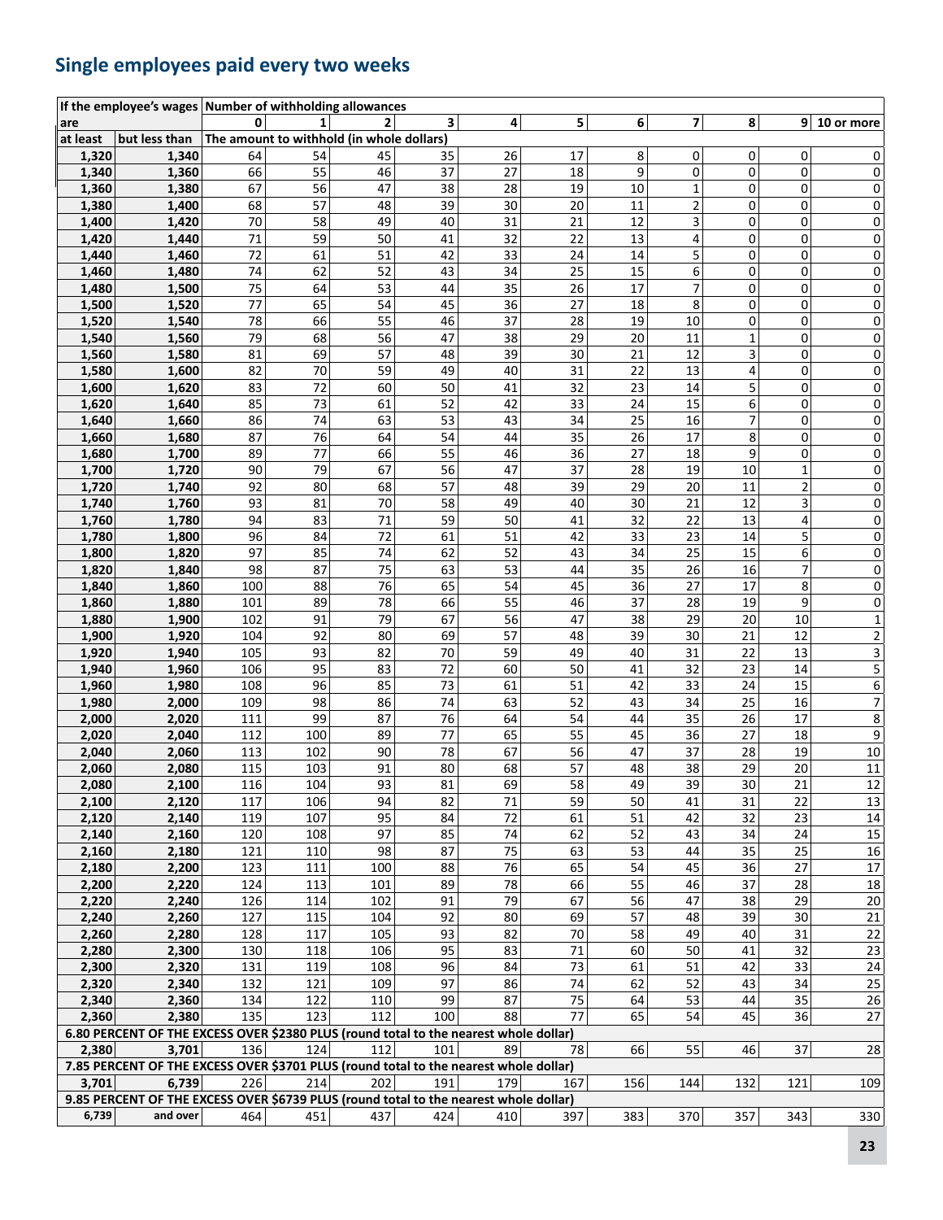## Single employees paid every two weeks

| If the employee's wages are | | Number of withholding allowances | | | | | | | | | | |
|---|---|---|---|---|---|---|---|---|---|---|---|---|
| | | 0 | 1 | 2 | 3 | 4 | 5 | 6 | 7 | 8 | 9 | 10 or more |
| at least | but less than | The amount to withhold (in whole dollars) | | | | | | | | | | |
| 1,320 | 1,340 | 64 | 54 | 45 | 35 | 26 | 17 | 8 | 0 | 0 | 0 | 0 |
| 1,340 | 1,360 | 66 | 55 | 46 | 37 | 27 | 18 | 9 | 0 | 0 | 0 | 0 |
| 1,360 | 1,380 | 67 | 56 | 47 | 38 | 28 | 19 | 10 | 1 | 0 | 0 | 0 |
| 1,380 | 1,400 | 68 | 57 | 48 | 39 | 30 | 20 | 11 | 2 | 0 | 0 | 0 |
| 1,400 | 1,420 | 70 | 58 | 49 | 40 | 31 | 21 | 12 | 3 | 0 | 0 | 0 |
| 1,420 | 1,440 | 71 | 59 | 50 | 41 | 32 | 22 | 13 | 4 | 0 | 0 | 0 |
| 1,440 | 1,460 | 72 | 61 | 51 | 42 | 33 | 24 | 14 | 5 | 0 | 0 | 0 |
| 1,460 | 1,480 | 74 | 62 | 52 | 43 | 34 | 25 | 15 | 6 | 0 | 0 | 0 |
| 1,480 | 1,500 | 75 | 64 | 53 | 44 | 35 | 26 | 17 | 7 | 0 | 0 | 0 |
| 1,500 | 1,520 | 77 | 65 | 54 | 45 | 36 | 27 | 18 | 8 | 0 | 0 | 0 |
| 1,520 | 1,540 | 78 | 66 | 55 | 46 | 37 | 28 | 19 | 10 | 0 | 0 | 0 |
| 1,540 | 1,560 | 79 | 68 | 56 | 47 | 38 | 29 | 20 | 11 | 1 | 0 | 0 |
| 1,560 | 1,580 | 81 | 69 | 57 | 48 | 39 | 30 | 21 | 12 | 3 | 0 | 0 |
| 1,580 | 1,600 | 82 | 70 | 59 | 49 | 40 | 31 | 22 | 13 | 4 | 0 | 0 |
| 1,600 | 1,620 | 83 | 72 | 60 | 50 | 41 | 32 | 23 | 14 | 5 | 0 | 0 |
| 1,620 | 1,640 | 85 | 73 | 61 | 52 | 42 | 33 | 24 | 15 | 6 | 0 | 0 |
| 1,640 | 1,660 | 86 | 74 | 63 | 53 | 43 | 34 | 25 | 16 | 7 | 0 | 0 |
| 1,660 | 1,680 | 87 | 76 | 64 | 54 | 44 | 35 | 26 | 17 | 8 | 0 | 0 |
| 1,680 | 1,700 | 89 | 77 | 66 | 55 | 46 | 36 | 27 | 18 | 9 | 0 | 0 |
| 1,700 | 1,720 | 90 | 79 | 67 | 56 | 47 | 37 | 28 | 19 | 10 | 1 | 0 |
| 1,720 | 1,740 | 92 | 80 | 68 | 57 | 48 | 39 | 29 | 20 | 11 | 2 | 0 |
| 1,740 | 1,760 | 93 | 81 | 70 | 58 | 49 | 40 | 30 | 21 | 12 | 3 | 0 |
| 1,760 | 1,780 | 94 | 83 | 71 | 59 | 50 | 41 | 32 | 22 | 13 | 4 | 0 |
| 1,780 | 1,800 | 96 | 84 | 72 | 61 | 51 | 42 | 33 | 23 | 14 | 5 | 0 |
| 1,800 | 1,820 | 97 | 85 | 74 | 62 | 52 | 43 | 34 | 25 | 15 | 6 | 0 |
| 1,820 | 1,840 | 98 | 87 | 75 | 63 | 53 | 44 | 35 | 26 | 16 | 7 | 0 |
| 1,840 | 1,860 | 100 | 88 | 76 | 65 | 54 | 45 | 36 | 27 | 17 | 8 | 0 |
| 1,860 | 1,880 | 101 | 89 | 78 | 66 | 55 | 46 | 37 | 28 | 19 | 9 | 0 |
| 1,880 | 1,900 | 102 | 91 | 79 | 67 | 56 | 47 | 38 | 29 | 20 | 10 | 1 |
| 1,900 | 1,920 | 104 | 92 | 80 | 69 | 57 | 48 | 39 | 30 | 21 | 12 | 2 |
| 1,920 | 1,940 | 105 | 93 | 82 | 70 | 59 | 49 | 40 | 31 | 22 | 13 | 3 |
| 1,940 | 1,960 | 106 | 95 | 83 | 72 | 60 | 50 | 41 | 32 | 23 | 14 | 5 |
| 1,960 | 1,980 | 108 | 96 | 85 | 73 | 61 | 51 | 42 | 33 | 24 | 15 | 6 |
| 1,980 | 2,000 | 109 | 98 | 86 | 74 | 63 | 52 | 43 | 34 | 25 | 16 | 7 |
| 2,000 | 2,020 | 111 | 99 | 87 | 76 | 64 | 54 | 44 | 35 | 26 | 17 | 8 |
| 2,020 | 2,040 | 112 | 100 | 89 | 77 | 65 | 55 | 45 | 36 | 27 | 18 | 9 |
| 2,040 | 2,060 | 113 | 102 | 90 | 78 | 67 | 56 | 47 | 37 | 28 | 19 | 10 |
| 2,060 | 2,080 | 115 | 103 | 91 | 80 | 68 | 57 | 48 | 38 | 29 | 20 | 11 |
| 2,080 | 2,100 | 116 | 104 | 93 | 81 | 69 | 58 | 49 | 39 | 30 | 21 | 12 |
| 2,100 | 2,120 | 117 | 106 | 94 | 82 | 71 | 59 | 50 | 41 | 31 | 22 | 13 |
| 2,120 | 2,140 | 119 | 107 | 95 | 84 | 72 | 61 | 51 | 42 | 32 | 23 | 14 |
| 2,140 | 2,160 | 120 | 108 | 97 | 85 | 74 | 62 | 52 | 43 | 34 | 24 | 15 |
| 2,160 | 2,180 | 121 | 110 | 98 | 87 | 75 | 63 | 53 | 44 | 35 | 25 | 16 |
| 2,180 | 2,200 | 123 | 111 | 100 | 88 | 76 | 65 | 54 | 45 | 36 | 27 | 17 |
| 2,200 | 2,220 | 124 | 113 | 101 | 89 | 78 | 66 | 55 | 46 | 37 | 28 | 18 |
| 2,220 | 2,240 | 126 | 114 | 102 | 91 | 79 | 67 | 56 | 47 | 38 | 29 | 20 |
| 2,240 | 2,260 | 127 | 115 | 104 | 92 | 80 | 69 | 57 | 48 | 39 | 30 | 21 |
| 2,260 | 2,280 | 128 | 117 | 105 | 93 | 82 | 70 | 58 | 49 | 40 | 31 | 22 |
| 2,280 | 2,300 | 130 | 118 | 106 | 95 | 83 | 71 | 60 | 50 | 41 | 32 | 23 |
| 2,300 | 2,320 | 131 | 119 | 108 | 96 | 84 | 73 | 61 | 51 | 42 | 33 | 24 |
| 2,320 | 2,340 | 132 | 121 | 109 | 97 | 86 | 74 | 62 | 52 | 43 | 34 | 25 |
| 2,340 | 2,360 | 134 | 122 | 110 | 99 | 87 | 75 | 64 | 53 | 44 | 35 | 26 |
| 2,360 | 2,380 | 135 | 123 | 112 | 100 | 88 | 77 | 65 | 54 | 45 | 36 | 27 |
| 6.80 PERCENT OF THE EXCESS OVER $2380 PLUS (round total to the nearest whole dollar) | | | | | | | | | | | | |
| 2,380 | 3,701 | 136 | 124 | 112 | 101 | 89 | 78 | 66 | 55 | 46 | 37 | 28 |
| 7.85 PERCENT OF THE EXCESS OVER $3701 PLUS (round total to the nearest whole dollar) | | | | | | | | | | | | |
| 3,701 | 6,739 | 226 | 214 | 202 | 191 | 179 | 167 | 156 | 144 | 132 | 121 | 109 |
| 9.85 PERCENT OF THE EXCESS OVER $6739 PLUS (round total to the nearest whole dollar) | | | | | | | | | | | | |
| 6,739 | and over | 464 | 451 | 437 | 424 | 410 | 397 | 383 | 370 | 357 | 343 | 330 |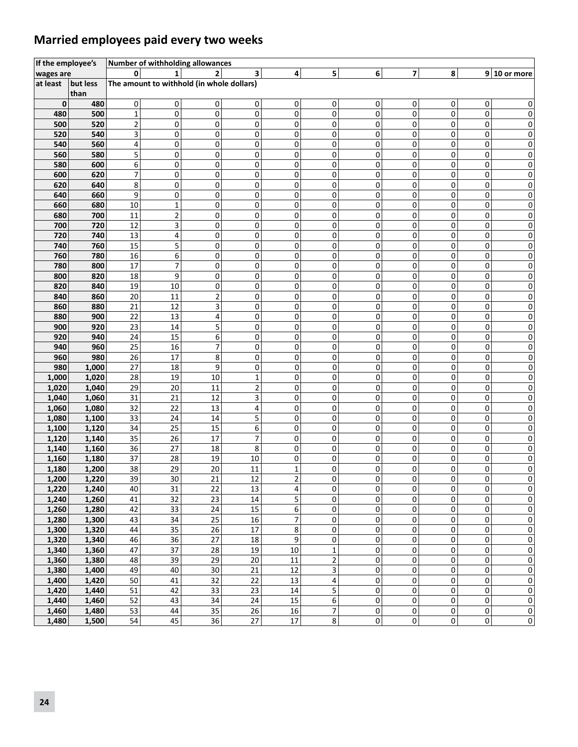## Married employees paid every two weeks

| If the employee's wages are | | Number of withholding allowances | | | | | | | | | | |
|---|---|---|---|---|---|---|---|---|---|---|---|---|
| | | 0 | 1 | 2 | 3 | 4 | 5 | 6 | 7 | 8 | 9 | 10 or more |
| at least | but less than | The amount to withhold (in whole dollars) | | | | | | | | | | |
| 0 | 480 | 0 | 0 | 0 | 0 | 0 | 0 | 0 | 0 | 0 | 0 | 0 |
| 480 | 500 | 1 | 0 | 0 | 0 | 0 | 0 | 0 | 0 | 0 | 0 | 0 |
| 500 | 520 | 2 | 0 | 0 | 0 | 0 | 0 | 0 | 0 | 0 | 0 | 0 |
| 520 | 540 | 3 | 0 | 0 | 0 | 0 | 0 | 0 | 0 | 0 | 0 | 0 |
| 540 | 560 | 4 | 0 | 0 | 0 | 0 | 0 | 0 | 0 | 0 | 0 | 0 |
| 560 | 580 | 5 | 0 | 0 | 0 | 0 | 0 | 0 | 0 | 0 | 0 | 0 |
| 580 | 600 | 6 | 0 | 0 | 0 | 0 | 0 | 0 | 0 | 0 | 0 | 0 |
| 600 | 620 | 7 | 0 | 0 | 0 | 0 | 0 | 0 | 0 | 0 | 0 | 0 |
| 620 | 640 | 8 | 0 | 0 | 0 | 0 | 0 | 0 | 0 | 0 | 0 | 0 |
| 640 | 660 | 9 | 0 | 0 | 0 | 0 | 0 | 0 | 0 | 0 | 0 | 0 |
| 660 | 680 | 10 | 1 | 0 | 0 | 0 | 0 | 0 | 0 | 0 | 0 | 0 |
| 680 | 700 | 11 | 2 | 0 | 0 | 0 | 0 | 0 | 0 | 0 | 0 | 0 |
| 700 | 720 | 12 | 3 | 0 | 0 | 0 | 0 | 0 | 0 | 0 | 0 | 0 |
| 720 | 740 | 13 | 4 | 0 | 0 | 0 | 0 | 0 | 0 | 0 | 0 | 0 |
| 740 | 760 | 15 | 5 | 0 | 0 | 0 | 0 | 0 | 0 | 0 | 0 | 0 |
| 760 | 780 | 16 | 6 | 0 | 0 | 0 | 0 | 0 | 0 | 0 | 0 | 0 |
| 780 | 800 | 17 | 7 | 0 | 0 | 0 | 0 | 0 | 0 | 0 | 0 | 0 |
| 800 | 820 | 18 | 9 | 0 | 0 | 0 | 0 | 0 | 0 | 0 | 0 | 0 |
| 820 | 840 | 19 | 10 | 0 | 0 | 0 | 0 | 0 | 0 | 0 | 0 | 0 |
| 840 | 860 | 20 | 11 | 2 | 0 | 0 | 0 | 0 | 0 | 0 | 0 | 0 |
| 860 | 880 | 21 | 12 | 3 | 0 | 0 | 0 | 0 | 0 | 0 | 0 | 0 |
| 880 | 900 | 22 | 13 | 4 | 0 | 0 | 0 | 0 | 0 | 0 | 0 | 0 |
| 900 | 920 | 23 | 14 | 5 | 0 | 0 | 0 | 0 | 0 | 0 | 0 | 0 |
| 920 | 940 | 24 | 15 | 6 | 0 | 0 | 0 | 0 | 0 | 0 | 0 | 0 |
| 940 | 960 | 25 | 16 | 7 | 0 | 0 | 0 | 0 | 0 | 0 | 0 | 0 |
| 960 | 980 | 26 | 17 | 8 | 0 | 0 | 0 | 0 | 0 | 0 | 0 | 0 |
| 980 | 1,000 | 27 | 18 | 9 | 0 | 0 | 0 | 0 | 0 | 0 | 0 | 0 |
| 1,000 | 1,020 | 28 | 19 | 10 | 1 | 0 | 0 | 0 | 0 | 0 | 0 | 0 |
| 1,020 | 1,040 | 29 | 20 | 11 | 2 | 0 | 0 | 0 | 0 | 0 | 0 | 0 |
| 1,040 | 1,060 | 31 | 21 | 12 | 3 | 0 | 0 | 0 | 0 | 0 | 0 | 0 |
| 1,060 | 1,080 | 32 | 22 | 13 | 4 | 0 | 0 | 0 | 0 | 0 | 0 | 0 |
| 1,080 | 1,100 | 33 | 24 | 14 | 5 | 0 | 0 | 0 | 0 | 0 | 0 | 0 |
| 1,100 | 1,120 | 34 | 25 | 15 | 6 | 0 | 0 | 0 | 0 | 0 | 0 | 0 |
| 1,120 | 1,140 | 35 | 26 | 17 | 7 | 0 | 0 | 0 | 0 | 0 | 0 | 0 |
| 1,140 | 1,160 | 36 | 27 | 18 | 8 | 0 | 0 | 0 | 0 | 0 | 0 | 0 |
| 1,160 | 1,180 | 37 | 28 | 19 | 10 | 0 | 0 | 0 | 0 | 0 | 0 | 0 |
| 1,180 | 1,200 | 38 | 29 | 20 | 11 | 1 | 0 | 0 | 0 | 0 | 0 | 0 |
| 1,200 | 1,220 | 39 | 30 | 21 | 12 | 2 | 0 | 0 | 0 | 0 | 0 | 0 |
| 1,220 | 1,240 | 40 | 31 | 22 | 13 | 4 | 0 | 0 | 0 | 0 | 0 | 0 |
| 1,240 | 1,260 | 41 | 32 | 23 | 14 | 5 | 0 | 0 | 0 | 0 | 0 | 0 |
| 1,260 | 1,280 | 42 | 33 | 24 | 15 | 6 | 0 | 0 | 0 | 0 | 0 | 0 |
| 1,280 | 1,300 | 43 | 34 | 25 | 16 | 7 | 0 | 0 | 0 | 0 | 0 | 0 |
| 1,300 | 1,320 | 44 | 35 | 26 | 17 | 8 | 0 | 0 | 0 | 0 | 0 | 0 |
| 1,320 | 1,340 | 46 | 36 | 27 | 18 | 9 | 0 | 0 | 0 | 0 | 0 | 0 |
| 1,340 | 1,360 | 47 | 37 | 28 | 19 | 10 | 1 | 0 | 0 | 0 | 0 | 0 |
| 1,360 | 1,380 | 48 | 39 | 29 | 20 | 11 | 2 | 0 | 0 | 0 | 0 | 0 |
| 1,380 | 1,400 | 49 | 40 | 30 | 21 | 12 | 3 | 0 | 0 | 0 | 0 | 0 |
| 1,400 | 1,420 | 50 | 41 | 32 | 22 | 13 | 4 | 0 | 0 | 0 | 0 | 0 |
| 1,420 | 1,440 | 51 | 42 | 33 | 23 | 14 | 5 | 0 | 0 | 0 | 0 | 0 |
| 1,440 | 1,460 | 52 | 43 | 34 | 24 | 15 | 6 | 0 | 0 | 0 | 0 | 0 |
| 1,460 | 1,480 | 53 | 44 | 35 | 26 | 16 | 7 | 0 | 0 | 0 | 0 | 0 |
| 1,480 | 1,500 | 54 | 45 | 36 | 27 | 17 | 8 | 0 | 0 | 0 | 0 | 0 |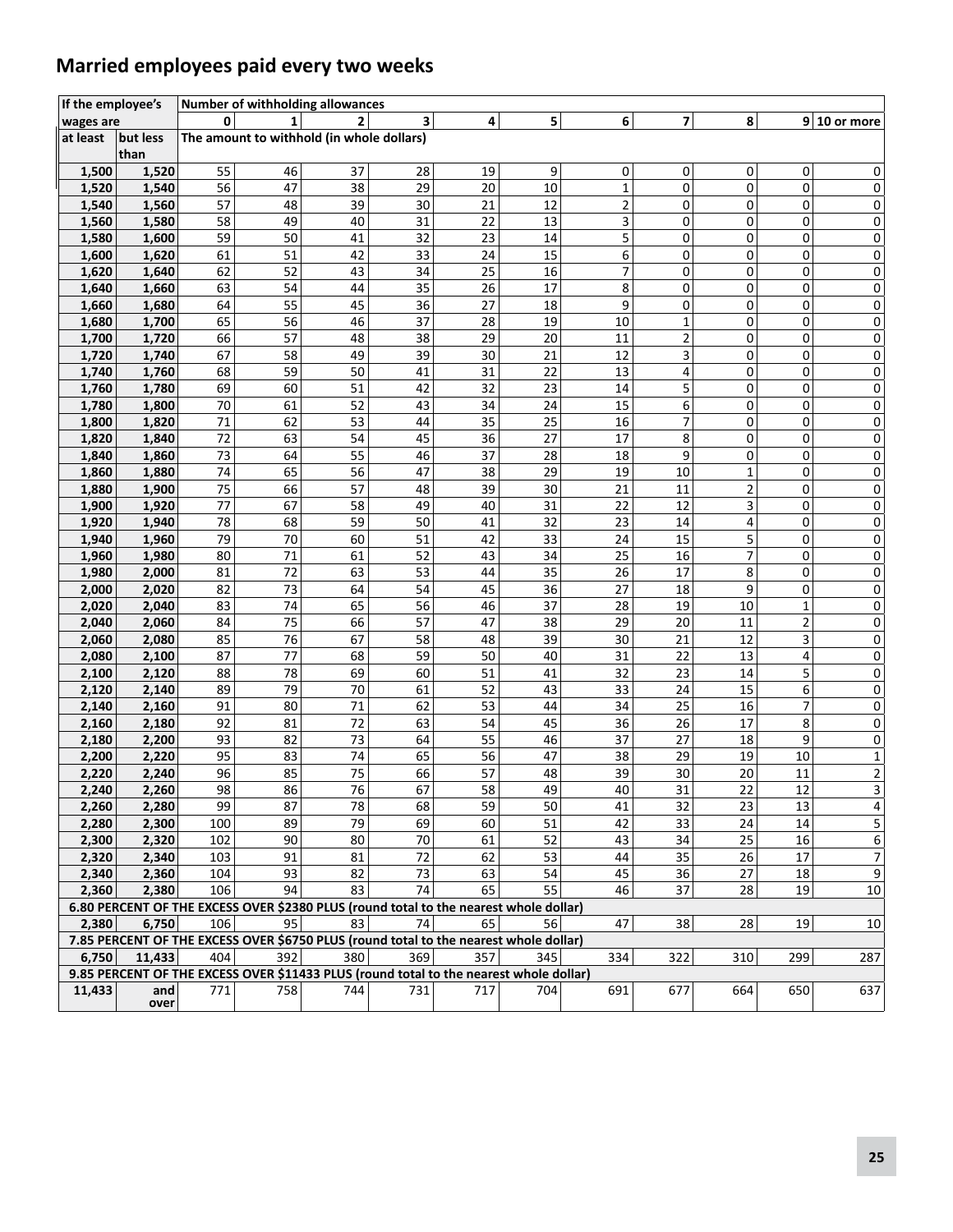## Married employees paid every two weeks

| If the employee's wages are | | Number of withholding allowances | | | | | | | | | | |
|---|---|---|---|---|---|---|---|---|---|---|---|---|
| | | 0 | 1 | 2 | 3 | 4 | 5 | 6 | 7 | 8 | 9 | 10 or more |
| at least | but less than | The amount to withhold (in whole dollars) | | | | | | | | | | |
| 1,500 | 1,520 | 55 | 46 | 37 | 28 | 19 | 9 | 0 | 0 | 0 | 0 | 0 |
| 1,520 | 1,540 | 56 | 47 | 38 | 29 | 20 | 10 | 1 | 0 | 0 | 0 | 0 |
| 1,540 | 1,560 | 57 | 48 | 39 | 30 | 21 | 12 | 2 | 0 | 0 | 0 | 0 |
| 1,560 | 1,580 | 58 | 49 | 40 | 31 | 22 | 13 | 3 | 0 | 0 | 0 | 0 |
| 1,580 | 1,600 | 59 | 50 | 41 | 32 | 23 | 14 | 5 | 0 | 0 | 0 | 0 |
| 1,600 | 1,620 | 61 | 51 | 42 | 33 | 24 | 15 | 6 | 0 | 0 | 0 | 0 |
| 1,620 | 1,640 | 62 | 52 | 43 | 34 | 25 | 16 | 7 | 0 | 0 | 0 | 0 |
| 1,640 | 1,660 | 63 | 54 | 44 | 35 | 26 | 17 | 8 | 0 | 0 | 0 | 0 |
| 1,660 | 1,680 | 64 | 55 | 45 | 36 | 27 | 18 | 9 | 0 | 0 | 0 | 0 |
| 1,680 | 1,700 | 65 | 56 | 46 | 37 | 28 | 19 | 10 | 1 | 0 | 0 | 0 |
| 1,700 | 1,720 | 66 | 57 | 48 | 38 | 29 | 20 | 11 | 2 | 0 | 0 | 0 |
| 1,720 | 1,740 | 67 | 58 | 49 | 39 | 30 | 21 | 12 | 3 | 0 | 0 | 0 |
| 1,740 | 1,760 | 68 | 59 | 50 | 41 | 31 | 22 | 13 | 4 | 0 | 0 | 0 |
| 1,760 | 1,780 | 69 | 60 | 51 | 42 | 32 | 23 | 14 | 5 | 0 | 0 | 0 |
| 1,780 | 1,800 | 70 | 61 | 52 | 43 | 34 | 24 | 15 | 6 | 0 | 0 | 0 |
| 1,800 | 1,820 | 71 | 62 | 53 | 44 | 35 | 25 | 16 | 7 | 0 | 0 | 0 |
| 1,820 | 1,840 | 72 | 63 | 54 | 45 | 36 | 27 | 17 | 8 | 0 | 0 | 0 |
| 1,840 | 1,860 | 73 | 64 | 55 | 46 | 37 | 28 | 18 | 9 | 0 | 0 | 0 |
| 1,860 | 1,880 | 74 | 65 | 56 | 47 | 38 | 29 | 19 | 10 | 1 | 0 | 0 |
| 1,880 | 1,900 | 75 | 66 | 57 | 48 | 39 | 30 | 21 | 11 | 2 | 0 | 0 |
| 1,900 | 1,920 | 77 | 67 | 58 | 49 | 40 | 31 | 22 | 12 | 3 | 0 | 0 |
| 1,920 | 1,940 | 78 | 68 | 59 | 50 | 41 | 32 | 23 | 14 | 4 | 0 | 0 |
| 1,940 | 1,960 | 79 | 70 | 60 | 51 | 42 | 33 | 24 | 15 | 5 | 0 | 0 |
| 1,960 | 1,980 | 80 | 71 | 61 | 52 | 43 | 34 | 25 | 16 | 7 | 0 | 0 |
| 1,980 | 2,000 | 81 | 72 | 63 | 53 | 44 | 35 | 26 | 17 | 8 | 0 | 0 |
| 2,000 | 2,020 | 82 | 73 | 64 | 54 | 45 | 36 | 27 | 18 | 9 | 0 | 0 |
| 2,020 | 2,040 | 83 | 74 | 65 | 56 | 46 | 37 | 28 | 19 | 10 | 1 | 0 |
| 2,040 | 2,060 | 84 | 75 | 66 | 57 | 47 | 38 | 29 | 20 | 11 | 2 | 0 |
| 2,060 | 2,080 | 85 | 76 | 67 | 58 | 48 | 39 | 30 | 21 | 12 | 3 | 0 |
| 2,080 | 2,100 | 87 | 77 | 68 | 59 | 50 | 40 | 31 | 22 | 13 | 4 | 0 |
| 2,100 | 2,120 | 88 | 78 | 69 | 60 | 51 | 41 | 32 | 23 | 14 | 5 | 0 |
| 2,120 | 2,140 | 89 | 79 | 70 | 61 | 52 | 43 | 33 | 24 | 15 | 6 | 0 |
| 2,140 | 2,160 | 91 | 80 | 71 | 62 | 53 | 44 | 34 | 25 | 16 | 7 | 0 |
| 2,160 | 2,180 | 92 | 81 | 72 | 63 | 54 | 45 | 36 | 26 | 17 | 8 | 0 |
| 2,180 | 2,200 | 93 | 82 | 73 | 64 | 55 | 46 | 37 | 27 | 18 | 9 | 0 |
| 2,200 | 2,220 | 95 | 83 | 74 | 65 | 56 | 47 | 38 | 29 | 19 | 10 | 1 |
| 2,220 | 2,240 | 96 | 85 | 75 | 66 | 57 | 48 | 39 | 30 | 20 | 11 | 2 |
| 2,240 | 2,260 | 98 | 86 | 76 | 67 | 58 | 49 | 40 | 31 | 22 | 12 | 3 |
| 2,260 | 2,280 | 99 | 87 | 78 | 68 | 59 | 50 | 41 | 32 | 23 | 13 | 4 |
| 2,280 | 2,300 | 100 | 89 | 79 | 69 | 60 | 51 | 42 | 33 | 24 | 14 | 5 |
| 2,300 | 2,320 | 102 | 90 | 80 | 70 | 61 | 52 | 43 | 34 | 25 | 16 | 6 |
| 2,320 | 2,340 | 103 | 91 | 81 | 72 | 62 | 53 | 44 | 35 | 26 | 17 | 7 |
| 2,340 | 2,360 | 104 | 93 | 82 | 73 | 63 | 54 | 45 | 36 | 27 | 18 | 9 |
| 2,360 | 2,380 | 106 | 94 | 83 | 74 | 65 | 55 | 46 | 37 | 28 | 19 | 10 |
| 6.80 PERCENT OF THE EXCESS OVER $2380 PLUS (round total to the nearest whole dollar) | | | | | | | | | | | | |
| 2,380 | 6,750 | 106 | 95 | 83 | 74 | 65 | 56 | 47 | 38 | 28 | 19 | 10 |
| 7.85 PERCENT OF THE EXCESS OVER $6750 PLUS (round total to the nearest whole dollar) | | | | | | | | | | | | |
| 6,750 | 11,433 | 404 | 392 | 380 | 369 | 357 | 345 | 334 | 322 | 310 | 299 | 287 |
| 9.85 PERCENT OF THE EXCESS OVER $11433 PLUS (round total to the nearest whole dollar) | | | | | | | | | | | | |
| 11,433 | and over | 771 | 758 | 744 | 731 | 717 | 704 | 691 | 677 | 664 | 650 | 637 |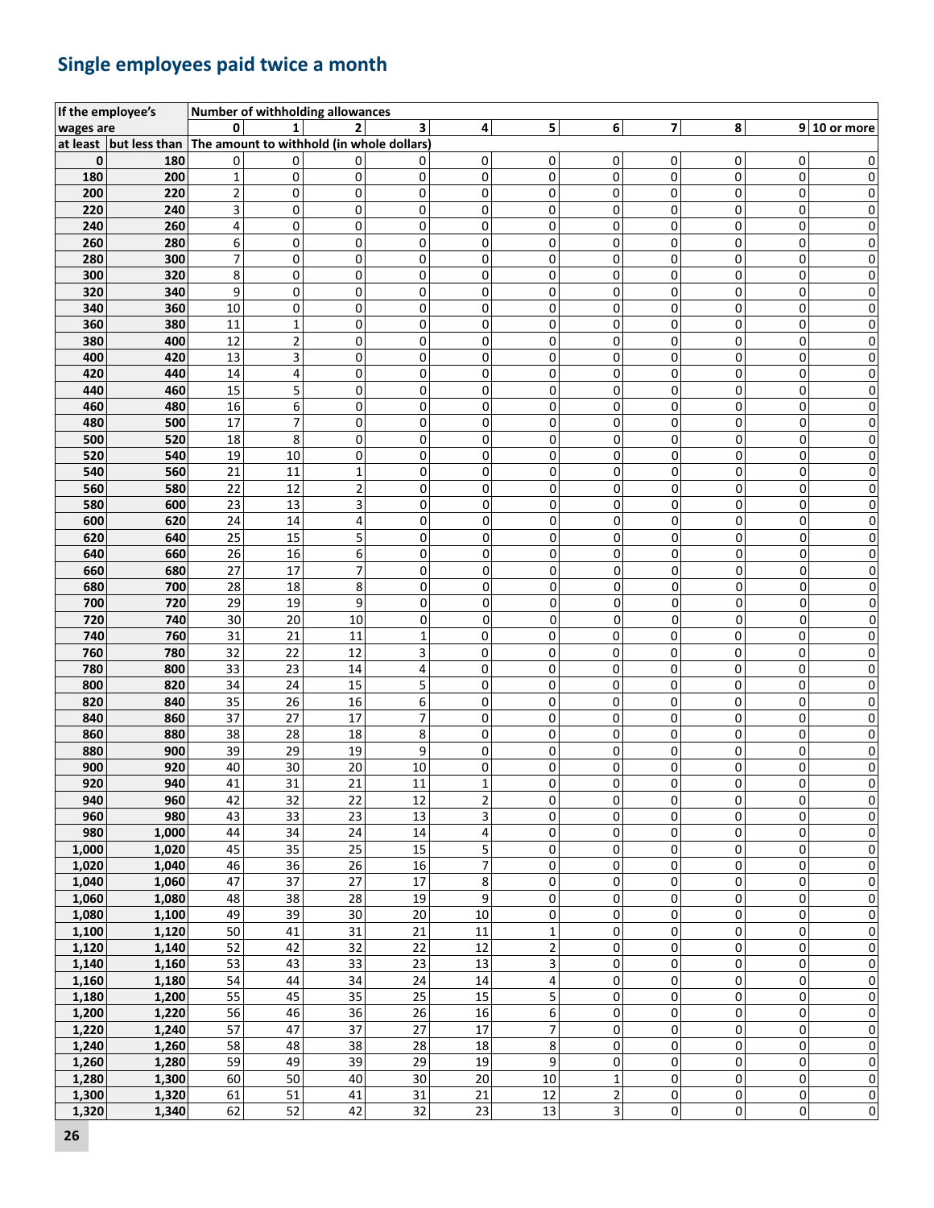## Single employees paid twice a month

| If the employee's wages are | | Number of withholding allowances | | | | | | | | | | |
|---|---|---|---|---|---|---|---|---|---|---|---|---|
| | | 0 | 1 | 2 | 3 | 4 | 5 | 6 | 7 | 8 | 9 | 10 or more |
| at least | but less than | The amount to withhold (in whole dollars) | | | | | | | | | | |
| 0 | 180 | 0 | 0 | 0 | 0 | 0 | 0 | 0 | 0 | 0 | 0 | 0 |
| 180 | 200 | 1 | 0 | 0 | 0 | 0 | 0 | 0 | 0 | 0 | 0 | 0 |
| 200 | 220 | 2 | 0 | 0 | 0 | 0 | 0 | 0 | 0 | 0 | 0 | 0 |
| 220 | 240 | 3 | 0 | 0 | 0 | 0 | 0 | 0 | 0 | 0 | 0 | 0 |
| 240 | 260 | 4 | 0 | 0 | 0 | 0 | 0 | 0 | 0 | 0 | 0 | 0 |
| 260 | 280 | 6 | 0 | 0 | 0 | 0 | 0 | 0 | 0 | 0 | 0 | 0 |
| 280 | 300 | 7 | 0 | 0 | 0 | 0 | 0 | 0 | 0 | 0 | 0 | 0 |
| 300 | 320 | 8 | 0 | 0 | 0 | 0 | 0 | 0 | 0 | 0 | 0 | 0 |
| 320 | 340 | 9 | 0 | 0 | 0 | 0 | 0 | 0 | 0 | 0 | 0 | 0 |
| 340 | 360 | 10 | 0 | 0 | 0 | 0 | 0 | 0 | 0 | 0 | 0 | 0 |
| 360 | 380 | 11 | 1 | 0 | 0 | 0 | 0 | 0 | 0 | 0 | 0 | 0 |
| 380 | 400 | 12 | 2 | 0 | 0 | 0 | 0 | 0 | 0 | 0 | 0 | 0 |
| 400 | 420 | 13 | 3 | 0 | 0 | 0 | 0 | 0 | 0 | 0 | 0 | 0 |
| 420 | 440 | 14 | 4 | 0 | 0 | 0 | 0 | 0 | 0 | 0 | 0 | 0 |
| 440 | 460 | 15 | 5 | 0 | 0 | 0 | 0 | 0 | 0 | 0 | 0 | 0 |
| 460 | 480 | 16 | 6 | 0 | 0 | 0 | 0 | 0 | 0 | 0 | 0 | 0 |
| 480 | 500 | 17 | 7 | 0 | 0 | 0 | 0 | 0 | 0 | 0 | 0 | 0 |
| 500 | 520 | 18 | 8 | 0 | 0 | 0 | 0 | 0 | 0 | 0 | 0 | 0 |
| 520 | 540 | 19 | 10 | 0 | 0 | 0 | 0 | 0 | 0 | 0 | 0 | 0 |
| 540 | 560 | 21 | 11 | 1 | 0 | 0 | 0 | 0 | 0 | 0 | 0 | 0 |
| 560 | 580 | 22 | 12 | 2 | 0 | 0 | 0 | 0 | 0 | 0 | 0 | 0 |
| 580 | 600 | 23 | 13 | 3 | 0 | 0 | 0 | 0 | 0 | 0 | 0 | 0 |
| 600 | 620 | 24 | 14 | 4 | 0 | 0 | 0 | 0 | 0 | 0 | 0 | 0 |
| 620 | 640 | 25 | 15 | 5 | 0 | 0 | 0 | 0 | 0 | 0 | 0 | 0 |
| 640 | 660 | 26 | 16 | 6 | 0 | 0 | 0 | 0 | 0 | 0 | 0 | 0 |
| 660 | 680 | 27 | 17 | 7 | 0 | 0 | 0 | 0 | 0 | 0 | 0 | 0 |
| 680 | 700 | 28 | 18 | 8 | 0 | 0 | 0 | 0 | 0 | 0 | 0 | 0 |
| 700 | 720 | 29 | 19 | 9 | 0 | 0 | 0 | 0 | 0 | 0 | 0 | 0 |
| 720 | 740 | 30 | 20 | 10 | 0 | 0 | 0 | 0 | 0 | 0 | 0 | 0 |
| 740 | 760 | 31 | 21 | 11 | 1 | 0 | 0 | 0 | 0 | 0 | 0 | 0 |
| 760 | 780 | 32 | 22 | 12 | 3 | 0 | 0 | 0 | 0 | 0 | 0 | 0 |
| 780 | 800 | 33 | 23 | 14 | 4 | 0 | 0 | 0 | 0 | 0 | 0 | 0 |
| 800 | 820 | 34 | 24 | 15 | 5 | 0 | 0 | 0 | 0 | 0 | 0 | 0 |
| 820 | 840 | 35 | 26 | 16 | 6 | 0 | 0 | 0 | 0 | 0 | 0 | 0 |
| 840 | 860 | 37 | 27 | 17 | 7 | 0 | 0 | 0 | 0 | 0 | 0 | 0 |
| 860 | 880 | 38 | 28 | 18 | 8 | 0 | 0 | 0 | 0 | 0 | 0 | 0 |
| 880 | 900 | 39 | 29 | 19 | 9 | 0 | 0 | 0 | 0 | 0 | 0 | 0 |
| 900 | 920 | 40 | 30 | 20 | 10 | 0 | 0 | 0 | 0 | 0 | 0 | 0 |
| 920 | 940 | 41 | 31 | 21 | 11 | 1 | 0 | 0 | 0 | 0 | 0 | 0 |
| 940 | 960 | 42 | 32 | 22 | 12 | 2 | 0 | 0 | 0 | 0 | 0 | 0 |
| 960 | 980 | 43 | 33 | 23 | 13 | 3 | 0 | 0 | 0 | 0 | 0 | 0 |
| 980 | 1,000 | 44 | 34 | 24 | 14 | 4 | 0 | 0 | 0 | 0 | 0 | 0 |
| 1,000 | 1,020 | 45 | 35 | 25 | 15 | 5 | 0 | 0 | 0 | 0 | 0 | 0 |
| 1,020 | 1,040 | 46 | 36 | 26 | 16 | 7 | 0 | 0 | 0 | 0 | 0 | 0 |
| 1,040 | 1,060 | 47 | 37 | 27 | 17 | 8 | 0 | 0 | 0 | 0 | 0 | 0 |
| 1,060 | 1,080 | 48 | 38 | 28 | 19 | 9 | 0 | 0 | 0 | 0 | 0 | 0 |
| 1,080 | 1,100 | 49 | 39 | 30 | 20 | 10 | 0 | 0 | 0 | 0 | 0 | 0 |
| 1,100 | 1,120 | 50 | 41 | 31 | 21 | 11 | 1 | 0 | 0 | 0 | 0 | 0 |
| 1,120 | 1,140 | 52 | 42 | 32 | 22 | 12 | 2 | 0 | 0 | 0 | 0 | 0 |
| 1,140 | 1,160 | 53 | 43 | 33 | 23 | 13 | 3 | 0 | 0 | 0 | 0 | 0 |
| 1,160 | 1,180 | 54 | 44 | 34 | 24 | 14 | 4 | 0 | 0 | 0 | 0 | 0 |
| 1,180 | 1,200 | 55 | 45 | 35 | 25 | 15 | 5 | 0 | 0 | 0 | 0 | 0 |
| 1,200 | 1,220 | 56 | 46 | 36 | 26 | 16 | 6 | 0 | 0 | 0 | 0 | 0 |
| 1,220 | 1,240 | 57 | 47 | 37 | 27 | 17 | 7 | 0 | 0 | 0 | 0 | 0 |
| 1,240 | 1,260 | 58 | 48 | 38 | 28 | 18 | 8 | 0 | 0 | 0 | 0 | 0 |
| 1,260 | 1,280 | 59 | 49 | 39 | 29 | 19 | 9 | 0 | 0 | 0 | 0 | 0 |
| 1,280 | 1,300 | 60 | 50 | 40 | 30 | 20 | 10 | 1 | 0 | 0 | 0 | 0 |
| 1,300 | 1,320 | 61 | 51 | 41 | 31 | 21 | 12 | 2 | 0 | 0 | 0 | 0 |
| 1,320 | 1,340 | 62 | 52 | 42 | 32 | 23 | 13 | 3 | 0 | 0 | 0 | 0 |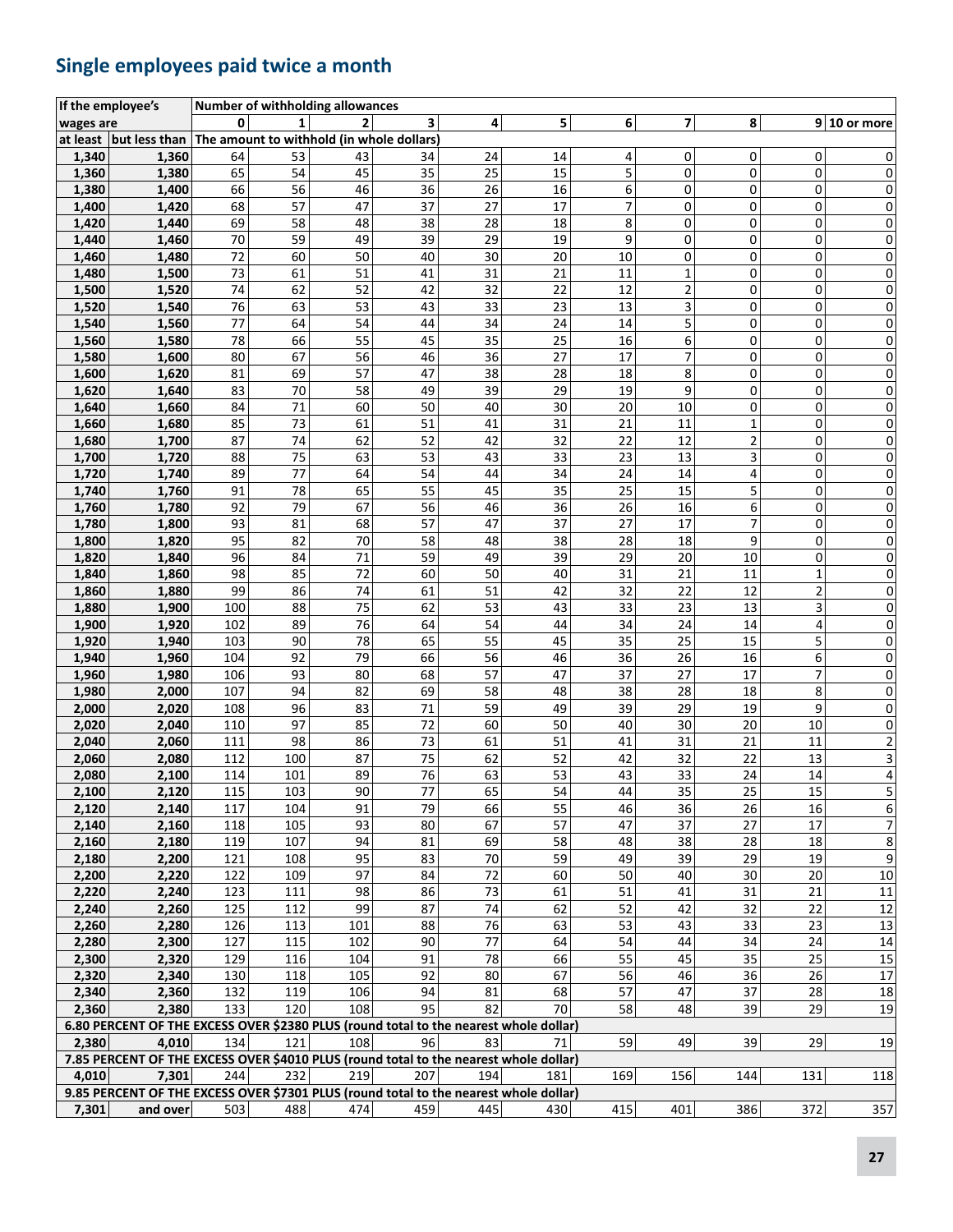## Single employees paid twice a month

| If the employee's | | Number of withholding allowances | | | | | | | | | | |
|---|---|---|---|---|---|---|---|---|---|---|---|---|
| wages are | | 0 | 1 | 2 | 3 | 4 | 5 | 6 | 7 | 8 | 9 | 10 or more |
| at least | but less than | The amount to withhold (in whole dollars) | | | | | | | | | | |
| 1,340 | 1,360 | 64 | 53 | 43 | 34 | 24 | 14 | 4 | 0 | 0 | 0 | 0 |
| 1,360 | 1,380 | 65 | 54 | 45 | 35 | 25 | 15 | 5 | 0 | 0 | 0 | 0 |
| 1,380 | 1,400 | 66 | 56 | 46 | 36 | 26 | 16 | 6 | 0 | 0 | 0 | 0 |
| 1,400 | 1,420 | 68 | 57 | 47 | 37 | 27 | 17 | 7 | 0 | 0 | 0 | 0 |
| 1,420 | 1,440 | 69 | 58 | 48 | 38 | 28 | 18 | 8 | 0 | 0 | 0 | 0 |
| 1,440 | 1,460 | 70 | 59 | 49 | 39 | 29 | 19 | 9 | 0 | 0 | 0 | 0 |
| 1,460 | 1,480 | 72 | 60 | 50 | 40 | 30 | 20 | 10 | 0 | 0 | 0 | 0 |
| 1,480 | 1,500 | 73 | 61 | 51 | 41 | 31 | 21 | 11 | 1 | 0 | 0 | 0 |
| 1,500 | 1,520 | 74 | 62 | 52 | 42 | 32 | 22 | 12 | 2 | 0 | 0 | 0 |
| 1,520 | 1,540 | 76 | 63 | 53 | 43 | 33 | 23 | 13 | 3 | 0 | 0 | 0 |
| 1,540 | 1,560 | 77 | 64 | 54 | 44 | 34 | 24 | 14 | 5 | 0 | 0 | 0 |
| 1,560 | 1,580 | 78 | 66 | 55 | 45 | 35 | 25 | 16 | 6 | 0 | 0 | 0 |
| 1,580 | 1,600 | 80 | 67 | 56 | 46 | 36 | 27 | 17 | 7 | 0 | 0 | 0 |
| 1,600 | 1,620 | 81 | 69 | 57 | 47 | 38 | 28 | 18 | 8 | 0 | 0 | 0 |
| 1,620 | 1,640 | 83 | 70 | 58 | 49 | 39 | 29 | 19 | 9 | 0 | 0 | 0 |
| 1,640 | 1,660 | 84 | 71 | 60 | 50 | 40 | 30 | 20 | 10 | 0 | 0 | 0 |
| 1,660 | 1,680 | 85 | 73 | 61 | 51 | 41 | 31 | 21 | 11 | 1 | 0 | 0 |
| 1,680 | 1,700 | 87 | 74 | 62 | 52 | 42 | 32 | 22 | 12 | 2 | 0 | 0 |
| 1,700 | 1,720 | 88 | 75 | 63 | 53 | 43 | 33 | 23 | 13 | 3 | 0 | 0 |
| 1,720 | 1,740 | 89 | 77 | 64 | 54 | 44 | 34 | 24 | 14 | 4 | 0 | 0 |
| 1,740 | 1,760 | 91 | 78 | 65 | 55 | 45 | 35 | 25 | 15 | 5 | 0 | 0 |
| 1,760 | 1,780 | 92 | 79 | 67 | 56 | 46 | 36 | 26 | 16 | 6 | 0 | 0 |
| 1,780 | 1,800 | 93 | 81 | 68 | 57 | 47 | 37 | 27 | 17 | 7 | 0 | 0 |
| 1,800 | 1,820 | 95 | 82 | 70 | 58 | 48 | 38 | 28 | 18 | 9 | 0 | 0 |
| 1,820 | 1,840 | 96 | 84 | 71 | 59 | 49 | 39 | 29 | 20 | 10 | 0 | 0 |
| 1,840 | 1,860 | 98 | 85 | 72 | 60 | 50 | 40 | 31 | 21 | 11 | 1 | 0 |
| 1,860 | 1,880 | 99 | 86 | 74 | 61 | 51 | 42 | 32 | 22 | 12 | 2 | 0 |
| 1,880 | 1,900 | 100 | 88 | 75 | 62 | 53 | 43 | 33 | 23 | 13 | 3 | 0 |
| 1,900 | 1,920 | 102 | 89 | 76 | 64 | 54 | 44 | 34 | 24 | 14 | 4 | 0 |
| 1,920 | 1,940 | 103 | 90 | 78 | 65 | 55 | 45 | 35 | 25 | 15 | 5 | 0 |
| 1,940 | 1,960 | 104 | 92 | 79 | 66 | 56 | 46 | 36 | 26 | 16 | 6 | 0 |
| 1,960 | 1,980 | 106 | 93 | 80 | 68 | 57 | 47 | 37 | 27 | 17 | 7 | 0 |
| 1,980 | 2,000 | 107 | 94 | 82 | 69 | 58 | 48 | 38 | 28 | 18 | 8 | 0 |
| 2,000 | 2,020 | 108 | 96 | 83 | 71 | 59 | 49 | 39 | 29 | 19 | 9 | 0 |
| 2,020 | 2,040 | 110 | 97 | 85 | 72 | 60 | 50 | 40 | 30 | 20 | 10 | 0 |
| 2,040 | 2,060 | 111 | 98 | 86 | 73 | 61 | 51 | 41 | 31 | 21 | 11 | 2 |
| 2,060 | 2,080 | 112 | 100 | 87 | 75 | 62 | 52 | 42 | 32 | 22 | 13 | 3 |
| 2,080 | 2,100 | 114 | 101 | 89 | 76 | 63 | 53 | 43 | 33 | 24 | 14 | 4 |
| 2,100 | 2,120 | 115 | 103 | 90 | 77 | 65 | 54 | 44 | 35 | 25 | 15 | 5 |
| 2,120 | 2,140 | 117 | 104 | 91 | 79 | 66 | 55 | 46 | 36 | 26 | 16 | 6 |
| 2,140 | 2,160 | 118 | 105 | 93 | 80 | 67 | 57 | 47 | 37 | 27 | 17 | 7 |
| 2,160 | 2,180 | 119 | 107 | 94 | 81 | 69 | 58 | 48 | 38 | 28 | 18 | 8 |
| 2,180 | 2,200 | 121 | 108 | 95 | 83 | 70 | 59 | 49 | 39 | 29 | 19 | 9 |
| 2,200 | 2,220 | 122 | 109 | 97 | 84 | 72 | 60 | 50 | 40 | 30 | 20 | 10 |
| 2,220 | 2,240 | 123 | 111 | 98 | 86 | 73 | 61 | 51 | 41 | 31 | 21 | 11 |
| 2,240 | 2,260 | 125 | 112 | 99 | 87 | 74 | 62 | 52 | 42 | 32 | 22 | 12 |
| 2,260 | 2,280 | 126 | 113 | 101 | 88 | 76 | 63 | 53 | 43 | 33 | 23 | 13 |
| 2,280 | 2,300 | 127 | 115 | 102 | 90 | 77 | 64 | 54 | 44 | 34 | 24 | 14 |
| 2,300 | 2,320 | 129 | 116 | 104 | 91 | 78 | 66 | 55 | 45 | 35 | 25 | 15 |
| 2,320 | 2,340 | 130 | 118 | 105 | 92 | 80 | 67 | 56 | 46 | 36 | 26 | 17 |
| 2,340 | 2,360 | 132 | 119 | 106 | 94 | 81 | 68 | 57 | 47 | 37 | 28 | 18 |
| 2,360 | 2,380 | 133 | 120 | 108 | 95 | 82 | 70 | 58 | 48 | 39 | 29 | 19 |
| 6.80 PERCENT OF THE EXCESS OVER $2380 PLUS (round total to the nearest whole dollar) | | | | | | | | | | | | |
| 2,380 | 4,010 | 134 | 121 | 108 | 96 | 83 | 71 | 59 | 49 | 39 | 29 | 19 |
| 7.85 PERCENT OF THE EXCESS OVER $4010 PLUS (round total to the nearest whole dollar) | | | | | | | | | | | | |
| 4,010 | 7,301 | 244 | 232 | 219 | 207 | 194 | 181 | 169 | 156 | 144 | 131 | 118 |
| 9.85 PERCENT OF THE EXCESS OVER $7301 PLUS (round total to the nearest whole dollar) | | | | | | | | | | | | |
| 7,301 | and over | 503 | 488 | 474 | 459 | 445 | 430 | 415 | 401 | 386 | 372 | 357 |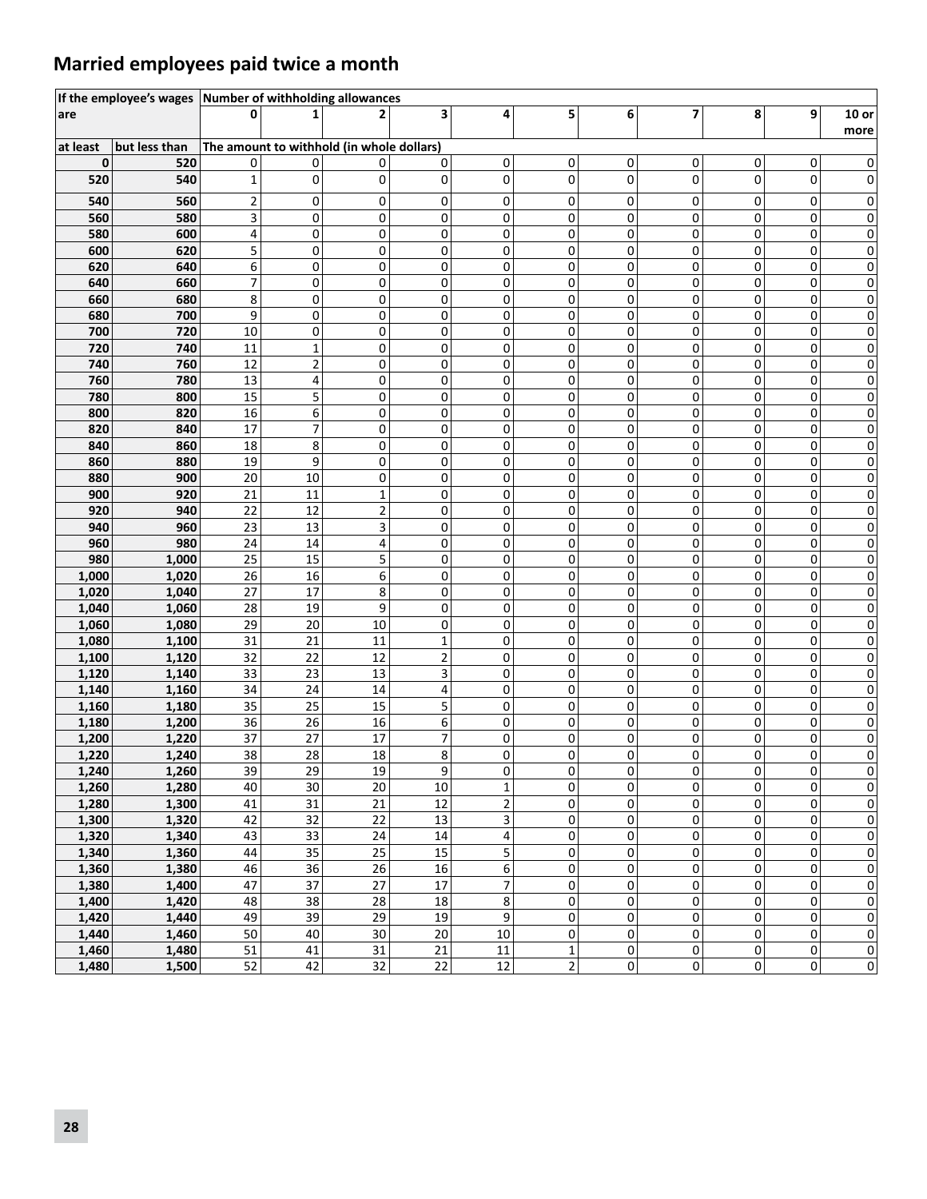## Married employees paid twice a month

| If the employee's wages are | | Number of withholding allowances | | | | | | | | | | |
|---|---|---|---|---|---|---|---|---|---|---|---|---|
| | | 0 | 1 | 2 | 3 | 4 | 5 | 6 | 7 | 8 | 9 | 10 or more |
| at least | but less than | The amount to withhold (in whole dollars) | | | | | | | | | | |
| 0 | 520 | 0 | 0 | 0 | 0 | 0 | 0 | 0 | 0 | 0 | 0 | 0 |
| 520 | 540 | 1 | 0 | 0 | 0 | 0 | 0 | 0 | 0 | 0 | 0 | 0 |
| 540 | 560 | 2 | 0 | 0 | 0 | 0 | 0 | 0 | 0 | 0 | 0 | 0 |
| 560 | 580 | 3 | 0 | 0 | 0 | 0 | 0 | 0 | 0 | 0 | 0 | 0 |
| 580 | 600 | 4 | 0 | 0 | 0 | 0 | 0 | 0 | 0 | 0 | 0 | 0 |
| 600 | 620 | 5 | 0 | 0 | 0 | 0 | 0 | 0 | 0 | 0 | 0 | 0 |
| 620 | 640 | 6 | 0 | 0 | 0 | 0 | 0 | 0 | 0 | 0 | 0 | 0 |
| 640 | 660 | 7 | 0 | 0 | 0 | 0 | 0 | 0 | 0 | 0 | 0 | 0 |
| 660 | 680 | 8 | 0 | 0 | 0 | 0 | 0 | 0 | 0 | 0 | 0 | 0 |
| 680 | 700 | 9 | 0 | 0 | 0 | 0 | 0 | 0 | 0 | 0 | 0 | 0 |
| 700 | 720 | 10 | 0 | 0 | 0 | 0 | 0 | 0 | 0 | 0 | 0 | 0 |
| 720 | 740 | 11 | 1 | 0 | 0 | 0 | 0 | 0 | 0 | 0 | 0 | 0 |
| 740 | 760 | 12 | 2 | 0 | 0 | 0 | 0 | 0 | 0 | 0 | 0 | 0 |
| 760 | 780 | 13 | 4 | 0 | 0 | 0 | 0 | 0 | 0 | 0 | 0 | 0 |
| 780 | 800 | 15 | 5 | 0 | 0 | 0 | 0 | 0 | 0 | 0 | 0 | 0 |
| 800 | 820 | 16 | 6 | 0 | 0 | 0 | 0 | 0 | 0 | 0 | 0 | 0 |
| 820 | 840 | 17 | 7 | 0 | 0 | 0 | 0 | 0 | 0 | 0 | 0 | 0 |
| 840 | 860 | 18 | 8 | 0 | 0 | 0 | 0 | 0 | 0 | 0 | 0 | 0 |
| 860 | 880 | 19 | 9 | 0 | 0 | 0 | 0 | 0 | 0 | 0 | 0 | 0 |
| 880 | 900 | 20 | 10 | 0 | 0 | 0 | 0 | 0 | 0 | 0 | 0 | 0 |
| 900 | 920 | 21 | 11 | 1 | 0 | 0 | 0 | 0 | 0 | 0 | 0 | 0 |
| 920 | 940 | 22 | 12 | 2 | 0 | 0 | 0 | 0 | 0 | 0 | 0 | 0 |
| 940 | 960 | 23 | 13 | 3 | 0 | 0 | 0 | 0 | 0 | 0 | 0 | 0 |
| 960 | 980 | 24 | 14 | 4 | 0 | 0 | 0 | 0 | 0 | 0 | 0 | 0 |
| 980 | 1,000 | 25 | 15 | 5 | 0 | 0 | 0 | 0 | 0 | 0 | 0 | 0 |
| 1,000 | 1,020 | 26 | 16 | 6 | 0 | 0 | 0 | 0 | 0 | 0 | 0 | 0 |
| 1,020 | 1,040 | 27 | 17 | 8 | 0 | 0 | 0 | 0 | 0 | 0 | 0 | 0 |
| 1,040 | 1,060 | 28 | 19 | 9 | 0 | 0 | 0 | 0 | 0 | 0 | 0 | 0 |
| 1,060 | 1,080 | 29 | 20 | 10 | 0 | 0 | 0 | 0 | 0 | 0 | 0 | 0 |
| 1,080 | 1,100 | 31 | 21 | 11 | 1 | 0 | 0 | 0 | 0 | 0 | 0 | 0 |
| 1,100 | 1,120 | 32 | 22 | 12 | 2 | 0 | 0 | 0 | 0 | 0 | 0 | 0 |
| 1,120 | 1,140 | 33 | 23 | 13 | 3 | 0 | 0 | 0 | 0 | 0 | 0 | 0 |
| 1,140 | 1,160 | 34 | 24 | 14 | 4 | 0 | 0 | 0 | 0 | 0 | 0 | 0 |
| 1,160 | 1,180 | 35 | 25 | 15 | 5 | 0 | 0 | 0 | 0 | 0 | 0 | 0 |
| 1,180 | 1,200 | 36 | 26 | 16 | 6 | 0 | 0 | 0 | 0 | 0 | 0 | 0 |
| 1,200 | 1,220 | 37 | 27 | 17 | 7 | 0 | 0 | 0 | 0 | 0 | 0 | 0 |
| 1,220 | 1,240 | 38 | 28 | 18 | 8 | 0 | 0 | 0 | 0 | 0 | 0 | 0 |
| 1,240 | 1,260 | 39 | 29 | 19 | 9 | 0 | 0 | 0 | 0 | 0 | 0 | 0 |
| 1,260 | 1,280 | 40 | 30 | 20 | 10 | 1 | 0 | 0 | 0 | 0 | 0 | 0 |
| 1,280 | 1,300 | 41 | 31 | 21 | 12 | 2 | 0 | 0 | 0 | 0 | 0 | 0 |
| 1,300 | 1,320 | 42 | 32 | 22 | 13 | 3 | 0 | 0 | 0 | 0 | 0 | 0 |
| 1,320 | 1,340 | 43 | 33 | 24 | 14 | 4 | 0 | 0 | 0 | 0 | 0 | 0 |
| 1,340 | 1,360 | 44 | 35 | 25 | 15 | 5 | 0 | 0 | 0 | 0 | 0 | 0 |
| 1,360 | 1,380 | 46 | 36 | 26 | 16 | 6 | 0 | 0 | 0 | 0 | 0 | 0 |
| 1,380 | 1,400 | 47 | 37 | 27 | 17 | 7 | 0 | 0 | 0 | 0 | 0 | 0 |
| 1,400 | 1,420 | 48 | 38 | 28 | 18 | 8 | 0 | 0 | 0 | 0 | 0 | 0 |
| 1,420 | 1,440 | 49 | 39 | 29 | 19 | 9 | 0 | 0 | 0 | 0 | 0 | 0 |
| 1,440 | 1,460 | 50 | 40 | 30 | 20 | 10 | 0 | 0 | 0 | 0 | 0 | 0 |
| 1,460 | 1,480 | 51 | 41 | 31 | 21 | 11 | 1 | 0 | 0 | 0 | 0 | 0 |
| 1,480 | 1,500 | 52 | 42 | 32 | 22 | 12 | 2 | 0 | 0 | 0 | 0 | 0 |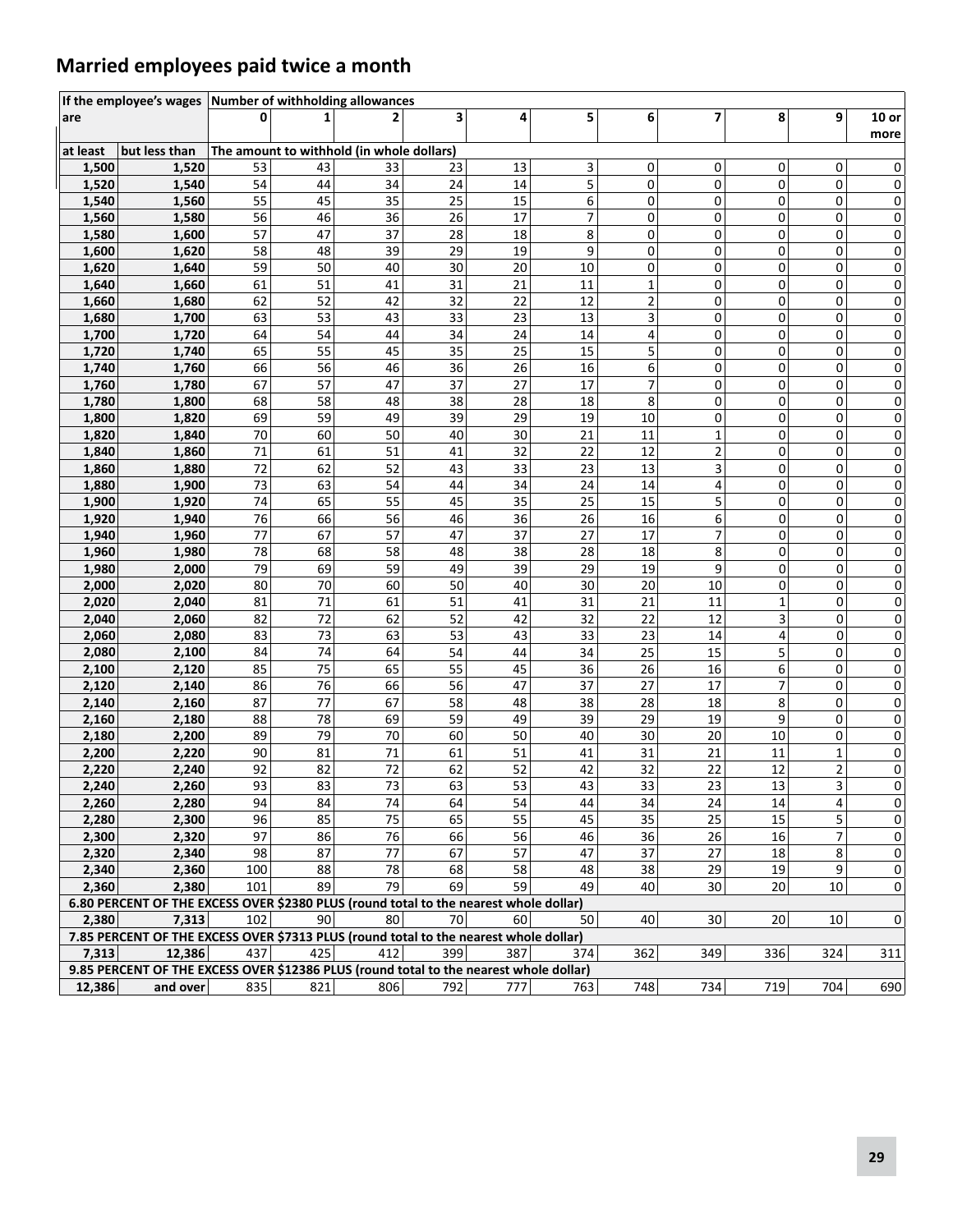## Married employees paid twice a month

| If the employee's wages are | | Number of withholding allowances | | | | | | | | | | |
|---|---|---|---|---|---|---|---|---|---|---|---|---|
| | | 0 | 1 | 2 | 3 | 4 | 5 | 6 | 7 | 8 | 9 | 10 or more |
| at least | but less than | The amount to withhold (in whole dollars) | | | | | | | | | | |
| 1,500 | 1,520 | 53 | 43 | 33 | 23 | 13 | 3 | 0 | 0 | 0 | 0 | 0 |
| 1,520 | 1,540 | 54 | 44 | 34 | 24 | 14 | 5 | 0 | 0 | 0 | 0 | 0 |
| 1,540 | 1,560 | 55 | 45 | 35 | 25 | 15 | 6 | 0 | 0 | 0 | 0 | 0 |
| 1,560 | 1,580 | 56 | 46 | 36 | 26 | 17 | 7 | 0 | 0 | 0 | 0 | 0 |
| 1,580 | 1,600 | 57 | 47 | 37 | 28 | 18 | 8 | 0 | 0 | 0 | 0 | 0 |
| 1,600 | 1,620 | 58 | 48 | 39 | 29 | 19 | 9 | 0 | 0 | 0 | 0 | 0 |
| 1,620 | 1,640 | 59 | 50 | 40 | 30 | 20 | 10 | 0 | 0 | 0 | 0 | 0 |
| 1,640 | 1,660 | 61 | 51 | 41 | 31 | 21 | 11 | 1 | 0 | 0 | 0 | 0 |
| 1,660 | 1,680 | 62 | 52 | 42 | 32 | 22 | 12 | 2 | 0 | 0 | 0 | 0 |
| 1,680 | 1,700 | 63 | 53 | 43 | 33 | 23 | 13 | 3 | 0 | 0 | 0 | 0 |
| 1,700 | 1,720 | 64 | 54 | 44 | 34 | 24 | 14 | 4 | 0 | 0 | 0 | 0 |
| 1,720 | 1,740 | 65 | 55 | 45 | 35 | 25 | 15 | 5 | 0 | 0 | 0 | 0 |
| 1,740 | 1,760 | 66 | 56 | 46 | 36 | 26 | 16 | 6 | 0 | 0 | 0 | 0 |
| 1,760 | 1,780 | 67 | 57 | 47 | 37 | 27 | 17 | 7 | 0 | 0 | 0 | 0 |
| 1,780 | 1,800 | 68 | 58 | 48 | 38 | 28 | 18 | 8 | 0 | 0 | 0 | 0 |
| 1,800 | 1,820 | 69 | 59 | 49 | 39 | 29 | 19 | 10 | 0 | 0 | 0 | 0 |
| 1,820 | 1,840 | 70 | 60 | 50 | 40 | 30 | 21 | 11 | 1 | 0 | 0 | 0 |
| 1,840 | 1,860 | 71 | 61 | 51 | 41 | 32 | 22 | 12 | 2 | 0 | 0 | 0 |
| 1,860 | 1,880 | 72 | 62 | 52 | 43 | 33 | 23 | 13 | 3 | 0 | 0 | 0 |
| 1,880 | 1,900 | 73 | 63 | 54 | 44 | 34 | 24 | 14 | 4 | 0 | 0 | 0 |
| 1,900 | 1,920 | 74 | 65 | 55 | 45 | 35 | 25 | 15 | 5 | 0 | 0 | 0 |
| 1,920 | 1,940 | 76 | 66 | 56 | 46 | 36 | 26 | 16 | 6 | 0 | 0 | 0 |
| 1,940 | 1,960 | 77 | 67 | 57 | 47 | 37 | 27 | 17 | 7 | 0 | 0 | 0 |
| 1,960 | 1,980 | 78 | 68 | 58 | 48 | 38 | 28 | 18 | 8 | 0 | 0 | 0 |
| 1,980 | 2,000 | 79 | 69 | 59 | 49 | 39 | 29 | 19 | 9 | 0 | 0 | 0 |
| 2,000 | 2,020 | 80 | 70 | 60 | 50 | 40 | 30 | 20 | 10 | 0 | 0 | 0 |
| 2,020 | 2,040 | 81 | 71 | 61 | 51 | 41 | 31 | 21 | 11 | 1 | 0 | 0 |
| 2,040 | 2,060 | 82 | 72 | 62 | 52 | 42 | 32 | 22 | 12 | 3 | 0 | 0 |
| 2,060 | 2,080 | 83 | 73 | 63 | 53 | 43 | 33 | 23 | 14 | 4 | 0 | 0 |
| 2,080 | 2,100 | 84 | 74 | 64 | 54 | 44 | 34 | 25 | 15 | 5 | 0 | 0 |
| 2,100 | 2,120 | 85 | 75 | 65 | 55 | 45 | 36 | 26 | 16 | 6 | 0 | 0 |
| 2,120 | 2,140 | 86 | 76 | 66 | 56 | 47 | 37 | 27 | 17 | 7 | 0 | 0 |
| 2,140 | 2,160 | 87 | 77 | 67 | 58 | 48 | 38 | 28 | 18 | 8 | 0 | 0 |
| 2,160 | 2,180 | 88 | 78 | 69 | 59 | 49 | 39 | 29 | 19 | 9 | 0 | 0 |
| 2,180 | 2,200 | 89 | 79 | 70 | 60 | 50 | 40 | 30 | 20 | 10 | 0 | 0 |
| 2,200 | 2,220 | 90 | 81 | 71 | 61 | 51 | 41 | 31 | 21 | 11 | 1 | 0 |
| 2,220 | 2,240 | 92 | 82 | 72 | 62 | 52 | 42 | 32 | 22 | 12 | 2 | 0 |
| 2,240 | 2,260 | 93 | 83 | 73 | 63 | 53 | 43 | 33 | 23 | 13 | 3 | 0 |
| 2,260 | 2,280 | 94 | 84 | 74 | 64 | 54 | 44 | 34 | 24 | 14 | 4 | 0 |
| 2,280 | 2,300 | 96 | 85 | 75 | 65 | 55 | 45 | 35 | 25 | 15 | 5 | 0 |
| 2,300 | 2,320 | 97 | 86 | 76 | 66 | 56 | 46 | 36 | 26 | 16 | 7 | 0 |
| 2,320 | 2,340 | 98 | 87 | 77 | 67 | 57 | 47 | 37 | 27 | 18 | 8 | 0 |
| 2,340 | 2,360 | 100 | 88 | 78 | 68 | 58 | 48 | 38 | 29 | 19 | 9 | 0 |
| 2,360 | 2,380 | 101 | 89 | 79 | 69 | 59 | 49 | 40 | 30 | 20 | 10 | 0 |
| **6.80 PERCENT OF THE EXCESS OVER $2380 PLUS (round total to the nearest whole dollar)** | | | | | | | | | | | | |
| 2,380 | 7,313 | 102 | 90 | 80 | 70 | 60 | 50 | 40 | 30 | 20 | 10 | 0 |
| **7.85 PERCENT OF THE EXCESS OVER $7313 PLUS (round total to the nearest whole dollar)** | | | | | | | | | | | | |
| 7,313 | 12,386 | 437 | 425 | 412 | 399 | 387 | 374 | 362 | 349 | 336 | 324 | 311 |
| **9.85 PERCENT OF THE EXCESS OVER $12386 PLUS (round total to the nearest whole dollar)** | | | | | | | | | | | | |
| 12,386 | and over | 835 | 821 | 806 | 792 | 777 | 763 | 748 | 734 | 719 | 704 | 690 |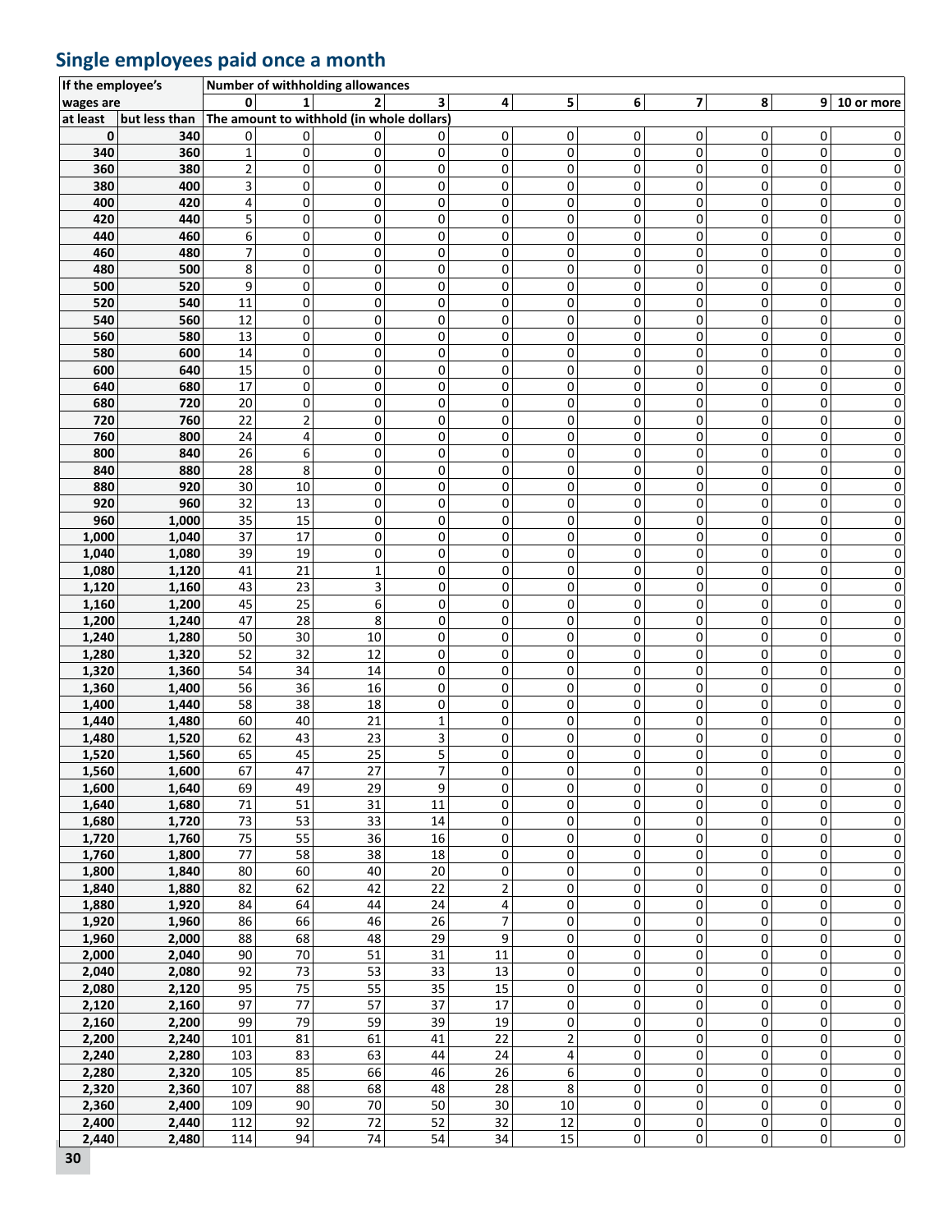## Single employees paid once a month

| If the employee's wages are | | Number of withholding allowances | | | | | | | | | | |
|---|---|---|---|---|---|---|---|---|---|---|---|---|
| | | 0 | 1 | 2 | 3 | 4 | 5 | 6 | 7 | 8 | 9 | 10 or more |
| at least | but less than | The amount to withhold (in whole dollars) | | | | | | | | | | |
| 0 | 340 | 0 | 0 | 0 | 0 | 0 | 0 | 0 | 0 | 0 | 0 | 0 |
| 340 | 360 | 1 | 0 | 0 | 0 | 0 | 0 | 0 | 0 | 0 | 0 | 0 |
| 360 | 380 | 2 | 0 | 0 | 0 | 0 | 0 | 0 | 0 | 0 | 0 | 0 |
| 380 | 400 | 3 | 0 | 0 | 0 | 0 | 0 | 0 | 0 | 0 | 0 | 0 |
| 400 | 420 | 4 | 0 | 0 | 0 | 0 | 0 | 0 | 0 | 0 | 0 | 0 |
| 420 | 440 | 5 | 0 | 0 | 0 | 0 | 0 | 0 | 0 | 0 | 0 | 0 |
| 440 | 460 | 6 | 0 | 0 | 0 | 0 | 0 | 0 | 0 | 0 | 0 | 0 |
| 460 | 480 | 7 | 0 | 0 | 0 | 0 | 0 | 0 | 0 | 0 | 0 | 0 |
| 480 | 500 | 8 | 0 | 0 | 0 | 0 | 0 | 0 | 0 | 0 | 0 | 0 |
| 500 | 520 | 9 | 0 | 0 | 0 | 0 | 0 | 0 | 0 | 0 | 0 | 0 |
| 520 | 540 | 11 | 0 | 0 | 0 | 0 | 0 | 0 | 0 | 0 | 0 | 0 |
| 540 | 560 | 12 | 0 | 0 | 0 | 0 | 0 | 0 | 0 | 0 | 0 | 0 |
| 560 | 580 | 13 | 0 | 0 | 0 | 0 | 0 | 0 | 0 | 0 | 0 | 0 |
| 580 | 600 | 14 | 0 | 0 | 0 | 0 | 0 | 0 | 0 | 0 | 0 | 0 |
| 600 | 640 | 15 | 0 | 0 | 0 | 0 | 0 | 0 | 0 | 0 | 0 | 0 |
| 640 | 680 | 17 | 0 | 0 | 0 | 0 | 0 | 0 | 0 | 0 | 0 | 0 |
| 680 | 720 | 20 | 0 | 0 | 0 | 0 | 0 | 0 | 0 | 0 | 0 | 0 |
| 720 | 760 | 22 | 2 | 0 | 0 | 0 | 0 | 0 | 0 | 0 | 0 | 0 |
| 760 | 800 | 24 | 4 | 0 | 0 | 0 | 0 | 0 | 0 | 0 | 0 | 0 |
| 800 | 840 | 26 | 6 | 0 | 0 | 0 | 0 | 0 | 0 | 0 | 0 | 0 |
| 840 | 880 | 28 | 8 | 0 | 0 | 0 | 0 | 0 | 0 | 0 | 0 | 0 |
| 880 | 920 | 30 | 10 | 0 | 0 | 0 | 0 | 0 | 0 | 0 | 0 | 0 |
| 920 | 960 | 32 | 13 | 0 | 0 | 0 | 0 | 0 | 0 | 0 | 0 | 0 |
| 960 | 1,000 | 35 | 15 | 0 | 0 | 0 | 0 | 0 | 0 | 0 | 0 | 0 |
| 1,000 | 1,040 | 37 | 17 | 0 | 0 | 0 | 0 | 0 | 0 | 0 | 0 | 0 |
| 1,040 | 1,080 | 39 | 19 | 0 | 0 | 0 | 0 | 0 | 0 | 0 | 0 | 0 |
| 1,080 | 1,120 | 41 | 21 | 1 | 0 | 0 | 0 | 0 | 0 | 0 | 0 | 0 |
| 1,120 | 1,160 | 43 | 23 | 3 | 0 | 0 | 0 | 0 | 0 | 0 | 0 | 0 |
| 1,160 | 1,200 | 45 | 25 | 6 | 0 | 0 | 0 | 0 | 0 | 0 | 0 | 0 |
| 1,200 | 1,240 | 47 | 28 | 8 | 0 | 0 | 0 | 0 | 0 | 0 | 0 | 0 |
| 1,240 | 1,280 | 50 | 30 | 10 | 0 | 0 | 0 | 0 | 0 | 0 | 0 | 0 |
| 1,280 | 1,320 | 52 | 32 | 12 | 0 | 0 | 0 | 0 | 0 | 0 | 0 | 0 |
| 1,320 | 1,360 | 54 | 34 | 14 | 0 | 0 | 0 | 0 | 0 | 0 | 0 | 0 |
| 1,360 | 1,400 | 56 | 36 | 16 | 0 | 0 | 0 | 0 | 0 | 0 | 0 | 0 |
| 1,400 | 1,440 | 58 | 38 | 18 | 0 | 0 | 0 | 0 | 0 | 0 | 0 | 0 |
| 1,440 | 1,480 | 60 | 40 | 21 | 1 | 0 | 0 | 0 | 0 | 0 | 0 | 0 |
| 1,480 | 1,520 | 62 | 43 | 23 | 3 | 0 | 0 | 0 | 0 | 0 | 0 | 0 |
| 1,520 | 1,560 | 65 | 45 | 25 | 5 | 0 | 0 | 0 | 0 | 0 | 0 | 0 |
| 1,560 | 1,600 | 67 | 47 | 27 | 7 | 0 | 0 | 0 | 0 | 0 | 0 | 0 |
| 1,600 | 1,640 | 69 | 49 | 29 | 9 | 0 | 0 | 0 | 0 | 0 | 0 | 0 |
| 1,640 | 1,680 | 71 | 51 | 31 | 11 | 0 | 0 | 0 | 0 | 0 | 0 | 0 |
| 1,680 | 1,720 | 73 | 53 | 33 | 14 | 0 | 0 | 0 | 0 | 0 | 0 | 0 |
| 1,720 | 1,760 | 75 | 55 | 36 | 16 | 0 | 0 | 0 | 0 | 0 | 0 | 0 |
| 1,760 | 1,800 | 77 | 58 | 38 | 18 | 0 | 0 | 0 | 0 | 0 | 0 | 0 |
| 1,800 | 1,840 | 80 | 60 | 40 | 20 | 0 | 0 | 0 | 0 | 0 | 0 | 0 |
| 1,840 | 1,880 | 82 | 62 | 42 | 22 | 2 | 0 | 0 | 0 | 0 | 0 | 0 |
| 1,880 | 1,920 | 84 | 64 | 44 | 24 | 4 | 0 | 0 | 0 | 0 | 0 | 0 |
| 1,920 | 1,960 | 86 | 66 | 46 | 26 | 7 | 0 | 0 | 0 | 0 | 0 | 0 |
| 1,960 | 2,000 | 88 | 68 | 48 | 29 | 9 | 0 | 0 | 0 | 0 | 0 | 0 |
| 2,000 | 2,040 | 90 | 70 | 51 | 31 | 11 | 0 | 0 | 0 | 0 | 0 | 0 |
| 2,040 | 2,080 | 92 | 73 | 53 | 33 | 13 | 0 | 0 | 0 | 0 | 0 | 0 |
| 2,080 | 2,120 | 95 | 75 | 55 | 35 | 15 | 0 | 0 | 0 | 0 | 0 | 0 |
| 2,120 | 2,160 | 97 | 77 | 57 | 37 | 17 | 0 | 0 | 0 | 0 | 0 | 0 |
| 2,160 | 2,200 | 99 | 79 | 59 | 39 | 19 | 0 | 0 | 0 | 0 | 0 | 0 |
| 2,200 | 2,240 | 101 | 81 | 61 | 41 | 22 | 2 | 0 | 0 | 0 | 0 | 0 |
| 2,240 | 2,280 | 103 | 83 | 63 | 44 | 24 | 4 | 0 | 0 | 0 | 0 | 0 |
| 2,280 | 2,320 | 105 | 85 | 66 | 46 | 26 | 6 | 0 | 0 | 0 | 0 | 0 |
| 2,320 | 2,360 | 107 | 88 | 68 | 48 | 28 | 8 | 0 | 0 | 0 | 0 | 0 |
| 2,360 | 2,400 | 109 | 90 | 70 | 50 | 30 | 10 | 0 | 0 | 0 | 0 | 0 |
| 2,400 | 2,440 | 112 | 92 | 72 | 52 | 32 | 12 | 0 | 0 | 0 | 0 | 0 |
| 2,440 | 2,480 | 114 | 94 | 74 | 54 | 34 | 15 | 0 | 0 | 0 | 0 | 0 |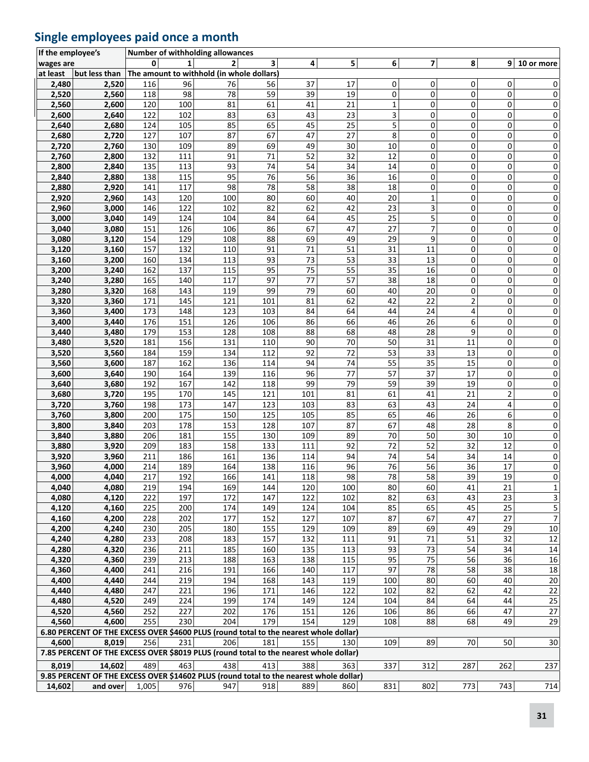## Single employees paid once a month

| If the employee's wages are | | Number of withholding allowances | | | | | | | | | | |
|---|---|---|---|---|---|---|---|---|---|---|---|---|
| | | 0 | 1 | 2 | 3 | 4 | 5 | 6 | 7 | 8 | 9 | 10 or more |
| at least | but less than | The amount to withhold (in whole dollars) | | | | | | | | | | |
| 2,480 | 2,520 | 116 | 96 | 76 | 56 | 37 | 17 | 0 | 0 | 0 | 0 | 0 |
| 2,520 | 2,560 | 118 | 98 | 78 | 59 | 39 | 19 | 0 | 0 | 0 | 0 | 0 |
| 2,560 | 2,600 | 120 | 100 | 81 | 61 | 41 | 21 | 1 | 0 | 0 | 0 | 0 |
| 2,600 | 2,640 | 122 | 102 | 83 | 63 | 43 | 23 | 3 | 0 | 0 | 0 | 0 |
| 2,640 | 2,680 | 124 | 105 | 85 | 65 | 45 | 25 | 5 | 0 | 0 | 0 | 0 |
| 2,680 | 2,720 | 127 | 107 | 87 | 67 | 47 | 27 | 8 | 0 | 0 | 0 | 0 |
| 2,720 | 2,760 | 130 | 109 | 89 | 69 | 49 | 30 | 10 | 0 | 0 | 0 | 0 |
| 2,760 | 2,800 | 132 | 111 | 91 | 71 | 52 | 32 | 12 | 0 | 0 | 0 | 0 |
| 2,800 | 2,840 | 135 | 113 | 93 | 74 | 54 | 34 | 14 | 0 | 0 | 0 | 0 |
| 2,840 | 2,880 | 138 | 115 | 95 | 76 | 56 | 36 | 16 | 0 | 0 | 0 | 0 |
| 2,880 | 2,920 | 141 | 117 | 98 | 78 | 58 | 38 | 18 | 0 | 0 | 0 | 0 |
| 2,920 | 2,960 | 143 | 120 | 100 | 80 | 60 | 40 | 20 | 1 | 0 | 0 | 0 |
| 2,960 | 3,000 | 146 | 122 | 102 | 82 | 62 | 42 | 23 | 3 | 0 | 0 | 0 |
| 3,000 | 3,040 | 149 | 124 | 104 | 84 | 64 | 45 | 25 | 5 | 0 | 0 | 0 |
| 3,040 | 3,080 | 151 | 126 | 106 | 86 | 67 | 47 | 27 | 7 | 0 | 0 | 0 |
| 3,080 | 3,120 | 154 | 129 | 108 | 88 | 69 | 49 | 29 | 9 | 0 | 0 | 0 |
| 3,120 | 3,160 | 157 | 132 | 110 | 91 | 71 | 51 | 31 | 11 | 0 | 0 | 0 |
| 3,160 | 3,200 | 160 | 134 | 113 | 93 | 73 | 53 | 33 | 13 | 0 | 0 | 0 |
| 3,200 | 3,240 | 162 | 137 | 115 | 95 | 75 | 55 | 35 | 16 | 0 | 0 | 0 |
| 3,240 | 3,280 | 165 | 140 | 117 | 97 | 77 | 57 | 38 | 18 | 0 | 0 | 0 |
| 3,280 | 3,320 | 168 | 143 | 119 | 99 | 79 | 60 | 40 | 20 | 0 | 0 | 0 |
| 3,320 | 3,360 | 171 | 145 | 121 | 101 | 81 | 62 | 42 | 22 | 2 | 0 | 0 |
| 3,360 | 3,400 | 173 | 148 | 123 | 103 | 84 | 64 | 44 | 24 | 4 | 0 | 0 |
| 3,400 | 3,440 | 176 | 151 | 126 | 106 | 86 | 66 | 46 | 26 | 6 | 0 | 0 |
| 3,440 | 3,480 | 179 | 153 | 128 | 108 | 88 | 68 | 48 | 28 | 9 | 0 | 0 |
| 3,480 | 3,520 | 181 | 156 | 131 | 110 | 90 | 70 | 50 | 31 | 11 | 0 | 0 |
| 3,520 | 3,560 | 184 | 159 | 134 | 112 | 92 | 72 | 53 | 33 | 13 | 0 | 0 |
| 3,560 | 3,600 | 187 | 162 | 136 | 114 | 94 | 74 | 55 | 35 | 15 | 0 | 0 |
| 3,600 | 3,640 | 190 | 164 | 139 | 116 | 96 | 77 | 57 | 37 | 17 | 0 | 0 |
| 3,640 | 3,680 | 192 | 167 | 142 | 118 | 99 | 79 | 59 | 39 | 19 | 0 | 0 |
| 3,680 | 3,720 | 195 | 170 | 145 | 121 | 101 | 81 | 61 | 41 | 21 | 2 | 0 |
| 3,720 | 3,760 | 198 | 173 | 147 | 123 | 103 | 83 | 63 | 43 | 24 | 4 | 0 |
| 3,760 | 3,800 | 200 | 175 | 150 | 125 | 105 | 85 | 65 | 46 | 26 | 6 | 0 |
| 3,800 | 3,840 | 203 | 178 | 153 | 128 | 107 | 87 | 67 | 48 | 28 | 8 | 0 |
| 3,840 | 3,880 | 206 | 181 | 155 | 130 | 109 | 89 | 70 | 50 | 30 | 10 | 0 |
| 3,880 | 3,920 | 209 | 183 | 158 | 133 | 111 | 92 | 72 | 52 | 32 | 12 | 0 |
| 3,920 | 3,960 | 211 | 186 | 161 | 136 | 114 | 94 | 74 | 54 | 34 | 14 | 0 |
| 3,960 | 4,000 | 214 | 189 | 164 | 138 | 116 | 96 | 76 | 56 | 36 | 17 | 0 |
| 4,000 | 4,040 | 217 | 192 | 166 | 141 | 118 | 98 | 78 | 58 | 39 | 19 | 0 |
| 4,040 | 4,080 | 219 | 194 | 169 | 144 | 120 | 100 | 80 | 60 | 41 | 21 | 1 |
| 4,080 | 4,120 | 222 | 197 | 172 | 147 | 122 | 102 | 82 | 63 | 43 | 23 | 3 |
| 4,120 | 4,160 | 225 | 200 | 174 | 149 | 124 | 104 | 85 | 65 | 45 | 25 | 5 |
| 4,160 | 4,200 | 228 | 202 | 177 | 152 | 127 | 107 | 87 | 67 | 47 | 27 | 7 |
| 4,200 | 4,240 | 230 | 205 | 180 | 155 | 129 | 109 | 89 | 69 | 49 | 29 | 10 |
| 4,240 | 4,280 | 233 | 208 | 183 | 157 | 132 | 111 | 91 | 71 | 51 | 32 | 12 |
| 4,280 | 4,320 | 236 | 211 | 185 | 160 | 135 | 113 | 93 | 73 | 54 | 34 | 14 |
| 4,320 | 4,360 | 239 | 213 | 188 | 163 | 138 | 115 | 95 | 75 | 56 | 36 | 16 |
| 4,360 | 4,400 | 241 | 216 | 191 | 166 | 140 | 117 | 97 | 78 | 58 | 38 | 18 |
| 4,400 | 4,440 | 244 | 219 | 194 | 168 | 143 | 119 | 100 | 80 | 60 | 40 | 20 |
| 4,440 | 4,480 | 247 | 221 | 196 | 171 | 146 | 122 | 102 | 82 | 62 | 42 | 22 |
| 4,480 | 4,520 | 249 | 224 | 199 | 174 | 149 | 124 | 104 | 84 | 64 | 44 | 25 |
| 4,520 | 4,560 | 252 | 227 | 202 | 176 | 151 | 126 | 106 | 86 | 66 | 47 | 27 |
| 4,560 | 4,600 | 255 | 230 | 204 | 179 | 154 | 129 | 108 | 88 | 68 | 49 | 29 |
| 6.80 PERCENT OF THE EXCESS OVER $4600 PLUS (round total to the nearest whole dollar) | | | | | | | | | | | | |
| 4,600 | 8,019 | 256 | 231 | 206 | 181 | 155 | 130 | 109 | 89 | 70 | 50 | 30 |
| 7.85 PERCENT OF THE EXCESS OVER $8019 PLUS (round total to the nearest whole dollar) | | | | | | | | | | | | |
| 8,019 | 14,602 | 489 | 463 | 438 | 413 | 388 | 363 | 337 | 312 | 287 | 262 | 237 |
| 9.85 PERCENT OF THE EXCESS OVER $14602 PLUS (round total to the nearest whole dollar) | | | | | | | | | | | | |
| 14,602 | and over | 1,005 | 976 | 947 | 918 | 889 | 860 | 831 | 802 | 773 | 743 | 714 |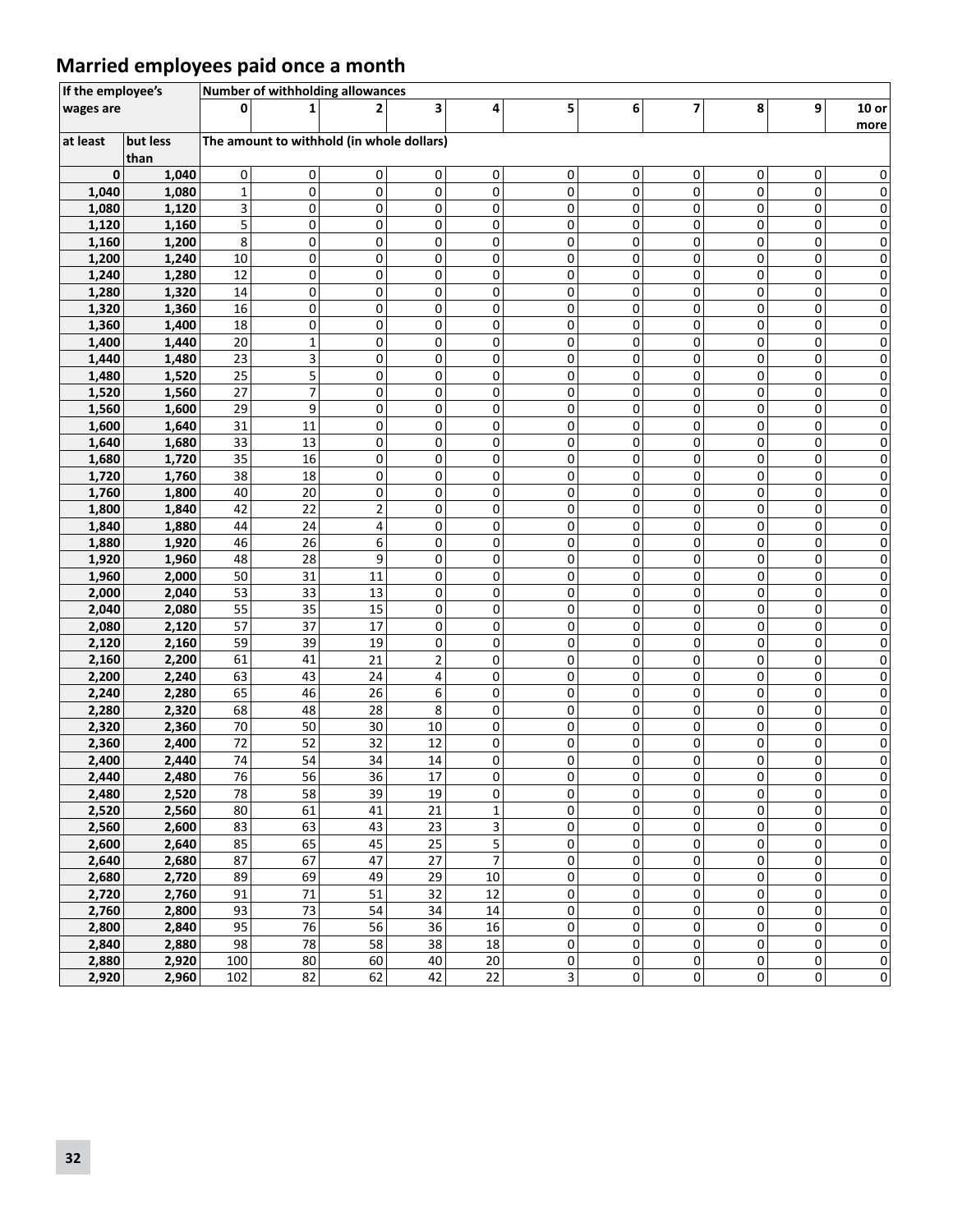## Married employees paid once a month

| If the employee's wages are | | Number of withholding allowances | | | | | | | | | | |
|---|---|---|---|---|---|---|---|---|---|---|---|---|
| | | 0 | 1 | 2 | 3 | 4 | 5 | 6 | 7 | 8 | 9 | 10 or more |
| at least | but less than | The amount to withhold (in whole dollars) | | | | | | | | | | |
| 0 | 1,040 | 0 | 0 | 0 | 0 | 0 | 0 | 0 | 0 | 0 | 0 | 0 |
| 1,040 | 1,080 | 1 | 0 | 0 | 0 | 0 | 0 | 0 | 0 | 0 | 0 | 0 |
| 1,080 | 1,120 | 3 | 0 | 0 | 0 | 0 | 0 | 0 | 0 | 0 | 0 | 0 |
| 1,120 | 1,160 | 5 | 0 | 0 | 0 | 0 | 0 | 0 | 0 | 0 | 0 | 0 |
| 1,160 | 1,200 | 8 | 0 | 0 | 0 | 0 | 0 | 0 | 0 | 0 | 0 | 0 |
| 1,200 | 1,240 | 10 | 0 | 0 | 0 | 0 | 0 | 0 | 0 | 0 | 0 | 0 |
| 1,240 | 1,280 | 12 | 0 | 0 | 0 | 0 | 0 | 0 | 0 | 0 | 0 | 0 |
| 1,280 | 1,320 | 14 | 0 | 0 | 0 | 0 | 0 | 0 | 0 | 0 | 0 | 0 |
| 1,320 | 1,360 | 16 | 0 | 0 | 0 | 0 | 0 | 0 | 0 | 0 | 0 | 0 |
| 1,360 | 1,400 | 18 | 0 | 0 | 0 | 0 | 0 | 0 | 0 | 0 | 0 | 0 |
| 1,400 | 1,440 | 20 | 1 | 0 | 0 | 0 | 0 | 0 | 0 | 0 | 0 | 0 |
| 1,440 | 1,480 | 23 | 3 | 0 | 0 | 0 | 0 | 0 | 0 | 0 | 0 | 0 |
| 1,480 | 1,520 | 25 | 5 | 0 | 0 | 0 | 0 | 0 | 0 | 0 | 0 | 0 |
| 1,520 | 1,560 | 27 | 7 | 0 | 0 | 0 | 0 | 0 | 0 | 0 | 0 | 0 |
| 1,560 | 1,600 | 29 | 9 | 0 | 0 | 0 | 0 | 0 | 0 | 0 | 0 | 0 |
| 1,600 | 1,640 | 31 | 11 | 0 | 0 | 0 | 0 | 0 | 0 | 0 | 0 | 0 |
| 1,640 | 1,680 | 33 | 13 | 0 | 0 | 0 | 0 | 0 | 0 | 0 | 0 | 0 |
| 1,680 | 1,720 | 35 | 16 | 0 | 0 | 0 | 0 | 0 | 0 | 0 | 0 | 0 |
| 1,720 | 1,760 | 38 | 18 | 0 | 0 | 0 | 0 | 0 | 0 | 0 | 0 | 0 |
| 1,760 | 1,800 | 40 | 20 | 0 | 0 | 0 | 0 | 0 | 0 | 0 | 0 | 0 |
| 1,800 | 1,840 | 42 | 22 | 2 | 0 | 0 | 0 | 0 | 0 | 0 | 0 | 0 |
| 1,840 | 1,880 | 44 | 24 | 4 | 0 | 0 | 0 | 0 | 0 | 0 | 0 | 0 |
| 1,880 | 1,920 | 46 | 26 | 6 | 0 | 0 | 0 | 0 | 0 | 0 | 0 | 0 |
| 1,920 | 1,960 | 48 | 28 | 9 | 0 | 0 | 0 | 0 | 0 | 0 | 0 | 0 |
| 1,960 | 2,000 | 50 | 31 | 11 | 0 | 0 | 0 | 0 | 0 | 0 | 0 | 0 |
| 2,000 | 2,040 | 53 | 33 | 13 | 0 | 0 | 0 | 0 | 0 | 0 | 0 | 0 |
| 2,040 | 2,080 | 55 | 35 | 15 | 0 | 0 | 0 | 0 | 0 | 0 | 0 | 0 |
| 2,080 | 2,120 | 57 | 37 | 17 | 0 | 0 | 0 | 0 | 0 | 0 | 0 | 0 |
| 2,120 | 2,160 | 59 | 39 | 19 | 0 | 0 | 0 | 0 | 0 | 0 | 0 | 0 |
| 2,160 | 2,200 | 61 | 41 | 21 | 2 | 0 | 0 | 0 | 0 | 0 | 0 | 0 |
| 2,200 | 2,240 | 63 | 43 | 24 | 4 | 0 | 0 | 0 | 0 | 0 | 0 | 0 |
| 2,240 | 2,280 | 65 | 46 | 26 | 6 | 0 | 0 | 0 | 0 | 0 | 0 | 0 |
| 2,280 | 2,320 | 68 | 48 | 28 | 8 | 0 | 0 | 0 | 0 | 0 | 0 | 0 |
| 2,320 | 2,360 | 70 | 50 | 30 | 10 | 0 | 0 | 0 | 0 | 0 | 0 | 0 |
| 2,360 | 2,400 | 72 | 52 | 32 | 12 | 0 | 0 | 0 | 0 | 0 | 0 | 0 |
| 2,400 | 2,440 | 74 | 54 | 34 | 14 | 0 | 0 | 0 | 0 | 0 | 0 | 0 |
| 2,440 | 2,480 | 76 | 56 | 36 | 17 | 0 | 0 | 0 | 0 | 0 | 0 | 0 |
| 2,480 | 2,520 | 78 | 58 | 39 | 19 | 0 | 0 | 0 | 0 | 0 | 0 | 0 |
| 2,520 | 2,560 | 80 | 61 | 41 | 21 | 1 | 0 | 0 | 0 | 0 | 0 | 0 |
| 2,560 | 2,600 | 83 | 63 | 43 | 23 | 3 | 0 | 0 | 0 | 0 | 0 | 0 |
| 2,600 | 2,640 | 85 | 65 | 45 | 25 | 5 | 0 | 0 | 0 | 0 | 0 | 0 |
| 2,640 | 2,680 | 87 | 67 | 47 | 27 | 7 | 0 | 0 | 0 | 0 | 0 | 0 |
| 2,680 | 2,720 | 89 | 69 | 49 | 29 | 10 | 0 | 0 | 0 | 0 | 0 | 0 |
| 2,720 | 2,760 | 91 | 71 | 51 | 32 | 12 | 0 | 0 | 0 | 0 | 0 | 0 |
| 2,760 | 2,800 | 93 | 73 | 54 | 34 | 14 | 0 | 0 | 0 | 0 | 0 | 0 |
| 2,800 | 2,840 | 95 | 76 | 56 | 36 | 16 | 0 | 0 | 0 | 0 | 0 | 0 |
| 2,840 | 2,880 | 98 | 78 | 58 | 38 | 18 | 0 | 0 | 0 | 0 | 0 | 0 |
| 2,880 | 2,920 | 100 | 80 | 60 | 40 | 20 | 0 | 0 | 0 | 0 | 0 | 0 |
| 2,920 | 2,960 | 102 | 82 | 62 | 42 | 22 | 3 | 0 | 0 | 0 | 0 | 0 |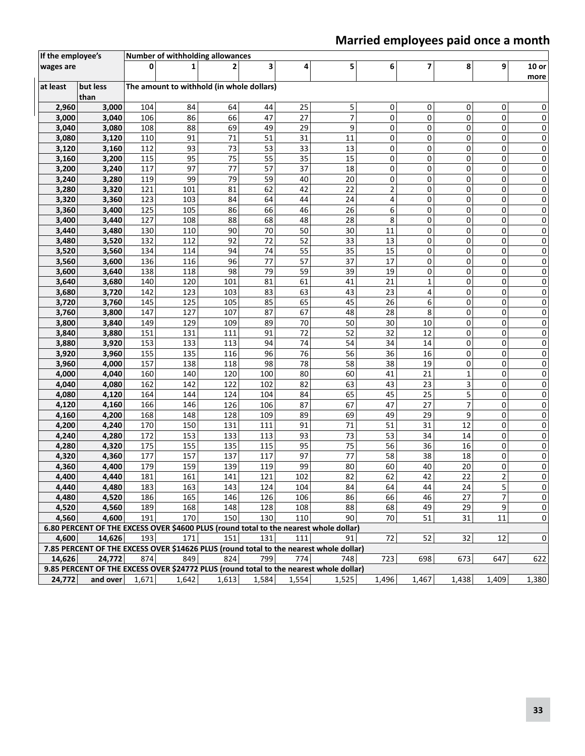## Married employees paid once a month

| If the employee's wages are | | Number of withholding allowances | | | | | | | | | | |
|---|---|---|---|---|---|---|---|---|---|---|---|---|
| | | 0 | 1 | 2 | 3 | 4 | 5 | 6 | 7 | 8 | 9 | 10 or more |
| at least | but less than | The amount to withhold (in whole dollars) | | | | | | | | | | |
| 2,960 | 3,000 | 104 | 84 | 64 | 44 | 25 | 5 | 0 | 0 | 0 | 0 | 0 |
| 3,000 | 3,040 | 106 | 86 | 66 | 47 | 27 | 7 | 0 | 0 | 0 | 0 | 0 |
| 3,040 | 3,080 | 108 | 88 | 69 | 49 | 29 | 9 | 0 | 0 | 0 | 0 | 0 |
| 3,080 | 3,120 | 110 | 91 | 71 | 51 | 31 | 11 | 0 | 0 | 0 | 0 | 0 |
| 3,120 | 3,160 | 112 | 93 | 73 | 53 | 33 | 13 | 0 | 0 | 0 | 0 | 0 |
| 3,160 | 3,200 | 115 | 95 | 75 | 55 | 35 | 15 | 0 | 0 | 0 | 0 | 0 |
| 3,200 | 3,240 | 117 | 97 | 77 | 57 | 37 | 18 | 0 | 0 | 0 | 0 | 0 |
| 3,240 | 3,280 | 119 | 99 | 79 | 59 | 40 | 20 | 0 | 0 | 0 | 0 | 0 |
| 3,280 | 3,320 | 121 | 101 | 81 | 62 | 42 | 22 | 2 | 0 | 0 | 0 | 0 |
| 3,320 | 3,360 | 123 | 103 | 84 | 64 | 44 | 24 | 4 | 0 | 0 | 0 | 0 |
| 3,360 | 3,400 | 125 | 105 | 86 | 66 | 46 | 26 | 6 | 0 | 0 | 0 | 0 |
| 3,400 | 3,440 | 127 | 108 | 88 | 68 | 48 | 28 | 8 | 0 | 0 | 0 | 0 |
| 3,440 | 3,480 | 130 | 110 | 90 | 70 | 50 | 30 | 11 | 0 | 0 | 0 | 0 |
| 3,480 | 3,520 | 132 | 112 | 92 | 72 | 52 | 33 | 13 | 0 | 0 | 0 | 0 |
| 3,520 | 3,560 | 134 | 114 | 94 | 74 | 55 | 35 | 15 | 0 | 0 | 0 | 0 |
| 3,560 | 3,600 | 136 | 116 | 96 | 77 | 57 | 37 | 17 | 0 | 0 | 0 | 0 |
| 3,600 | 3,640 | 138 | 118 | 98 | 79 | 59 | 39 | 19 | 0 | 0 | 0 | 0 |
| 3,640 | 3,680 | 140 | 120 | 101 | 81 | 61 | 41 | 21 | 1 | 0 | 0 | 0 |
| 3,680 | 3,720 | 142 | 123 | 103 | 83 | 63 | 43 | 23 | 4 | 0 | 0 | 0 |
| 3,720 | 3,760 | 145 | 125 | 105 | 85 | 65 | 45 | 26 | 6 | 0 | 0 | 0 |
| 3,760 | 3,800 | 147 | 127 | 107 | 87 | 67 | 48 | 28 | 8 | 0 | 0 | 0 |
| 3,800 | 3,840 | 149 | 129 | 109 | 89 | 70 | 50 | 30 | 10 | 0 | 0 | 0 |
| 3,840 | 3,880 | 151 | 131 | 111 | 91 | 72 | 52 | 32 | 12 | 0 | 0 | 0 |
| 3,880 | 3,920 | 153 | 133 | 113 | 94 | 74 | 54 | 34 | 14 | 0 | 0 | 0 |
| 3,920 | 3,960 | 155 | 135 | 116 | 96 | 76 | 56 | 36 | 16 | 0 | 0 | 0 |
| 3,960 | 4,000 | 157 | 138 | 118 | 98 | 78 | 58 | 38 | 19 | 0 | 0 | 0 |
| 4,000 | 4,040 | 160 | 140 | 120 | 100 | 80 | 60 | 41 | 21 | 1 | 0 | 0 |
| 4,040 | 4,080 | 162 | 142 | 122 | 102 | 82 | 63 | 43 | 23 | 3 | 0 | 0 |
| 4,080 | 4,120 | 164 | 144 | 124 | 104 | 84 | 65 | 45 | 25 | 5 | 0 | 0 |
| 4,120 | 4,160 | 166 | 146 | 126 | 106 | 87 | 67 | 47 | 27 | 7 | 0 | 0 |
| 4,160 | 4,200 | 168 | 148 | 128 | 109 | 89 | 69 | 49 | 29 | 9 | 0 | 0 |
| 4,200 | 4,240 | 170 | 150 | 131 | 111 | 91 | 71 | 51 | 31 | 12 | 0 | 0 |
| 4,240 | 4,280 | 172 | 153 | 133 | 113 | 93 | 73 | 53 | 34 | 14 | 0 | 0 |
| 4,280 | 4,320 | 175 | 155 | 135 | 115 | 95 | 75 | 56 | 36 | 16 | 0 | 0 |
| 4,320 | 4,360 | 177 | 157 | 137 | 117 | 97 | 77 | 58 | 38 | 18 | 0 | 0 |
| 4,360 | 4,400 | 179 | 159 | 139 | 119 | 99 | 80 | 60 | 40 | 20 | 0 | 0 |
| 4,400 | 4,440 | 181 | 161 | 141 | 121 | 102 | 82 | 62 | 42 | 22 | 2 | 0 |
| 4,440 | 4,480 | 183 | 163 | 143 | 124 | 104 | 84 | 64 | 44 | 24 | 5 | 0 |
| 4,480 | 4,520 | 186 | 165 | 146 | 126 | 106 | 86 | 66 | 46 | 27 | 7 | 0 |
| 4,520 | 4,560 | 189 | 168 | 148 | 128 | 108 | 88 | 68 | 49 | 29 | 9 | 0 |
| 4,560 | 4,600 | 191 | 170 | 150 | 130 | 110 | 90 | 70 | 51 | 31 | 11 | 0 |
| 6.80 PERCENT OF THE EXCESS OVER $4600 PLUS (round total to the nearest whole dollar) | | | | | | | | | | | | |
| 4,600 | 14,626 | 193 | 171 | 151 | 131 | 111 | 91 | 72 | 52 | 32 | 12 | 0 |
| 7.85 PERCENT OF THE EXCESS OVER $14626 PLUS (round total to the nearest whole dollar) | | | | | | | | | | | | |
| 14,626 | 24,772 | 874 | 849 | 824 | 799 | 774 | 748 | 723 | 698 | 673 | 647 | 622 |
| 9.85 PERCENT OF THE EXCESS OVER $24772 PLUS (round total to the nearest whole dollar) | | | | | | | | | | | | |
| 24,772 | and over | 1,671 | 1,642 | 1,613 | 1,584 | 1,554 | 1,525 | 1,496 | 1,467 | 1,438 | 1,409 | 1,380 |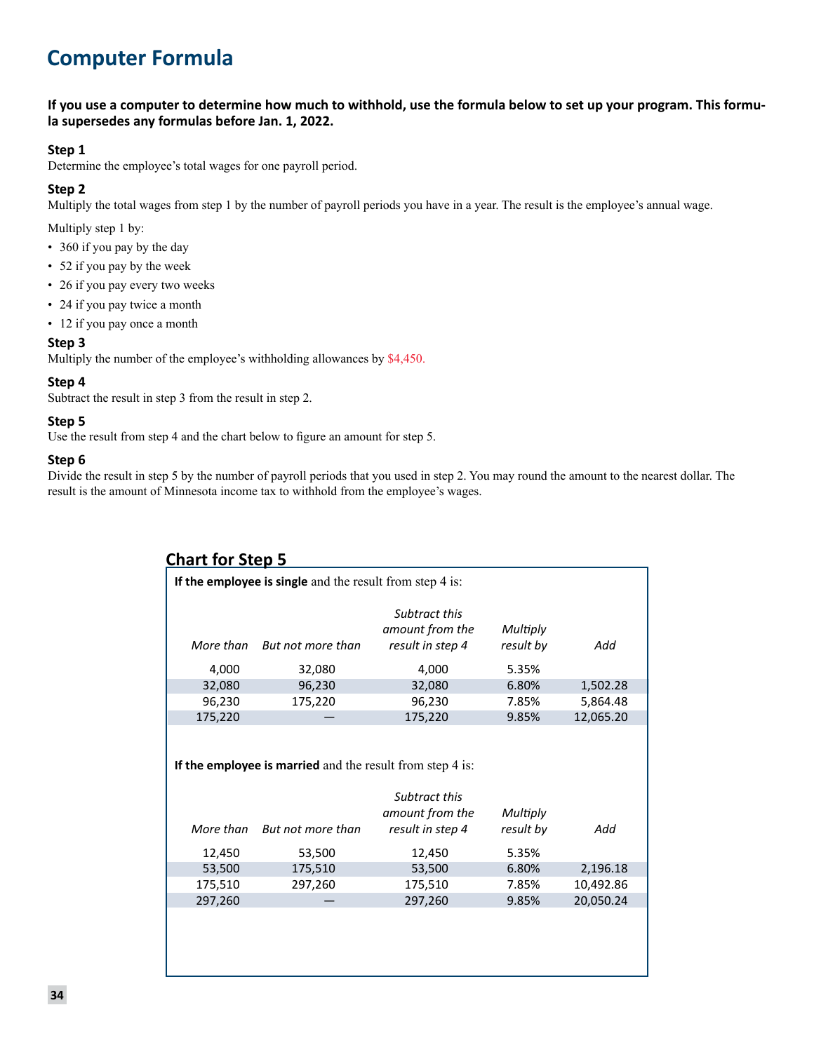# Computer Formula

**If you use a computer to determine how much to withhold, use the formula below to set up your program. This formula supersedes any formulas before Jan. 1, 2022.**

### Step 1

Determine the employee's total wages for one payroll period.

### Step 2

Multiply the total wages from step 1 by the number of payroll periods you have in a year. The result is the employee's annual wage.

Multiply step 1 by:

- 360 if you pay by the day
- 52 if you pay by the week
- 26 if you pay every two weeks
- 24 if you pay twice a month
- 12 if you pay once a month

### Step 3

Multiply the number of the employee's withholding allowances by $4,450.

### Step 4

Subtract the result in step 3 from the result in step 2.

### Step 5

Use the result from step 4 and the chart below to figure an amount for step 5.

### Step 6

Divide the result in step 5 by the number of payroll periods that you used in step 2. You may round the amount to the nearest dollar. The result is the amount of Minnesota income tax to withhold from the employee's wages.

## Chart for Step 5

**If the employee is single** and the result from step 4 is:

| *More than* | *But not more than* | *Subtract this amount from the result in step 4* | *Multiply result by* | *Add* |
|---|---|---|---|---|
| 4,000 | 32,080 | 4,000 | 5.35% | |
| 32,080 | 96,230 | 32,080 | 6.80% | 1,502.28 |
| 96,230 | 175,220 | 96,230 | 7.85% | 5,864.48 |
| 175,220 | — | 175,220 | 9.85% | 12,065.20 |

**If the employee is married** and the result from step 4 is:

| *More than* | *But not more than* | *Subtract this amount from the result in step 4* | *Multiply result by* | *Add* |
|---|---|---|---|---|
| 12,450 | 53,500 | 12,450 | 5.35% | |
| 53,500 | 175,510 | 53,500 | 6.80% | 2,196.18 |
| 175,510 | 297,260 | 175,510 | 7.85% | 10,492.86 |
| 297,260 | — | 297,260 | 9.85% | 20,050.24 |